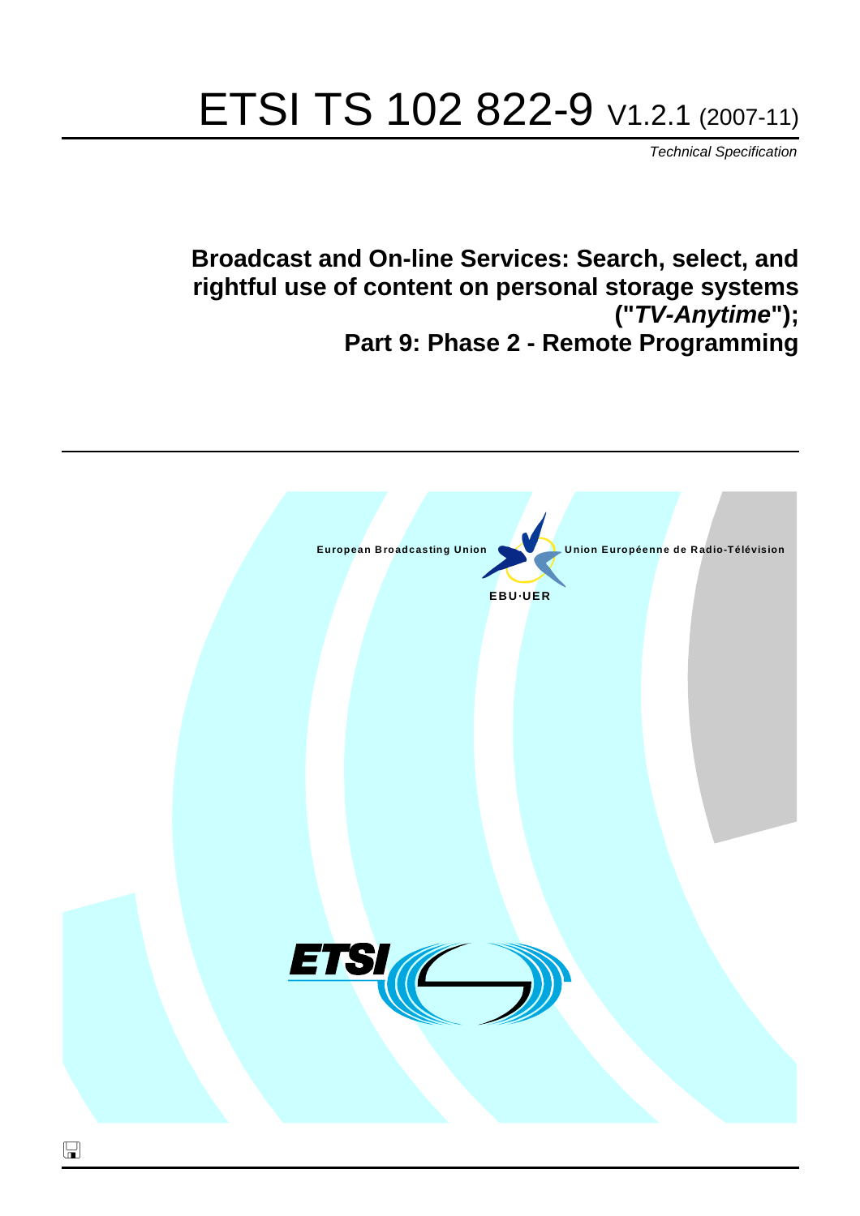# ETSI TS 102 822-9 V1.2.1 (2007-11)

*Technical Specification*

## Broadcast and On-line Services: Search, select, and rightful use of content on personal storage systems ("*TV-Anytime*"); Part 9: Phase 2 - Remote Programming

European Broadcasting Union

Union Européenne de Radio-Télévision

EBU·UER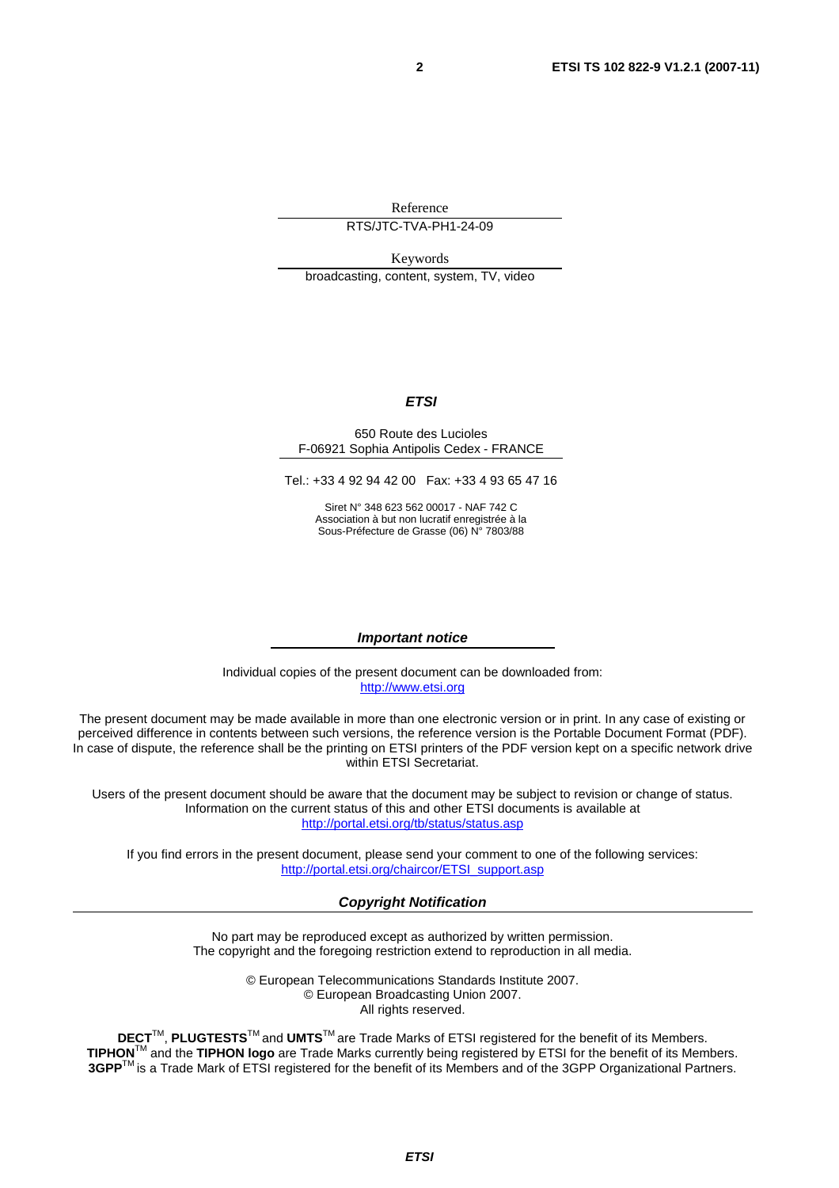Reference

RTS/JTC-TVA-PH1-24-09

Keywords

broadcasting, content, system, TV, video

***ETSI***

650 Route des Lucioles
F-06921 Sophia Antipolis Cedex - FRANCE

Tel.: +33 4 92 94 42 00 Fax: +33 4 93 65 47 16

Siret N° 348 623 562 00017 - NAF 742 C
Association à but non lucratif enregistrée à la
Sous-Préfecture de Grasse (06) N° 7803/88

***Important notice***

Individual copies of the present document can be downloaded from:
http://www.etsi.org

The present document may be made available in more than one electronic version or in print. In any case of existing or perceived difference in contents between such versions, the reference version is the Portable Document Format (PDF). In case of dispute, the reference shall be the printing on ETSI printers of the PDF version kept on a specific network drive within ETSI Secretariat.

Users of the present document should be aware that the document may be subject to revision or change of status. Information on the current status of this and other ETSI documents is available at
http://portal.etsi.org/tb/status/status.asp

If you find errors in the present document, please send your comment to one of the following services:
http://portal.etsi.org/chaircor/ETSI_support.asp

***Copyright Notification***

No part may be reproduced except as authorized by written permission.
The copyright and the foregoing restriction extend to reproduction in all media.

© European Telecommunications Standards Institute 2007.
© European Broadcasting Union 2007.
All rights reserved.

**DECT**TM, **PLUGTESTS**TM and **UMTS**TM are Trade Marks of ETSI registered for the benefit of its Members.
**TIPHON**TM and the **TIPHON logo** are Trade Marks currently being registered by ETSI for the benefit of its Members.
**3GPP**TM is a Trade Mark of ETSI registered for the benefit of its Members and of the 3GPP Organizational Partners.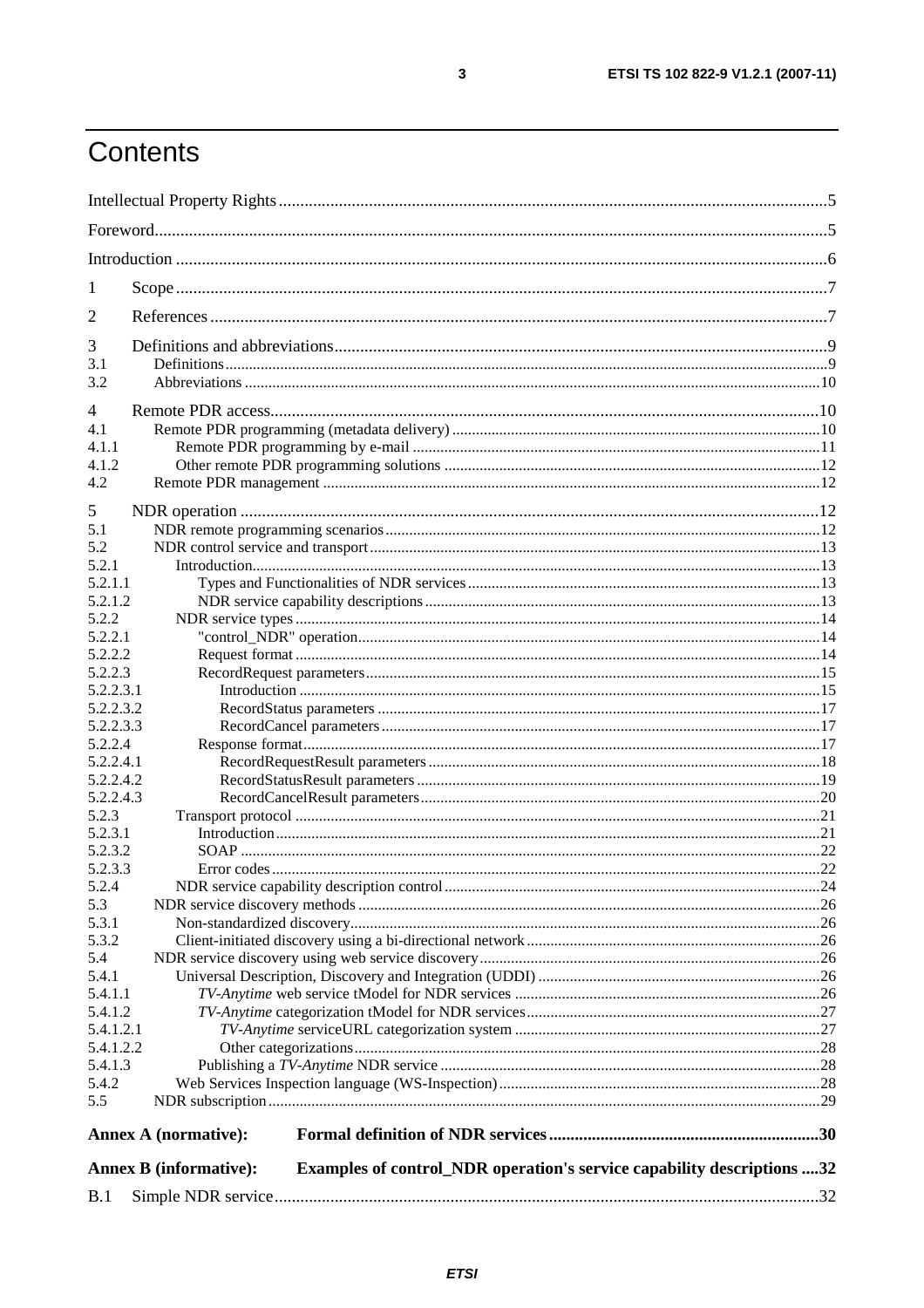# Contents

Intellectual Property Rights ....................................................................................................................................5

Foreword.................................................................................................................................................................5

Introduction ............................................................................................................................................................6

1 Scope ....................................................................................................................................................................7

2 References ...........................................................................................................................................................7

3 Definitions and abbreviations...........................................................................................................................9
3.1 Definitions..........................................................................................................................................................9
3.2 Abbreviations ....................................................................................................................................................10

4 Remote PDR access.........................................................................................................................................10
4.1 Remote PDR programming (metadata delivery) ..............................................................................................10
4.1.1 Remote PDR programming by e-mail ........................................................................................................11
4.1.2 Other remote PDR programming solutions ................................................................................................12
4.2 Remote PDR management ...............................................................................................................................12

5 NDR operation ...................................................................................................................................................12
5.1 NDR remote programming scenarios...............................................................................................................12
5.2 NDR control service and transport...................................................................................................................13
5.2.1 Introduction.................................................................................................................................................13
5.2.1.1 Types and Functionalities of NDR services ..........................................................................................13
5.2.1.2 NDR service capability descriptions .....................................................................................................13
5.2.2 NDR service types .......................................................................................................................................14
5.2.2.1 "control_NDR" operation......................................................................................................................14
5.2.2.2 Request format .......................................................................................................................................14
5.2.2.3 RecordRequest parameters.....................................................................................................................15
5.2.2.3.1 Introduction .....................................................................................................................................15
5.2.2.3.2 RecordStatus parameters .................................................................................................................17
5.2.2.3.3 RecordCancel parameters................................................................................................................17
5.2.2.4 Response format.....................................................................................................................................17
5.2.2.4.1 RecordRequestResult parameters ....................................................................................................18
5.2.2.4.2 RecordStatusResult parameters .......................................................................................................19
5.2.2.4.3 RecordCancelResult parameters......................................................................................................20
5.2.3 Transport protocol .......................................................................................................................................21
5.2.3.1 Introduction............................................................................................................................................21
5.2.3.2 SOAP .....................................................................................................................................................22
5.2.3.3 Error codes.............................................................................................................................................22
5.2.4 NDR service capability description control..................................................................................................24
5.3 NDR service discovery methods ......................................................................................................................26
5.3.1 Non-standardized discovery.........................................................................................................................26
5.3.2 Client-initiated discovery using a bi-directional network............................................................................26
5.4 NDR service discovery using web service discovery........................................................................................26
5.4.1 Universal Description, Discovery and Integration (UDDI) .........................................................................26
5.4.1.1 *TV-Anytime* web service tModel for NDR services ...............................................................................26
5.4.1.2 *TV-Anytime* categorization tModel for NDR services............................................................................27
5.4.1.2.1 *TV-Anytime* serviceURL categorization system ...............................................................................27
5.4.1.2.2 Other categorizations.......................................................................................................................28
5.4.1.3 Publishing a *TV-Anytime* NDR service ..................................................................................................28
5.4.2 Web Services Inspection language (WS-Inspection)...................................................................................28
5.5 NDR subscription............................................................................................................................................29

**Annex A (normative): Formal definition of NDR services ...............................................................30**

**Annex B (informative): Examples of control_NDR operation's service capability descriptions ....32**

B.1 Simple NDR service.......................................................................................................................................32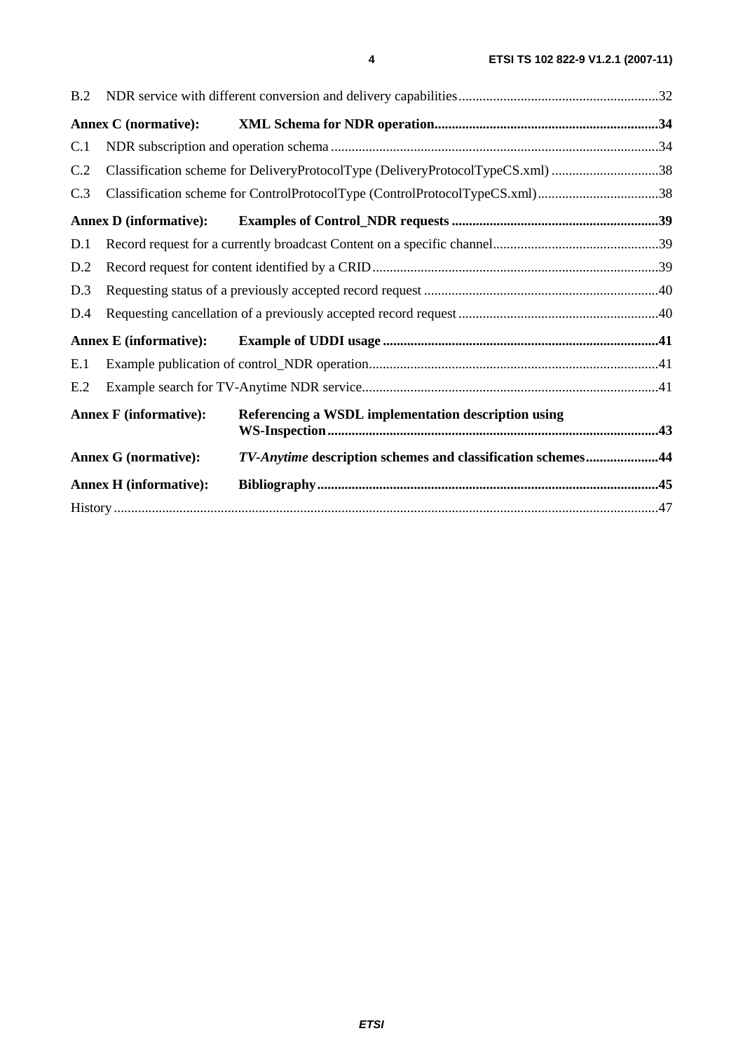B.2 NDR service with different conversion and delivery capabilities ........................................................... 32

**Annex C (normative): XML Schema for NDR operation ........................................................................ 34**

C.1 NDR subscription and operation schema ................................................................................................ 34

C.2 Classification scheme for DeliveryProtocolType (DeliveryProtocolTypeCS.xml) ................................. 38

C.3 Classification scheme for ControlProtocolType (ControlProtocolTypeCS.xml) .................................... 38

**Annex D (informative): Examples of Control_NDR requests ................................................................. 39**

D.1 Record request for a currently broadcast Content on a specific channel ................................................ 39

D.2 Record request for content identified by a CRID ................................................................................... 39

D.3 Requesting status of a previously accepted record request .................................................................... 40

D.4 Requesting cancellation of a previously accepted record request ........................................................... 40

**Annex E (informative): Example of UDDI usage ..................................................................................... 41**

E.1 Example publication of control_NDR operation ..................................................................................... 41

E.2 Example search for TV-Anytime NDR service ....................................................................................... 41

**Annex F (informative): Referencing a WSDL implementation description using WS-Inspection ......... 43**

**Annex G (normative): *TV-Anytime* description schemes and classification schemes ........................ 44**

**Annex H (informative): Bibliography ........................................................................................................ 45**

History .......................................................................................................................................................... 47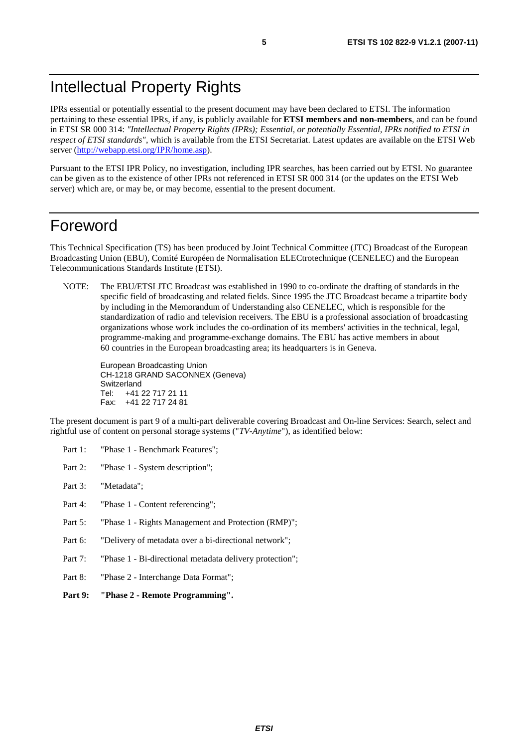# Intellectual Property Rights

IPRs essential or potentially essential to the present document may have been declared to ETSI. The information pertaining to these essential IPRs, if any, is publicly available for **ETSI members and non-members**, and can be found in ETSI SR 000 314: *"Intellectual Property Rights (IPRs); Essential, or potentially Essential, IPRs notified to ETSI in respect of ETSI standards"*, which is available from the ETSI Secretariat. Latest updates are available on the ETSI Web server (http://webapp.etsi.org/IPR/home.asp).

Pursuant to the ETSI IPR Policy, no investigation, including IPR searches, has been carried out by ETSI. No guarantee can be given as to the existence of other IPRs not referenced in ETSI SR 000 314 (or the updates on the ETSI Web server) which are, or may be, or may become, essential to the present document.

# Foreword

This Technical Specification (TS) has been produced by Joint Technical Committee (JTC) Broadcast of the European Broadcasting Union (EBU), Comité Européen de Normalisation ELECtrotechnique (CENELEC) and the European Telecommunications Standards Institute (ETSI).

NOTE: The EBU/ETSI JTC Broadcast was established in 1990 to co-ordinate the drafting of standards in the specific field of broadcasting and related fields. Since 1995 the JTC Broadcast became a tripartite body by including in the Memorandum of Understanding also CENELEC, which is responsible for the standardization of radio and television receivers. The EBU is a professional association of broadcasting organizations whose work includes the co-ordination of its members' activities in the technical, legal, programme-making and programme-exchange domains. The EBU has active members in about 60 countries in the European broadcasting area; its headquarters is in Geneva.

European Broadcasting Union
CH-1218 GRAND SACONNEX (Geneva)
Switzerland
Tel: +41 22 717 21 11
Fax: +41 22 717 24 81

The present document is part 9 of a multi-part deliverable covering Broadcast and On-line Services: Search, select and rightful use of content on personal storage systems ("*TV-Anytime*"), as identified below:

Part 1: "Phase 1 - Benchmark Features";

Part 2: "Phase 1 - System description";

Part 3: "Metadata";

Part 4: "Phase 1 - Content referencing";

Part 5: "Phase 1 - Rights Management and Protection (RMP)";

Part 6: "Delivery of metadata over a bi-directional network";

Part 7: "Phase 1 - Bi-directional metadata delivery protection";

Part 8: "Phase 2 - Interchange Data Format";

**Part 9: "Phase 2 - Remote Programming".**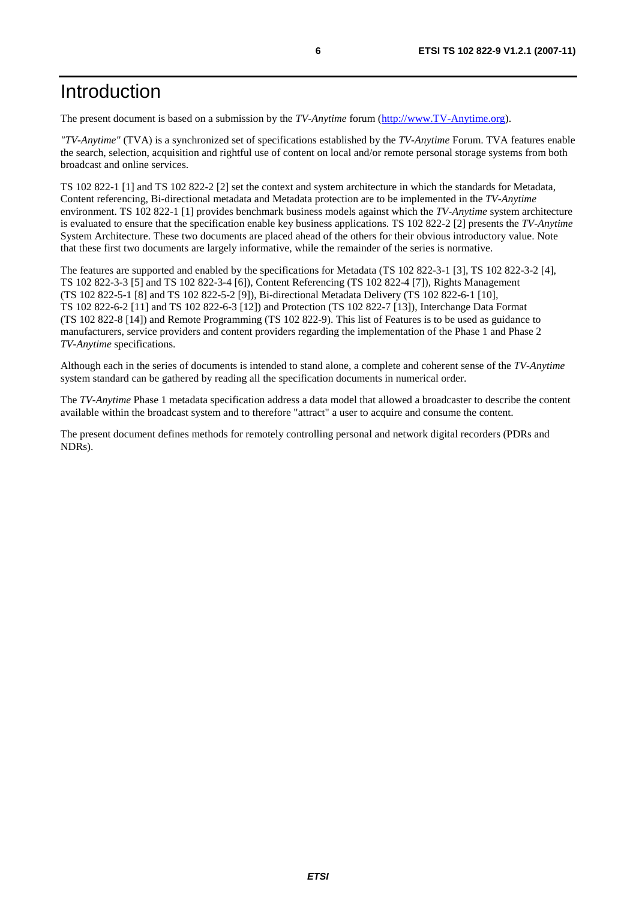# Introduction

The present document is based on a submission by the *TV-Anytime* forum (http://www.TV-Anytime.org).

*"TV-Anytime"* (TVA) is a synchronized set of specifications established by the *TV-Anytime* Forum. TVA features enable the search, selection, acquisition and rightful use of content on local and/or remote personal storage systems from both broadcast and online services.

TS 102 822-1 [1] and TS 102 822-2 [2] set the context and system architecture in which the standards for Metadata, Content referencing, Bi-directional metadata and Metadata protection are to be implemented in the *TV-Anytime* environment. TS 102 822-1 [1] provides benchmark business models against which the *TV-Anytime* system architecture is evaluated to ensure that the specification enable key business applications. TS 102 822-2 [2] presents the *TV-Anytime* System Architecture. These two documents are placed ahead of the others for their obvious introductory value. Note that these first two documents are largely informative, while the remainder of the series is normative.

The features are supported and enabled by the specifications for Metadata (TS 102 822-3-1 [3], TS 102 822-3-2 [4], TS 102 822-3-3 [5] and TS 102 822-3-4 [6]), Content Referencing (TS 102 822-4 [7]), Rights Management (TS 102 822-5-1 [8] and TS 102 822-5-2 [9]), Bi-directional Metadata Delivery (TS 102 822-6-1 [10], TS 102 822-6-2 [11] and TS 102 822-6-3 [12]) and Protection (TS 102 822-7 [13]), Interchange Data Format (TS 102 822-8 [14]) and Remote Programming (TS 102 822-9). This list of Features is to be used as guidance to manufacturers, service providers and content providers regarding the implementation of the Phase 1 and Phase 2 *TV-Anytime* specifications.

Although each in the series of documents is intended to stand alone, a complete and coherent sense of the *TV-Anytime* system standard can be gathered by reading all the specification documents in numerical order.

The *TV-Anytime* Phase 1 metadata specification address a data model that allowed a broadcaster to describe the content available within the broadcast system and to therefore "attract" a user to acquire and consume the content.

The present document defines methods for remotely controlling personal and network digital recorders (PDRs and NDRs).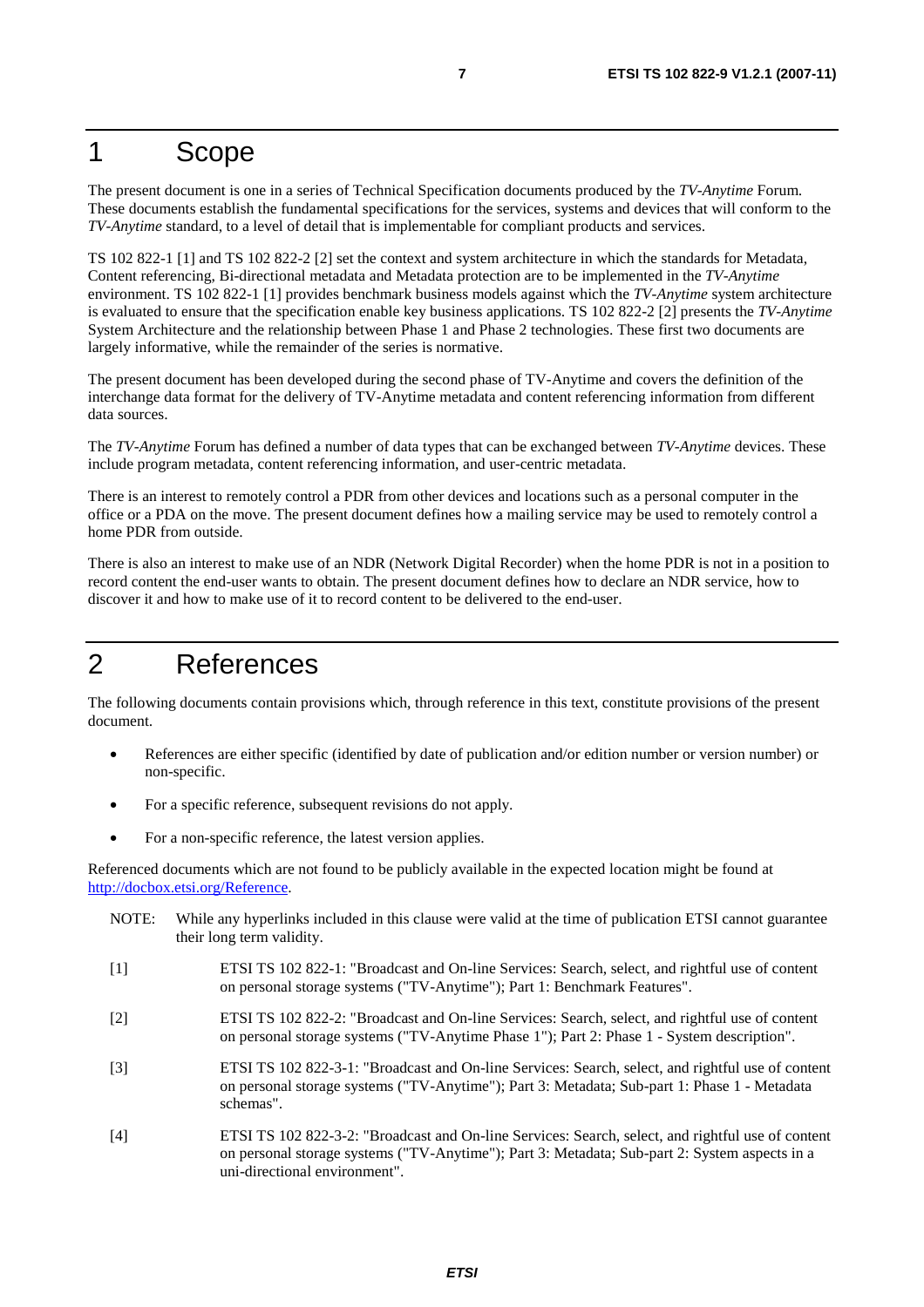# 1 Scope

The present document is one in a series of Technical Specification documents produced by the *TV-Anytime* Forum. These documents establish the fundamental specifications for the services, systems and devices that will conform to the *TV-Anytime* standard, to a level of detail that is implementable for compliant products and services.

TS 102 822-1 [1] and TS 102 822-2 [2] set the context and system architecture in which the standards for Metadata, Content referencing, Bi-directional metadata and Metadata protection are to be implemented in the *TV-Anytime* environment. TS 102 822-1 [1] provides benchmark business models against which the *TV-Anytime* system architecture is evaluated to ensure that the specification enable key business applications. TS 102 822-2 [2] presents the *TV-Anytime* System Architecture and the relationship between Phase 1 and Phase 2 technologies. These first two documents are largely informative, while the remainder of the series is normative.

The present document has been developed during the second phase of TV-Anytime and covers the definition of the interchange data format for the delivery of TV-Anytime metadata and content referencing information from different data sources.

The *TV-Anytime* Forum has defined a number of data types that can be exchanged between *TV-Anytime* devices. These include program metadata, content referencing information, and user-centric metadata.

There is an interest to remotely control a PDR from other devices and locations such as a personal computer in the office or a PDA on the move. The present document defines how a mailing service may be used to remotely control a home PDR from outside.

There is also an interest to make use of an NDR (Network Digital Recorder) when the home PDR is not in a position to record content the end-user wants to obtain. The present document defines how to declare an NDR service, how to discover it and how to make use of it to record content to be delivered to the end-user.

# 2 References

The following documents contain provisions which, through reference in this text, constitute provisions of the present document.

- References are either specific (identified by date of publication and/or edition number or version number) or non-specific.
- For a specific reference, subsequent revisions do not apply.
- For a non-specific reference, the latest version applies.

Referenced documents which are not found to be publicly available in the expected location might be found at http://docbox.etsi.org/Reference.

NOTE: While any hyperlinks included in this clause were valid at the time of publication ETSI cannot guarantee their long term validity.

[1] ETSI TS 102 822-1: "Broadcast and On-line Services: Search, select, and rightful use of content on personal storage systems ("TV-Anytime"); Part 1: Benchmark Features".

[2] ETSI TS 102 822-2: "Broadcast and On-line Services: Search, select, and rightful use of content on personal storage systems ("TV-Anytime Phase 1"); Part 2: Phase 1 - System description".

[3] ETSI TS 102 822-3-1: "Broadcast and On-line Services: Search, select, and rightful use of content on personal storage systems ("TV-Anytime"); Part 3: Metadata; Sub-part 1: Phase 1 - Metadata schemas".

[4] ETSI TS 102 822-3-2: "Broadcast and On-line Services: Search, select, and rightful use of content on personal storage systems ("TV-Anytime"); Part 3: Metadata; Sub-part 2: System aspects in a uni-directional environment".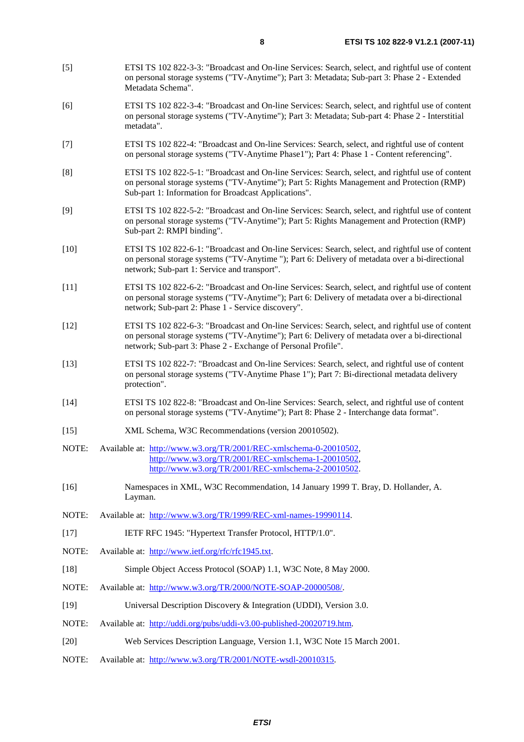[5] ETSI TS 102 822-3-3: "Broadcast and On-line Services: Search, select, and rightful use of content on personal storage systems ("TV-Anytime"); Part 3: Metadata; Sub-part 3: Phase 2 - Extended Metadata Schema".

[6] ETSI TS 102 822-3-4: "Broadcast and On-line Services: Search, select, and rightful use of content on personal storage systems ("TV-Anytime"); Part 3: Metadata; Sub-part 4: Phase 2 - Interstitial metadata".

[7] ETSI TS 102 822-4: "Broadcast and On-line Services: Search, select, and rightful use of content on personal storage systems ("TV-Anytime Phase1"); Part 4: Phase 1 - Content referencing".

[8] ETSI TS 102 822-5-1: "Broadcast and On-line Services: Search, select, and rightful use of content on personal storage systems ("TV-Anytime"); Part 5: Rights Management and Protection (RMP) Sub-part 1: Information for Broadcast Applications".

[9] ETSI TS 102 822-5-2: "Broadcast and On-line Services: Search, select, and rightful use of content on personal storage systems ("TV-Anytime"); Part 5: Rights Management and Protection (RMP) Sub-part 2: RMPI binding".

[10] ETSI TS 102 822-6-1: "Broadcast and On-line Services: Search, select, and rightful use of content on personal storage systems ("TV-Anytime "); Part 6: Delivery of metadata over a bi-directional network; Sub-part 1: Service and transport".

[11] ETSI TS 102 822-6-2: "Broadcast and On-line Services: Search, select, and rightful use of content on personal storage systems ("TV-Anytime"); Part 6: Delivery of metadata over a bi-directional network; Sub-part 2: Phase 1 - Service discovery".

[12] ETSI TS 102 822-6-3: "Broadcast and On-line Services: Search, select, and rightful use of content on personal storage systems ("TV-Anytime"); Part 6: Delivery of metadata over a bi-directional network; Sub-part 3: Phase 2 - Exchange of Personal Profile".

[13] ETSI TS 102 822-7: "Broadcast and On-line Services: Search, select, and rightful use of content on personal storage systems ("TV-Anytime Phase 1"); Part 7: Bi-directional metadata delivery protection".

[14] ETSI TS 102 822-8: "Broadcast and On-line Services: Search, select, and rightful use of content on personal storage systems ("TV-Anytime"); Part 8: Phase 2 - Interchange data format".

[15] XML Schema, W3C Recommendations (version 20010502).

NOTE: Available at: http://www.w3.org/TR/2001/REC-xmlschema-0-20010502, http://www.w3.org/TR/2001/REC-xmlschema-1-20010502, http://www.w3.org/TR/2001/REC-xmlschema-2-20010502.

[16] Namespaces in XML, W3C Recommendation, 14 January 1999 T. Bray, D. Hollander, A. Layman.

NOTE: Available at: http://www.w3.org/TR/1999/REC-xml-names-19990114.

[17] IETF RFC 1945: "Hypertext Transfer Protocol, HTTP/1.0".

NOTE: Available at: http://www.ietf.org/rfc/rfc1945.txt.

[18] Simple Object Access Protocol (SOAP) 1.1, W3C Note, 8 May 2000.

NOTE: Available at: http://www.w3.org/TR/2000/NOTE-SOAP-20000508/.

[19] Universal Description Discovery & Integration (UDDI), Version 3.0.

NOTE: Available at: http://uddi.org/pubs/uddi-v3.00-published-20020719.htm.

[20] Web Services Description Language, Version 1.1, W3C Note 15 March 2001.

NOTE: Available at: http://www.w3.org/TR/2001/NOTE-wsdl-20010315.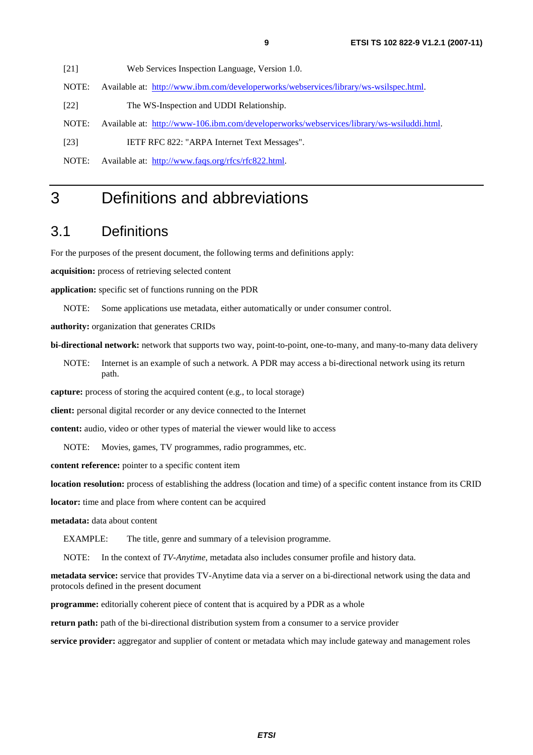[21] Web Services Inspection Language, Version 1.0.

NOTE: Available at: http://www.ibm.com/developerworks/webservices/library/ws-wsilspec.html.

[22] The WS-Inspection and UDDI Relationship.

NOTE: Available at: http://www-106.ibm.com/developerworks/webservices/library/ws-wsiluddi.html.

[23] IETF RFC 822: "ARPA Internet Text Messages".

NOTE: Available at: http://www.faqs.org/rfcs/rfc822.html.

# 3 Definitions and abbreviations

## 3.1 Definitions

For the purposes of the present document, the following terms and definitions apply:

**acquisition:** process of retrieving selected content

**application:** specific set of functions running on the PDR

NOTE: Some applications use metadata, either automatically or under consumer control.

**authority:** organization that generates CRIDs

**bi-directional network:** network that supports two way, point-to-point, one-to-many, and many-to-many data delivery

NOTE: Internet is an example of such a network. A PDR may access a bi-directional network using its return path.

**capture:** process of storing the acquired content (e.g., to local storage)

**client:** personal digital recorder or any device connected to the Internet

**content:** audio, video or other types of material the viewer would like to access

NOTE: Movies, games, TV programmes, radio programmes, etc.

**content reference:** pointer to a specific content item

**location resolution:** process of establishing the address (location and time) of a specific content instance from its CRID

**locator:** time and place from where content can be acquired

**metadata:** data about content

EXAMPLE: The title, genre and summary of a television programme.

NOTE: In the context of *TV-Anytime*, metadata also includes consumer profile and history data.

**metadata service:** service that provides TV-Anytime data via a server on a bi-directional network using the data and protocols defined in the present document

**programme:** editorially coherent piece of content that is acquired by a PDR as a whole

**return path:** path of the bi-directional distribution system from a consumer to a service provider

**service provider:** aggregator and supplier of content or metadata which may include gateway and management roles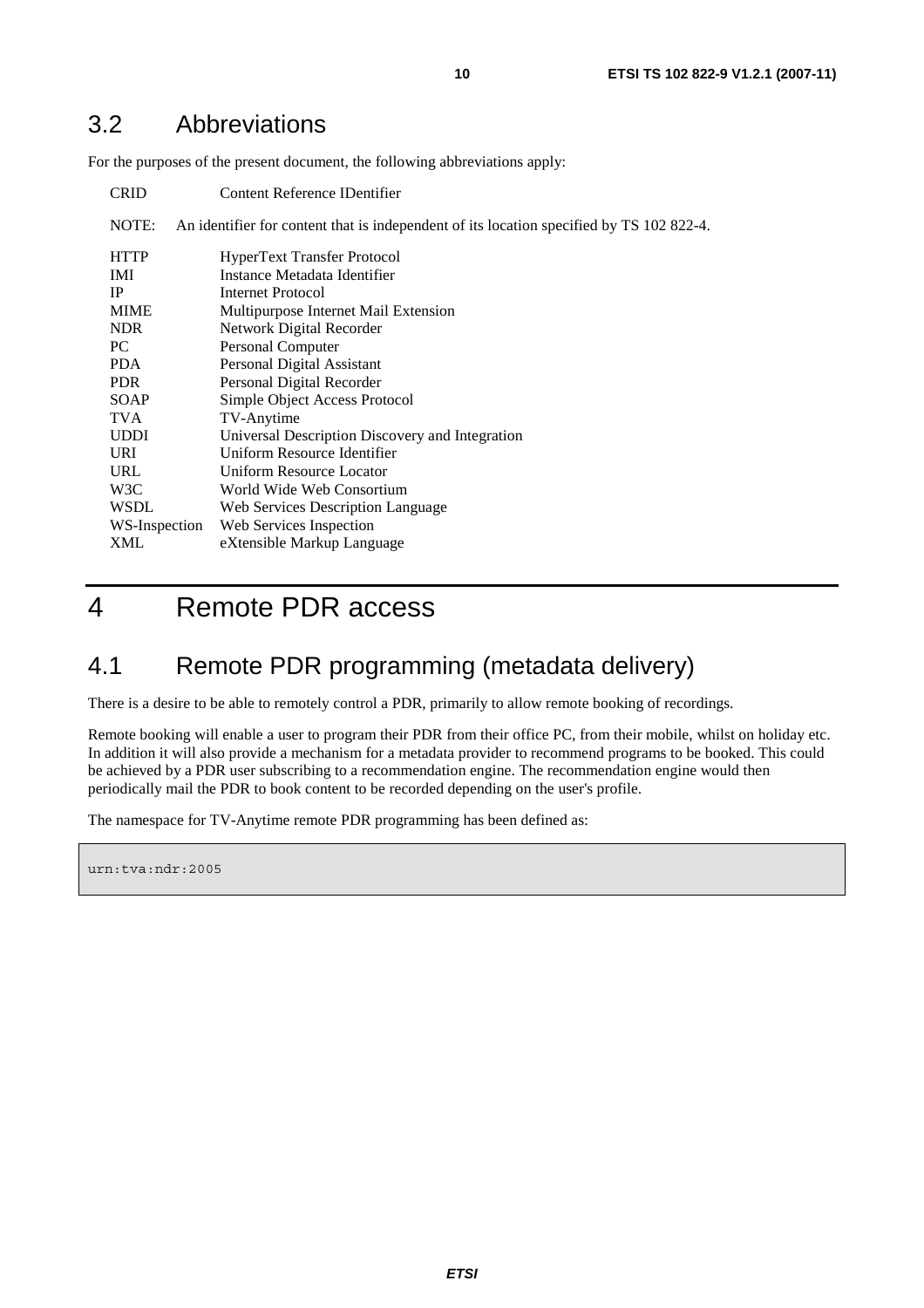## 3.2 Abbreviations

For the purposes of the present document, the following abbreviations apply:

CRID Content Reference IDentifier

NOTE: An identifier for content that is independent of its location specified by TS 102 822-4.

| | |
|---|---|
| HTTP | HyperText Transfer Protocol |
| IMI | Instance Metadata Identifier |
| IP | Internet Protocol |
| MIME | Multipurpose Internet Mail Extension |
| NDR | Network Digital Recorder |
| PC | Personal Computer |
| PDA | Personal Digital Assistant |
| PDR | Personal Digital Recorder |
| SOAP | Simple Object Access Protocol |
| TVA | TV-Anytime |
| UDDI | Universal Description Discovery and Integration |
| URI | Uniform Resource Identifier |
| URL | Uniform Resource Locator |
| W3C | World Wide Web Consortium |
| WSDL | Web Services Description Language |
| WS-Inspection | Web Services Inspection |
| XML | eXtensible Markup Language |

# 4 Remote PDR access

## 4.1 Remote PDR programming (metadata delivery)

There is a desire to be able to remotely control a PDR, primarily to allow remote booking of recordings.

Remote booking will enable a user to program their PDR from their office PC, from their mobile, whilst on holiday etc. In addition it will also provide a mechanism for a metadata provider to recommend programs to be booked. This could be achieved by a PDR user subscribing to a recommendation engine. The recommendation engine would then periodically mail the PDR to book content to be recorded depending on the user's profile.

The namespace for TV-Anytime remote PDR programming has been defined as:

```
urn:tva:ndr:2005
```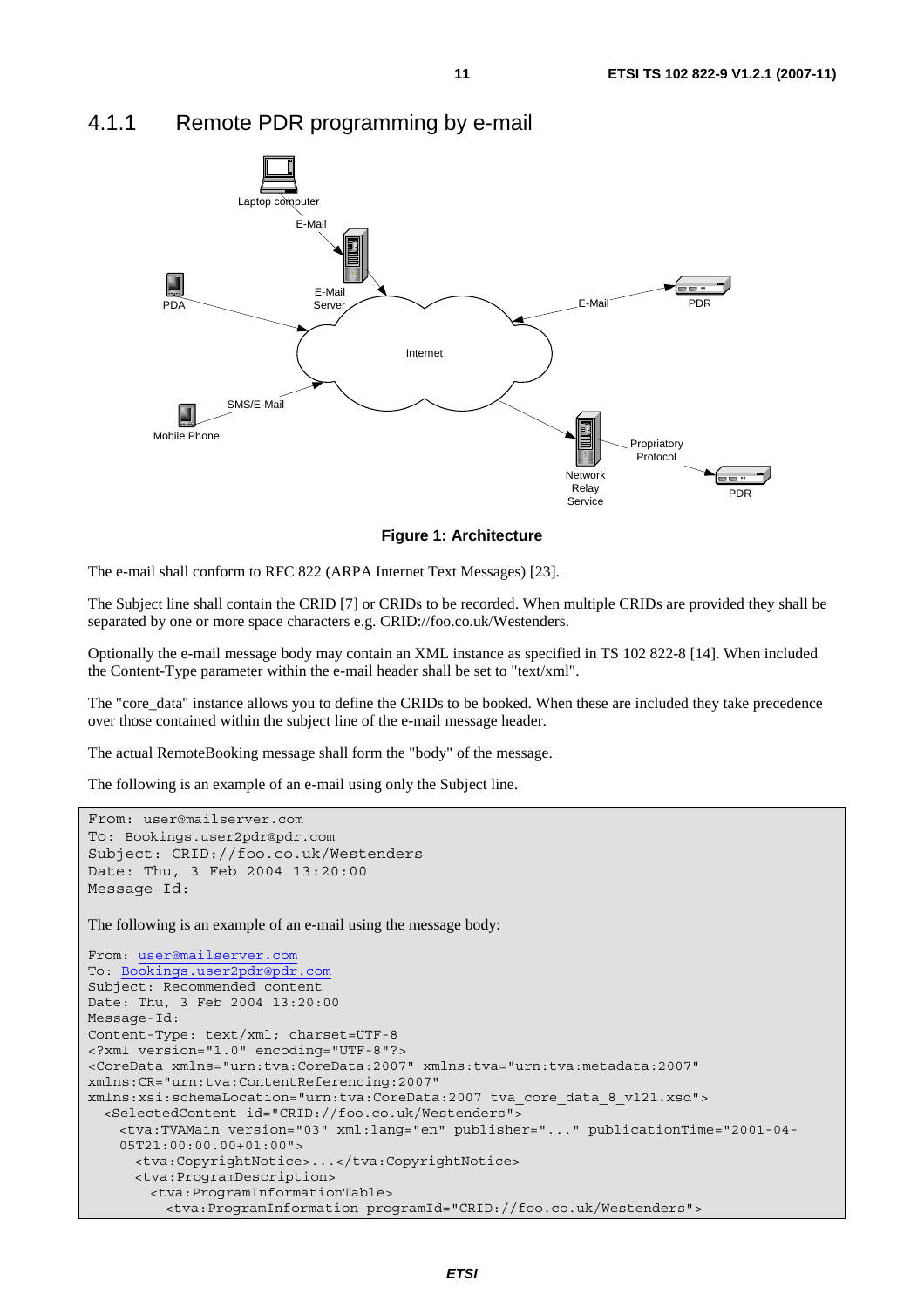### 4.1.1 Remote PDR programming by e-mail

**Figure 1: Architecture**

The e-mail shall conform to RFC 822 (ARPA Internet Text Messages) [23].

The Subject line shall contain the CRID [7] or CRIDs to be recorded. When multiple CRIDs are provided they shall be separated by one or more space characters e.g. CRID://foo.co.uk/Westenders.

Optionally the e-mail message body may contain an XML instance as specified in TS 102 822-8 [14]. When included the Content-Type parameter within the e-mail header shall be set to "text/xml".

The "core_data" instance allows you to define the CRIDs to be booked. When these are included they take precedence over those contained within the subject line of the e-mail message header.

The actual RemoteBooking message shall form the "body" of the message.

The following is an example of an e-mail using only the Subject line.

```
From: user@mailserver.com
To: Bookings.user2pdr@pdr.com
Subject: CRID://foo.co.uk/Westenders
Date: Thu, 3 Feb 2004 13:20:00
Message-Id:
```

The following is an example of an e-mail using the message body:

```
From: user@mailserver.com
To: Bookings.user2pdr@pdr.com
Subject: Recommended content
Date: Thu, 3 Feb 2004 13:20:00
Message-Id:
Content-Type: text/xml; charset=UTF-8
<?xml version="1.0" encoding="UTF-8"?>
<CoreData xmlns="urn:tva:CoreData:2007" xmlns:tva="urn:tva:metadata:2007"
xmlns:CR="urn:tva:ContentReferencing:2007"
xmlns:xsi:schemaLocation="urn:tva:CoreData:2007 tva_core_data_8_v121.xsd">
  <SelectedContent id="CRID://foo.co.uk/Westenders">
    <tva:TVAMain version="03" xml:lang="en" publisher="..." publicationTime="2001-04-
    05T21:00:00.00+01:00">
      <tva:CopyrightNotice>...</tva:CopyrightNotice>
      <tva:ProgramDescription>
        <tva:ProgramInformationTable>
          <tva:ProgramInformation programId="CRID://foo.co.uk/Westenders">
```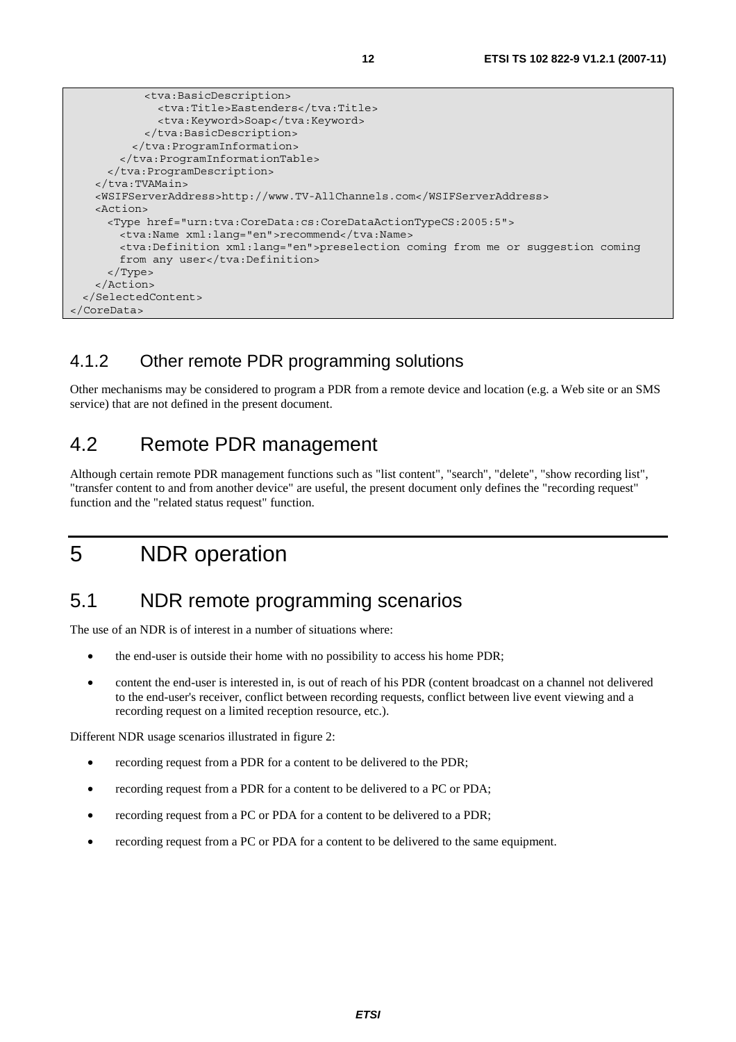```
          <tva:BasicDescription>
            <tva:Title>Eastenders</tva:Title>
            <tva:Keyword>Soap</tva:Keyword>
          </tva:BasicDescription>
        </tva:ProgramInformation>
      </tva:ProgramInformationTable>
    </tva:ProgramDescription>
  </tva:TVAMain>
  <WSIFServerAddress>http://www.TV-AllChannels.com</WSIFServerAddress>
  <Action>
    <Type href="urn:tva:CoreData:cs:CoreDataActionTypeCS:2005:5">
      <tva:Name xml:lang="en">recommend</tva:Name>
      <tva:Definition xml:lang="en">preselection coming from me or suggestion coming
      from any user</tva:Definition>
    </Type>
  </Action>
  </SelectedContent>
</CoreData>
```

### 4.1.2 Other remote PDR programming solutions

Other mechanisms may be considered to program a PDR from a remote device and location (e.g. a Web site or an SMS service) that are not defined in the present document.

## 4.2 Remote PDR management

Although certain remote PDR management functions such as "list content", "search", "delete", "show recording list", "transfer content to and from another device" are useful, the present document only defines the "recording request" function and the "related status request" function.

# 5 NDR operation

## 5.1 NDR remote programming scenarios

The use of an NDR is of interest in a number of situations where:

- the end-user is outside their home with no possibility to access his home PDR;
- content the end-user is interested in, is out of reach of his PDR (content broadcast on a channel not delivered to the end-user's receiver, conflict between recording requests, conflict between live event viewing and a recording request on a limited reception resource, etc.).

Different NDR usage scenarios illustrated in figure 2:

- recording request from a PDR for a content to be delivered to the PDR;
- recording request from a PDR for a content to be delivered to a PC or PDA;
- recording request from a PC or PDA for a content to be delivered to a PDR;
- recording request from a PC or PDA for a content to be delivered to the same equipment.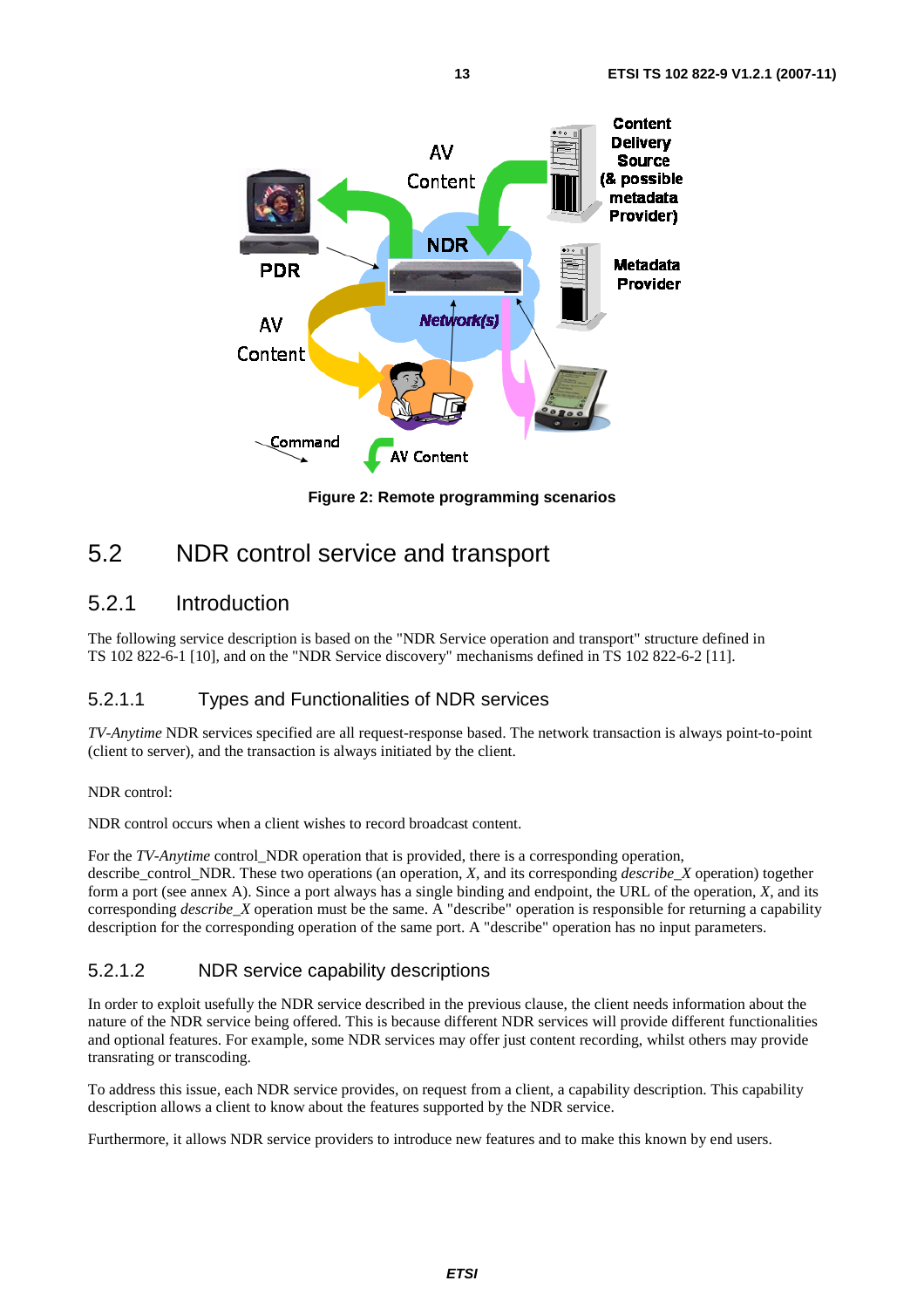Figure 2: Remote programming scenarios

## 5.2 NDR control service and transport

### 5.2.1 Introduction

The following service description is based on the "NDR Service operation and transport" structure defined in TS 102 822-6-1 [10], and on the "NDR Service discovery" mechanisms defined in TS 102 822-6-2 [11].

#### 5.2.1.1 Types and Functionalities of NDR services

*TV-Anytime* NDR services specified are all request-response based. The network transaction is always point-to-point (client to server), and the transaction is always initiated by the client.

NDR control:

NDR control occurs when a client wishes to record broadcast content.

For the *TV-Anytime* control_NDR operation that is provided, there is a corresponding operation, describe_control_NDR. These two operations (an operation, *X*, and its corresponding *describe_X* operation) together form a port (see annex A). Since a port always has a single binding and endpoint, the URL of the operation, *X*, and its corresponding *describe_X* operation must be the same. A "describe" operation is responsible for returning a capability description for the corresponding operation of the same port. A "describe" operation has no input parameters.

#### 5.2.1.2 NDR service capability descriptions

In order to exploit usefully the NDR service described in the previous clause, the client needs information about the nature of the NDR service being offered. This is because different NDR services will provide different functionalities and optional features. For example, some NDR services may offer just content recording, whilst others may provide transrating or transcoding.

To address this issue, each NDR service provides, on request from a client, a capability description. This capability description allows a client to know about the features supported by the NDR service.

Furthermore, it allows NDR service providers to introduce new features and to make this known by end users.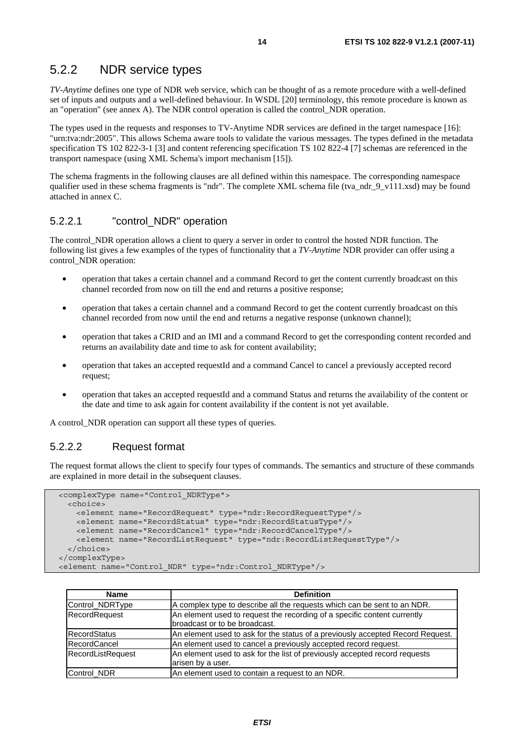### 5.2.2 NDR service types

*TV-Anytime* defines one type of NDR web service, which can be thought of as a remote procedure with a well-defined set of inputs and outputs and a well-defined behaviour. In WSDL [20] terminology, this remote procedure is known as an "operation" (see annex A). The NDR control operation is called the control_NDR operation.

The types used in the requests and responses to TV-Anytime NDR services are defined in the target namespace [16]: "urn:tva:ndr:2005". This allows Schema aware tools to validate the various messages. The types defined in the metadata specification TS 102 822-3-1 [3] and content referencing specification TS 102 822-4 [7] schemas are referenced in the transport namespace (using XML Schema's import mechanism [15]).

The schema fragments in the following clauses are all defined within this namespace. The corresponding namespace qualifier used in these schema fragments is "ndr". The complete XML schema file (tva_ndr_9_v111.xsd) may be found attached in annex C.

#### 5.2.2.1 "control_NDR" operation

The control_NDR operation allows a client to query a server in order to control the hosted NDR function. The following list gives a few examples of the types of functionality that a *TV-Anytime* NDR provider can offer using a control_NDR operation:

- operation that takes a certain channel and a command Record to get the content currently broadcast on this channel recorded from now on till the end and returns a positive response;
- operation that takes a certain channel and a command Record to get the content currently broadcast on this channel recorded from now until the end and returns a negative response (unknown channel);
- operation that takes a CRID and an IMI and a command Record to get the corresponding content recorded and returns an availability date and time to ask for content availability;
- operation that takes an accepted requestId and a command Cancel to cancel a previously accepted record request;
- operation that takes an accepted requestId and a command Status and returns the availability of the content or the date and time to ask again for content availability if the content is not yet available.

A control_NDR operation can support all these types of queries.

#### 5.2.2.2 Request format

The request format allows the client to specify four types of commands. The semantics and structure of these commands are explained in more detail in the subsequent clauses.

```
<complexType name="Control_NDRType">
  <choice>
    <element name="RecordRequest" type="ndr:RecordRequestType"/>
    <element name="RecordStatus" type="ndr:RecordStatusType"/>
    <element name="RecordCancel" type="ndr:RecordCancelType"/>
    <element name="RecordListRequest" type="ndr:RecordListRequestType"/>
  </choice>
</complexType>
<element name="Control_NDR" type="ndr:Control_NDRType"/>
```

| Name | Definition |
| --- | --- |
| Control_NDRType | A complex type to describe all the requests which can be sent to an NDR. |
| RecordRequest | An element used to request the recording of a specific content currently broadcast or to be broadcast. |
| RecordStatus | An element used to ask for the status of a previously accepted Record Request. |
| RecordCancel | An element used to cancel a previously accepted record request. |
| RecordListRequest | An element used to ask for the list of previously accepted record requests arisen by a user. |
| Control_NDR | An element used to contain a request to an NDR. |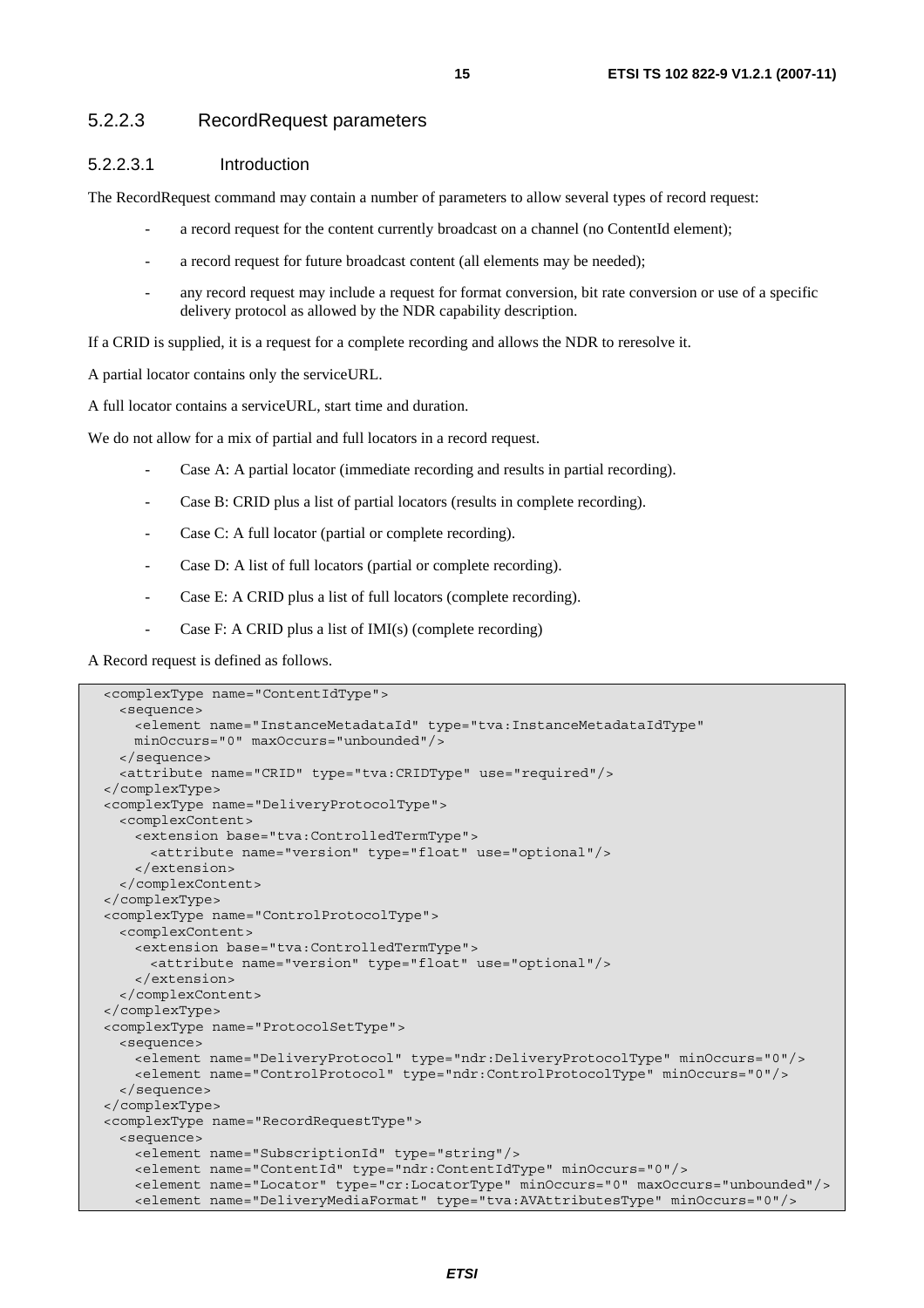#### 5.2.2.3 RecordRequest parameters

##### 5.2.2.3.1 Introduction

The RecordRequest command may contain a number of parameters to allow several types of record request:

- a record request for the content currently broadcast on a channel (no ContentId element);
- a record request for future broadcast content (all elements may be needed);
- any record request may include a request for format conversion, bit rate conversion or use of a specific delivery protocol as allowed by the NDR capability description.

If a CRID is supplied, it is a request for a complete recording and allows the NDR to reresolve it.

A partial locator contains only the serviceURL.

A full locator contains a serviceURL, start time and duration.

We do not allow for a mix of partial and full locators in a record request.

- Case A: A partial locator (immediate recording and results in partial recording).
- Case B: CRID plus a list of partial locators (results in complete recording).
- Case C: A full locator (partial or complete recording).
- Case D: A list of full locators (partial or complete recording).
- Case E: A CRID plus a list of full locators (complete recording).
- Case F: A CRID plus a list of IMI(s) (complete recording)

A Record request is defined as follows.

```
<complexType name="ContentIdType">
  <sequence>
    <element name="InstanceMetadataId" type="tva:InstanceMetadataIdType"
    minOccurs="0" maxOccurs="unbounded"/>
  </sequence>
  <attribute name="CRID" type="tva:CRIDType" use="required"/>
</complexType>
<complexType name="DeliveryProtocolType">
  <complexContent>
    <extension base="tva:ControlledTermType">
      <attribute name="version" type="float" use="optional"/>
    </extension>
  </complexContent>
</complexType>
<complexType name="ControlProtocolType">
  <complexContent>
    <extension base="tva:ControlledTermType">
      <attribute name="version" type="float" use="optional"/>
    </extension>
  </complexContent>
</complexType>
<complexType name="ProtocolSetType">
  <sequence>
    <element name="DeliveryProtocol" type="ndr:DeliveryProtocolType" minOccurs="0"/>
    <element name="ControlProtocol" type="ndr:ControlProtocolType" minOccurs="0"/>
  </sequence>
</complexType>
<complexType name="RecordRequestType">
  <sequence>
    <element name="SubscriptionId" type="string"/>
    <element name="ContentId" type="ndr:ContentIdType" minOccurs="0"/>
    <element name="Locator" type="cr:LocatorType" minOccurs="0" maxOccurs="unbounded"/>
    <element name="DeliveryMediaFormat" type="tva:AVAttributesType" minOccurs="0"/>
```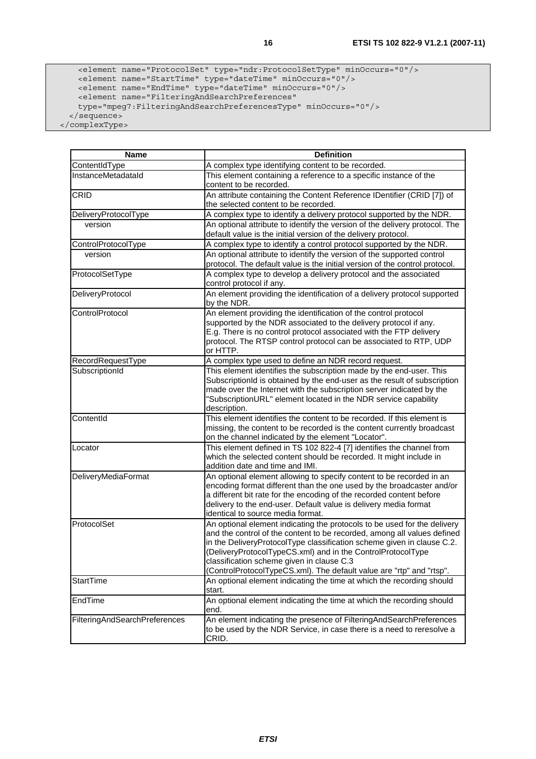```
      <element name="ProtocolSet" type="ndr:ProtocolSetType" minOccurs="0"/>
      <element name="StartTime" type="dateTime" minOccurs="0"/>
      <element name="EndTime" type="dateTime" minOccurs="0"/>
      <element name="FilteringAndSearchPreferences"
      type="mpeg7:FilteringAndSearchPreferencesType" minOccurs="0"/>
    </sequence>
  </complexType>
```

| Name | Definition |
| --- | --- |
| ContentIdType | A complex type identifying content to be recorded. |
| InstanceMetadataId | This element containing a reference to a specific instance of the content to be recorded. |
| CRID | An attribute containing the Content Reference IDentifier (CRID [7]) of the selected content to be recorded. |
| DeliveryProtocolType | A complex type to identify a delivery protocol supported by the NDR. |
| version | An optional attribute to identify the version of the delivery protocol. The default value is the initial version of the delivery protocol. |
| ControlProtocolType | A complex type to identify a control protocol supported by the NDR. |
| version | An optional attribute to identify the version of the supported control protocol. The default value is the initial version of the control protocol. |
| ProtocolSetType | A complex type to develop a delivery protocol and the associated control protocol if any. |
| DeliveryProtocol | An element providing the identification of a delivery protocol supported by the NDR. |
| ControlProtocol | An element providing the identification of the control protocol supported by the NDR associated to the delivery protocol if any. E.g. There is no control protocol associated with the FTP delivery protocol. The RTSP control protocol can be associated to RTP, UDP or HTTP. |
| RecordRequestType | A complex type used to define an NDR record request. |
| SubscriptionId | This element identifies the subscription made by the end-user. This SubscriptionId is obtained by the end-user as the result of subscription made over the Internet with the subscription server indicated by the "SubscriptionURL" element located in the NDR service capability description. |
| ContentId | This element identifies the content to be recorded. If this element is missing, the content to be recorded is the content currently broadcast on the channel indicated by the element "Locator". |
| Locator | This element defined in TS 102 822-4 [7] identifies the channel from which the selected content should be recorded. It might include in addition date and time and IMI. |
| DeliveryMediaFormat | An optional element allowing to specify content to be recorded in an encoding format different than the one used by the broadcaster and/or a different bit rate for the encoding of the recorded content before delivery to the end-user. Default value is delivery media format identical to source media format. |
| ProtocolSet | An optional element indicating the protocols to be used for the delivery and the control of the content to be recorded, among all values defined in the DeliveryProtocolType classification scheme given in clause C.2. (DeliveryProtocolTypeCS.xml) and in the ControlProtocolType classification scheme given in clause C.3 (ControlProtocolTypeCS.xml). The default value are "rtp" and "rtsp". |
| StartTime | An optional element indicating the time at which the recording should start. |
| EndTime | An optional element indicating the time at which the recording should end. |
| FilteringAndSearchPreferences | An element indicating the presence of FilteringAndSearchPreferences to be used by the NDR Service, in case there is a need to reresolve a CRID. |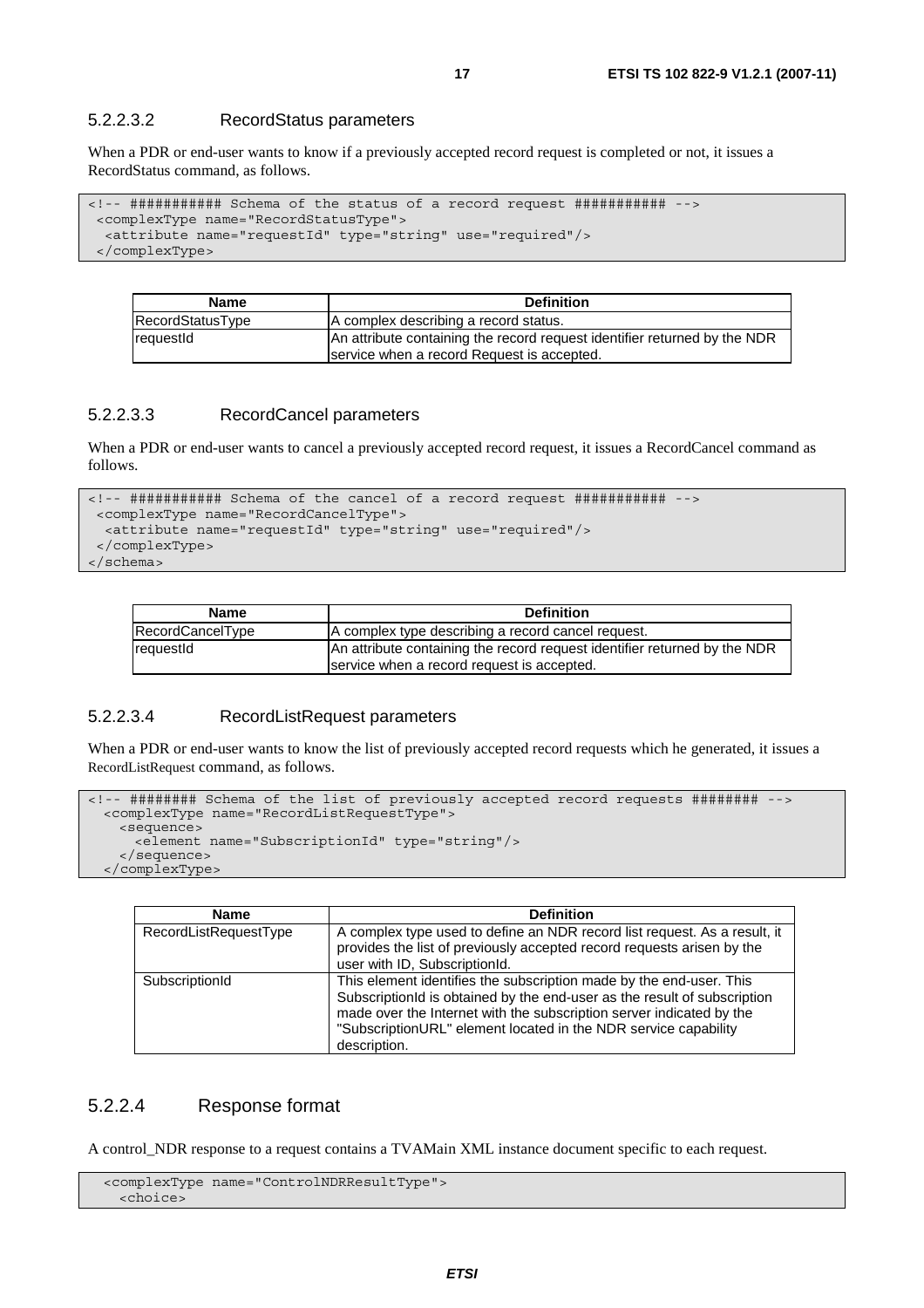#### 5.2.2.3.2 RecordStatus parameters

When a PDR or end-user wants to know if a previously accepted record request is completed or not, it issues a RecordStatus command, as follows.

```
<!-- ########### Schema of the status of a record request ########### -->
 <complexType name="RecordStatusType">
  <attribute name="requestId" type="string" use="required"/>
 </complexType>
```

| Name | Definition |
|---|---|
| RecordStatusType | A complex describing a record status. |
| requestId | An attribute containing the record request identifier returned by the NDR service when a record Request is accepted. |

#### 5.2.2.3.3 RecordCancel parameters

When a PDR or end-user wants to cancel a previously accepted record request, it issues a RecordCancel command as follows.

```
<!-- ########### Schema of the cancel of a record request ########### -->
 <complexType name="RecordCancelType">
  <attribute name="requestId" type="string" use="required"/>
 </complexType>
</schema>
```

| Name | Definition |
|---|---|
| RecordCancelType | A complex type describing a record cancel request. |
| requestId | An attribute containing the record request identifier returned by the NDR service when a record request is accepted. |

#### 5.2.2.3.4 RecordListRequest parameters

When a PDR or end-user wants to know the list of previously accepted record requests which he generated, it issues a RecordListRequest command, as follows.

```
<!-- ######## Schema of the list of previously accepted record requests ######## -->
  <complexType name="RecordListRequestType">
    <sequence>
      <element name="SubscriptionId" type="string"/>
    </sequence>
  </complexType>
```

| Name | Definition |
|---|---|
| RecordListRequestType | A complex type used to define an NDR record list request. As a result, it provides the list of previously accepted record requests arisen by the user with ID, SubscriptionId. |
| SubscriptionId | This element identifies the subscription made by the end-user. This SubscriptionId is obtained by the end-user as the result of subscription made over the Internet with the subscription server indicated by the "SubscriptionURL" element located in the NDR service capability description. |

### 5.2.2.4 Response format

A control_NDR response to a request contains a TVAMain XML instance document specific to each request.

```
  <complexType name="ControlNDRResultType">
    <choice>
```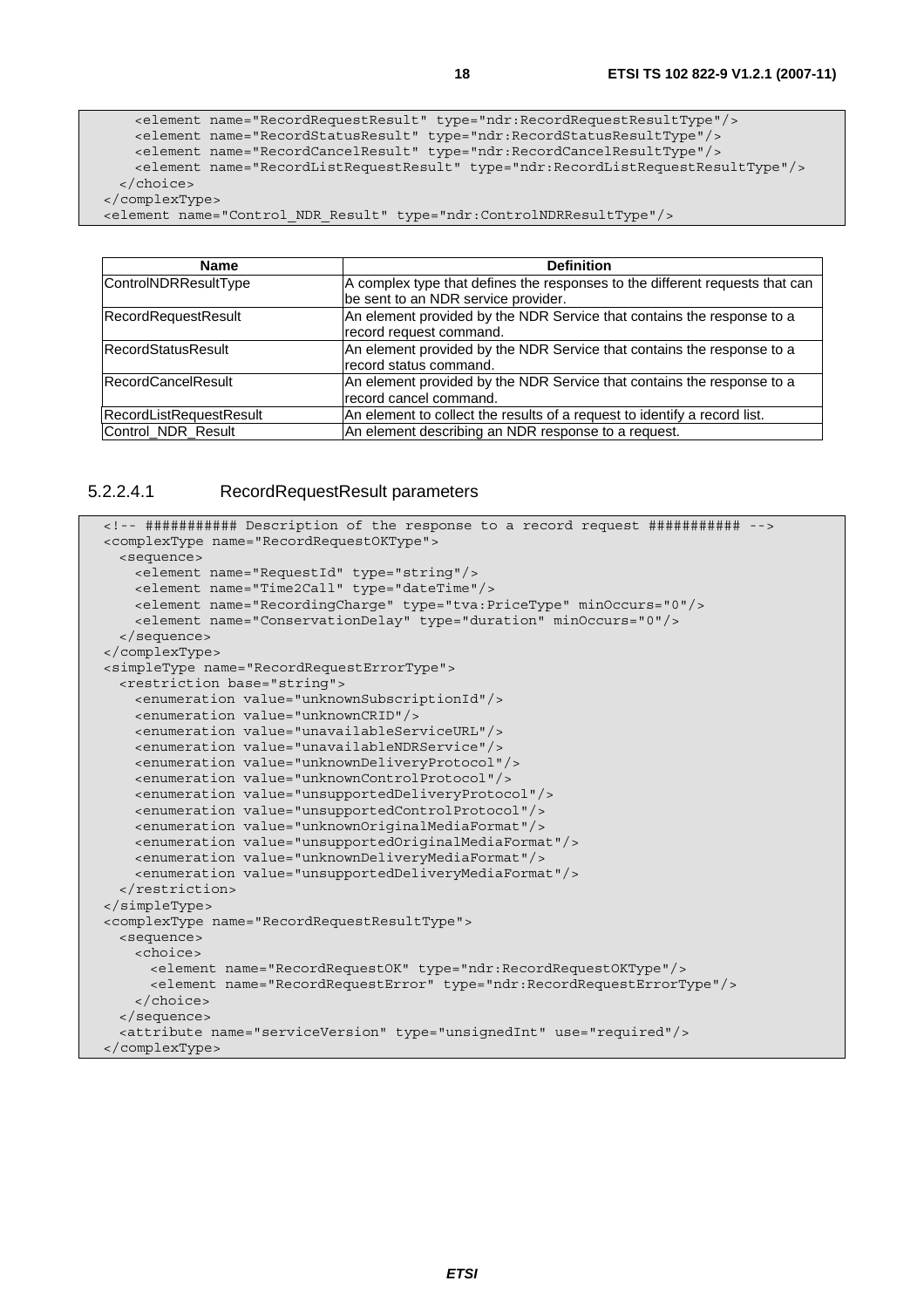```
    <element name="RecordRequestResult" type="ndr:RecordRequestResultType"/>
    <element name="RecordStatusResult" type="ndr:RecordStatusResultType"/>
    <element name="RecordCancelResult" type="ndr:RecordCancelResultType"/>
    <element name="RecordListRequestResult" type="ndr:RecordListRequestResultType"/>
  </choice>
</complexType>
<element name="Control_NDR_Result" type="ndr:ControlNDRResultType"/>
```

| Name | Definition |
|---|---|
| ControlNDRResultType | A complex type that defines the responses to the different requests that can be sent to an NDR service provider. |
| RecordRequestResult | An element provided by the NDR Service that contains the response to a record request command. |
| RecordStatusResult | An element provided by the NDR Service that contains the response to a record status command. |
| RecordCancelResult | An element provided by the NDR Service that contains the response to a record cancel command. |
| RecordListRequestResult | An element to collect the results of a request to identify a record list. |
| Control_NDR_Result | An element describing an NDR response to a request. |

#### 5.2.2.4.1 RecordRequestResult parameters

```
<!-- ########### Description of the response to a record request ########### -->
<complexType name="RecordRequestOKType">
  <sequence>
    <element name="RequestId" type="string"/>
    <element name="Time2Call" type="dateTime"/>
    <element name="RecordingCharge" type="tva:PriceType" minOccurs="0"/>
    <element name="ConservationDelay" type="duration" minOccurs="0"/>
  </sequence>
</complexType>
<simpleType name="RecordRequestErrorType">
  <restriction base="string">
    <enumeration value="unknownSubscriptionId"/>
    <enumeration value="unknownCRID"/>
    <enumeration value="unavailableServiceURL"/>
    <enumeration value="unavailableNDRService"/>
    <enumeration value="unknownDeliveryProtocol"/>
    <enumeration value="unknownControlProtocol"/>
    <enumeration value="unsupportedDeliveryProtocol"/>
    <enumeration value="unsupportedControlProtocol"/>
    <enumeration value="unknownOriginalMediaFormat"/>
    <enumeration value="unsupportedOriginalMediaFormat"/>
    <enumeration value="unknownDeliveryMediaFormat"/>
    <enumeration value="unsupportedDeliveryMediaFormat"/>
  </restriction>
</simpleType>
<complexType name="RecordRequestResultType">
  <sequence>
    <choice>
      <element name="RecordRequestOK" type="ndr:RecordRequestOKType"/>
      <element name="RecordRequestError" type="ndr:RecordRequestErrorType"/>
    </choice>
  </sequence>
  <attribute name="serviceVersion" type="unsignedInt" use="required"/>
</complexType>
```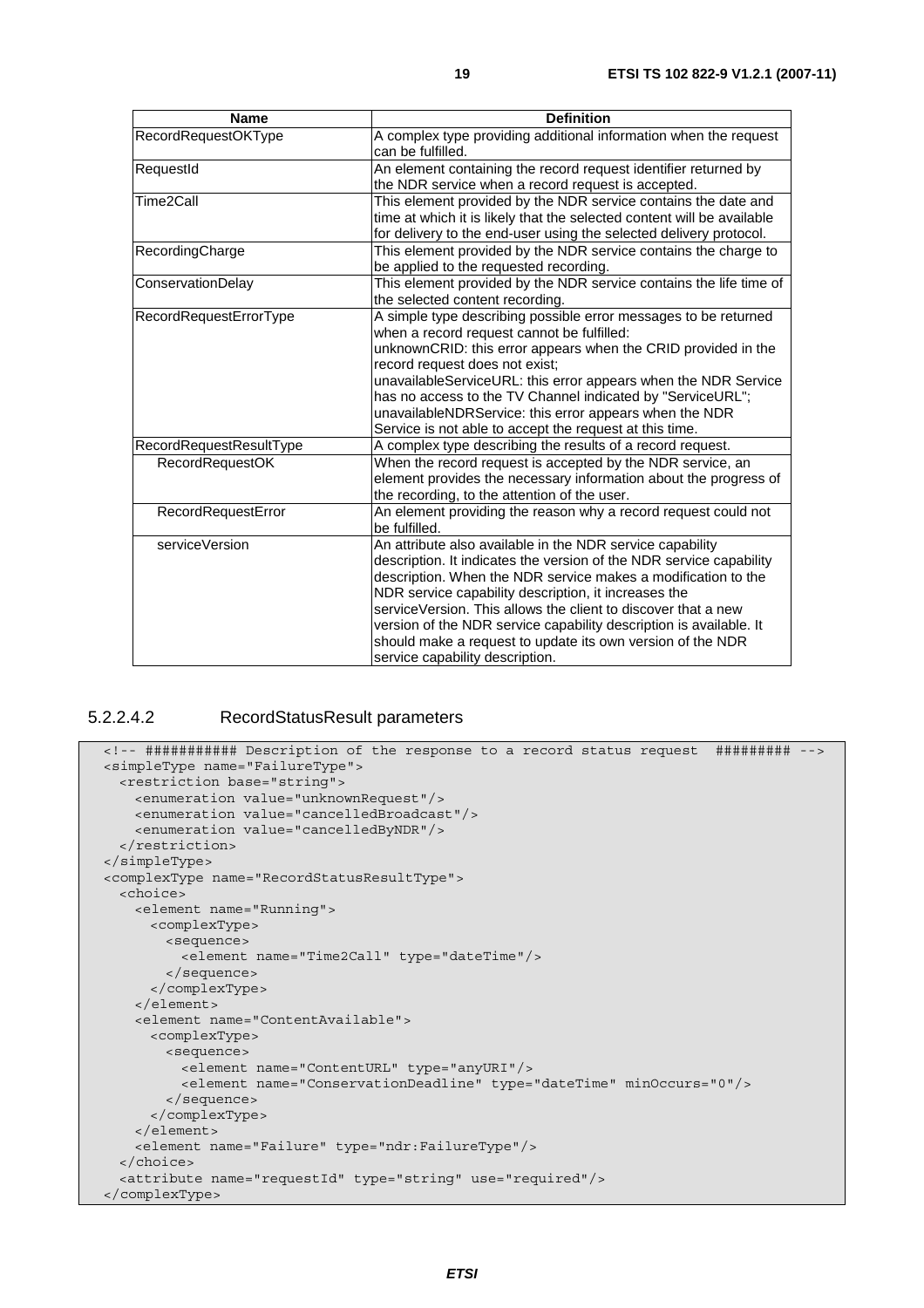| Name | Definition |
| --- | --- |
| RecordRequestOKType | A complex type providing additional information when the request can be fulfilled. |
| RequestId | An element containing the record request identifier returned by the NDR service when a record request is accepted. |
| Time2Call | This element provided by the NDR service contains the date and time at which it is likely that the selected content will be available for delivery to the end-user using the selected delivery protocol. |
| RecordingCharge | This element provided by the NDR service contains the charge to be applied to the requested recording. |
| ConservationDelay | This element provided by the NDR service contains the life time of the selected content recording. |
| RecordRequestErrorType | A simple type describing possible error messages to be returned when a record request cannot be fulfilled:<br>unknownCRID: this error appears when the CRID provided in the record request does not exist;<br>unavailableServiceURL: this error appears when the NDR Service has no access to the TV Channel indicated by "ServiceURL";<br>unavailableNDRService: this error appears when the NDR Service is not able to accept the request at this time. |
| RecordRequestResultType | A complex type describing the results of a record request. |
| RecordRequestOK | When the record request is accepted by the NDR service, an element provides the necessary information about the progress of the recording, to the attention of the user. |
| RecordRequestError | An element providing the reason why a record request could not be fulfilled. |
| serviceVersion | An attribute also available in the NDR service capability description. It indicates the version of the NDR service capability description. When the NDR service makes a modification to the NDR service capability description, it increases the serviceVersion. This allows the client to discover that a new version of the NDR service capability description is available. It should make a request to update its own version of the NDR service capability description. |

#### 5.2.2.4.2 RecordStatusResult parameters

```
<!-- ########### Description of the response to a record status request  ######### -->
<simpleType name="FailureType">
  <restriction base="string">
    <enumeration value="unknownRequest"/>
    <enumeration value="cancelledBroadcast"/>
    <enumeration value="cancelledByNDR"/>
  </restriction>
</simpleType>
<complexType name="RecordStatusResultType">
  <choice>
    <element name="Running">
      <complexType>
        <sequence>
          <element name="Time2Call" type="dateTime"/>
        </sequence>
      </complexType>
    </element>
    <element name="ContentAvailable">
      <complexType>
        <sequence>
          <element name="ContentURL" type="anyURI"/>
          <element name="ConservationDeadline" type="dateTime" minOccurs="0"/>
        </sequence>
      </complexType>
    </element>
    <element name="Failure" type="ndr:FailureType"/>
  </choice>
  <attribute name="requestId" type="string" use="required"/>
</complexType>
```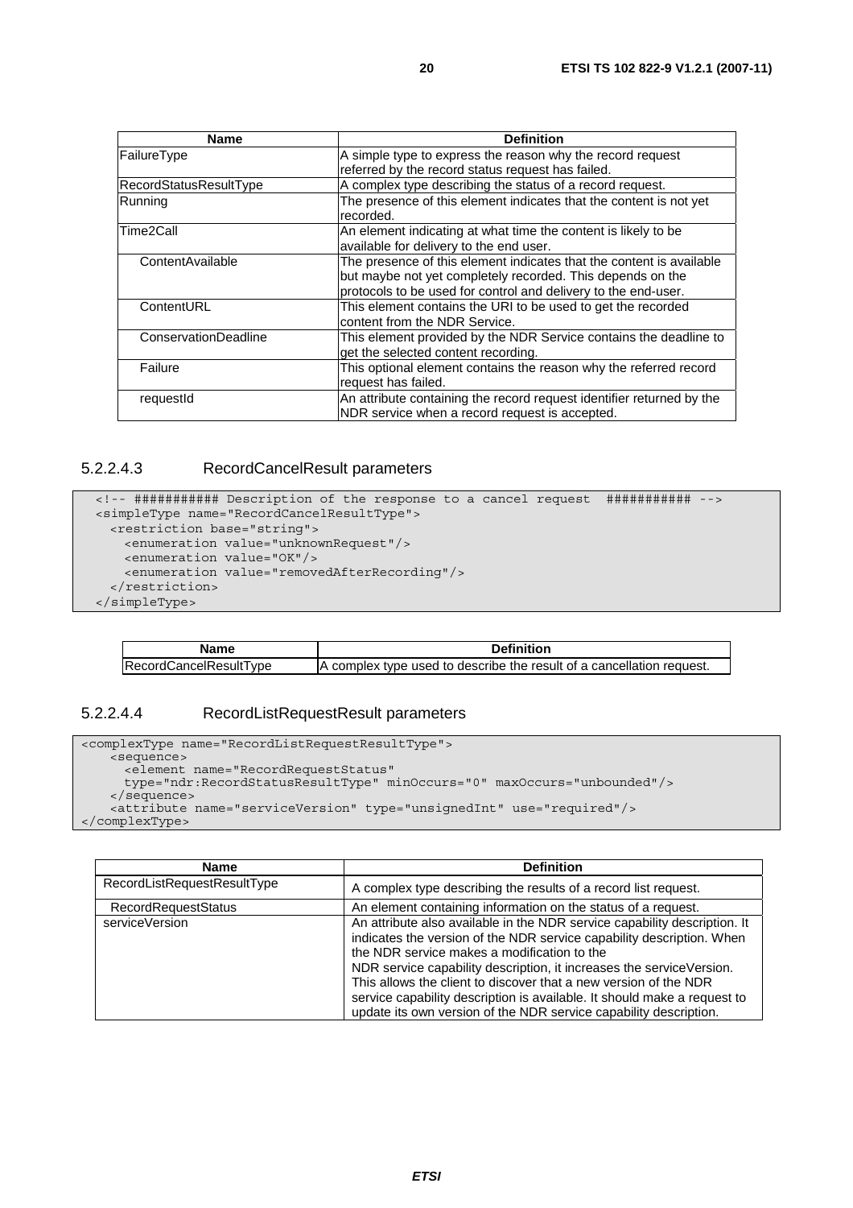| Name | Definition |
| --- | --- |
| FailureType | A simple type to express the reason why the record request referred by the record status request has failed. |
| RecordStatusResultType | A complex type describing the status of a record request. |
| Running | The presence of this element indicates that the content is not yet recorded. |
| Time2Call | An element indicating at what time the content is likely to be available for delivery to the end user. |
| ContentAvailable | The presence of this element indicates that the content is available but maybe not yet completely recorded. This depends on the protocols to be used for control and delivery to the end-user. |
| ContentURL | This element contains the URI to be used to get the recorded content from the NDR Service. |
| ConservationDeadline | This element provided by the NDR Service contains the deadline to get the selected content recording. |
| Failure | This optional element contains the reason why the referred record request has failed. |
| requestId | An attribute containing the record request identifier returned by the NDR service when a record request is accepted. |

#### 5.2.2.4.3 RecordCancelResult parameters

```
<!-- ########### Description of the response to a cancel request  ########### -->
<simpleType name="RecordCancelResultType">
  <restriction base="string">
    <enumeration value="unknownRequest"/>
    <enumeration value="OK"/>
    <enumeration value="removedAfterRecording"/>
  </restriction>
</simpleType>
```

| Name | Definition |
| --- | --- |
| RecordCancelResultType | A complex type used to describe the result of a cancellation request. |

#### 5.2.2.4.4 RecordListRequestResult parameters

```
<complexType name="RecordListRequestResultType">
    <sequence>
      <element name="RecordRequestStatus"
      type="ndr:RecordStatusResultType" minOccurs="0" maxOccurs="unbounded"/>
    </sequence>
    <attribute name="serviceVersion" type="unsignedInt" use="required"/>
</complexType>
```

| Name | Definition |
| --- | --- |
| RecordListRequestResultType | A complex type describing the results of a record list request. |
| RecordRequestStatus | An element containing information on the status of a request. |
| serviceVersion | An attribute also available in the NDR service capability description. It indicates the version of the NDR service capability description. When the NDR service makes a modification to the NDR service capability description, it increases the serviceVersion. This allows the client to discover that a new version of the NDR service capability description is available. It should make a request to update its own version of the NDR service capability description. |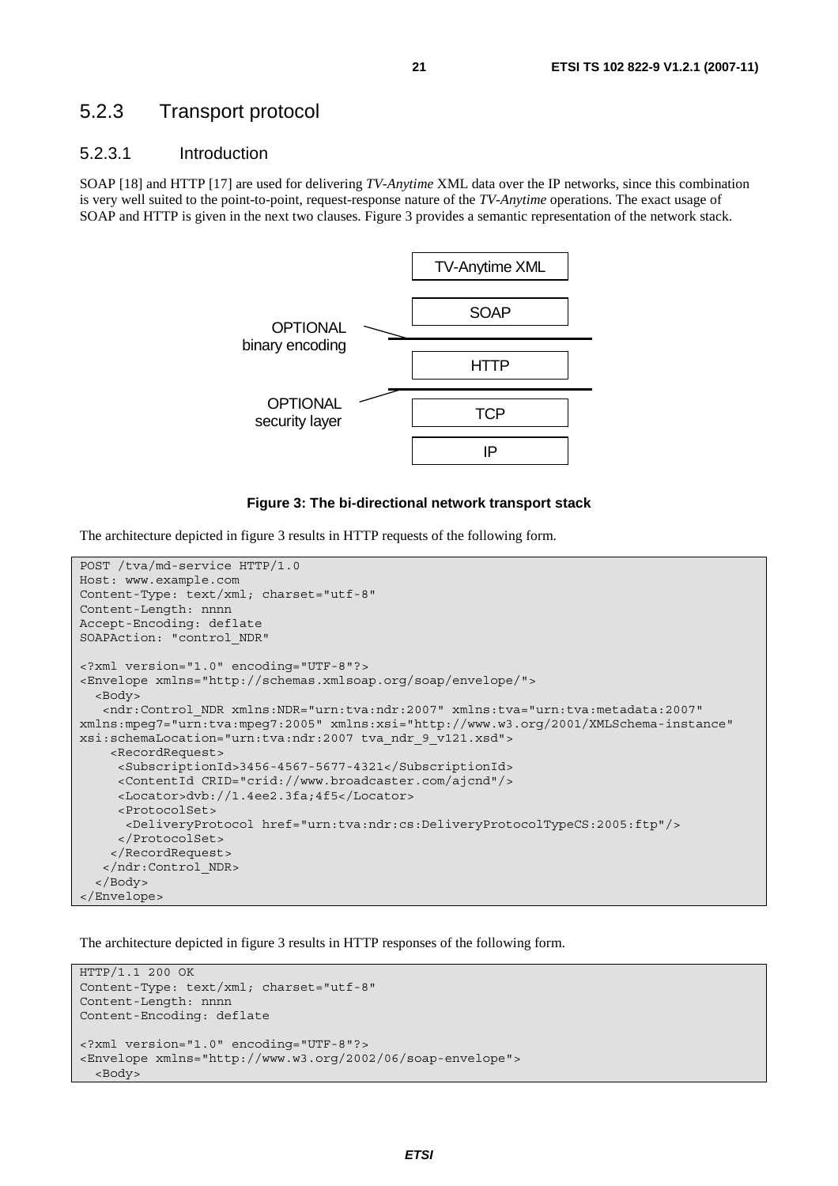### 5.2.3 Transport protocol

#### 5.2.3.1 Introduction

SOAP [18] and HTTP [17] are used for delivering *TV-Anytime* XML data over the IP networks, since this combination is very well suited to the point-to-point, request-response nature of the *TV-Anytime* operations. The exact usage of SOAP and HTTP is given in the next two clauses. Figure 3 provides a semantic representation of the network stack.

```
                              TV-Anytime XML

                                  SOAP
OPTIONAL binary encoding  --------------------
                                  HTTP
OPTIONAL security layer   --------------------
                                  TCP

                                  IP
```

**Figure 3: The bi-directional network transport stack**

The architecture depicted in figure 3 results in HTTP requests of the following form.

```
POST /tva/md-service HTTP/1.0
Host: www.example.com
Content-Type: text/xml; charset="utf-8"
Content-Length: nnnn
Accept-Encoding: deflate
SOAPAction: "control_NDR"

<?xml version="1.0" encoding="UTF-8"?>
<Envelope xmlns="http://schemas.xmlsoap.org/soap/envelope/">
  <Body>
   <ndr:Control_NDR xmlns:NDR="urn:tva:ndr:2007" xmlns:tva="urn:tva:metadata:2007"
xmlns:mpeg7="urn:tva:mpeg7:2005" xmlns:xsi="http://www.w3.org/2001/XMLSchema-instance"
xsi:schemaLocation="urn:tva:ndr:2007 tva_ndr_9_v121.xsd">
    <RecordRequest>
     <SubscriptionId>3456-4567-5677-4321</SubscriptionId>
     <ContentId CRID="crid://www.broadcaster.com/ajcnd"/>
     <Locator>dvb://1.4ee2.3fa;4f5</Locator>
     <ProtocolSet>
      <DeliveryProtocol href="urn:tva:ndr:cs:DeliveryProtocolTypeCS:2005:ftp"/>
     </ProtocolSet>
    </RecordRequest>
   </ndr:Control_NDR>
  </Body>
</Envelope>
```

The architecture depicted in figure 3 results in HTTP responses of the following form.

```
HTTP/1.1 200 OK
Content-Type: text/xml; charset="utf-8"
Content-Length: nnnn
Content-Encoding: deflate

<?xml version="1.0" encoding="UTF-8"?>
<Envelope xmlns="http://www.w3.org/2002/06/soap-envelope">
  <Body>
```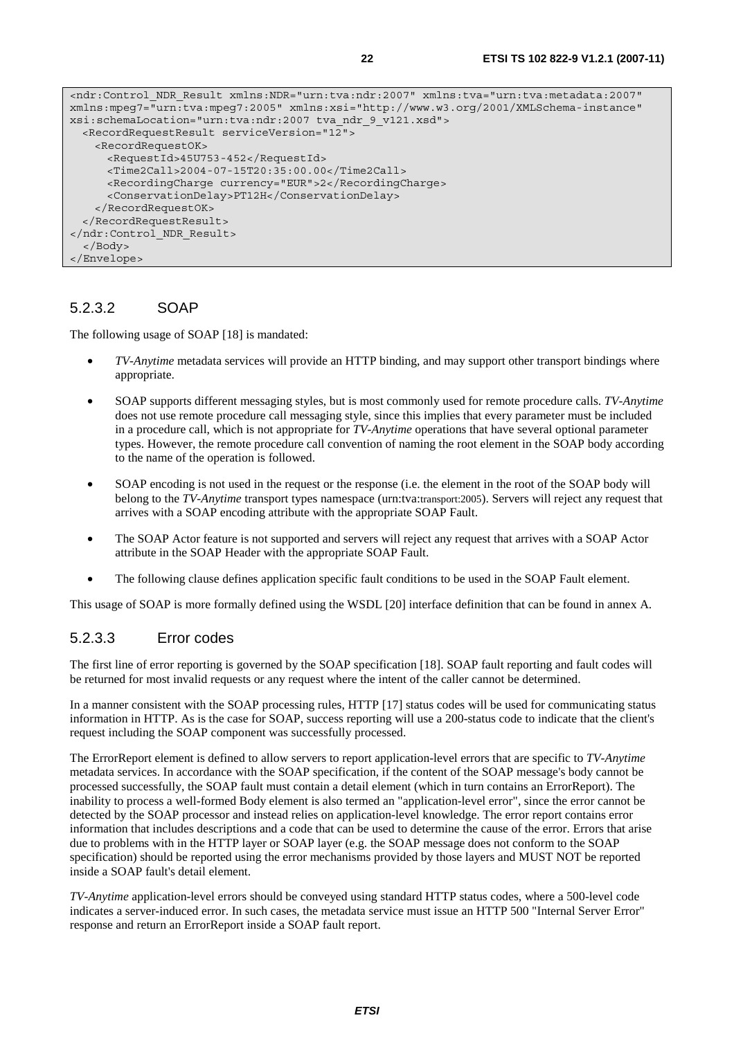```
<ndr:Control_NDR_Result xmlns:NDR="urn:tva:ndr:2007" xmlns:tva="urn:tva:metadata:2007"
xmlns:mpeg7="urn:tva:mpeg7:2005" xmlns:xsi="http://www.w3.org/2001/XMLSchema-instance"
xsi:schemaLocation="urn:tva:ndr:2007 tva_ndr_9_v121.xsd">
  <RecordRequestResult serviceVersion="12">
    <RecordRequestOK>
      <RequestId>45U753-452</RequestId>
      <Time2Call>2004-07-15T20:35:00.00</Time2Call>
      <RecordingCharge currency="EUR">2</RecordingCharge>
      <ConservationDelay>PT12H</ConservationDelay>
    </RecordRequestOK>
  </RecordRequestResult>
</ndr:Control_NDR_Result>
  </Body>
</Envelope>
```

#### 5.2.3.2 SOAP

The following usage of SOAP [18] is mandated:

- *TV-Anytime* metadata services will provide an HTTP binding, and may support other transport bindings where appropriate.
- SOAP supports different messaging styles, but is most commonly used for remote procedure calls. *TV-Anytime* does not use remote procedure call messaging style, since this implies that every parameter must be included in a procedure call, which is not appropriate for *TV-Anytime* operations that have several optional parameter types. However, the remote procedure call convention of naming the root element in the SOAP body according to the name of the operation is followed.
- SOAP encoding is not used in the request or the response (i.e. the element in the root of the SOAP body will belong to the *TV-Anytime* transport types namespace (urn:tva:transport:2005). Servers will reject any request that arrives with a SOAP encoding attribute with the appropriate SOAP Fault.
- The SOAP Actor feature is not supported and servers will reject any request that arrives with a SOAP Actor attribute in the SOAP Header with the appropriate SOAP Fault.
- The following clause defines application specific fault conditions to be used in the SOAP Fault element.

This usage of SOAP is more formally defined using the WSDL [20] interface definition that can be found in annex A.

#### 5.2.3.3 Error codes

The first line of error reporting is governed by the SOAP specification [18]. SOAP fault reporting and fault codes will be returned for most invalid requests or any request where the intent of the caller cannot be determined.

In a manner consistent with the SOAP processing rules, HTTP [17] status codes will be used for communicating status information in HTTP. As is the case for SOAP, success reporting will use a 200-status code to indicate that the client's request including the SOAP component was successfully processed.

The ErrorReport element is defined to allow servers to report application-level errors that are specific to *TV-Anytime* metadata services. In accordance with the SOAP specification, if the content of the SOAP message's body cannot be processed successfully, the SOAP fault must contain a detail element (which in turn contains an ErrorReport). The inability to process a well-formed Body element is also termed an "application-level error", since the error cannot be detected by the SOAP processor and instead relies on application-level knowledge. The error report contains error information that includes descriptions and a code that can be used to determine the cause of the error. Errors that arise due to problems with in the HTTP layer or SOAP layer (e.g. the SOAP message does not conform to the SOAP specification) should be reported using the error mechanisms provided by those layers and MUST NOT be reported inside a SOAP fault's detail element.

*TV-Anytime* application-level errors should be conveyed using standard HTTP status codes, where a 500-level code indicates a server-induced error. In such cases, the metadata service must issue an HTTP 500 "Internal Server Error" response and return an ErrorReport inside a SOAP fault report.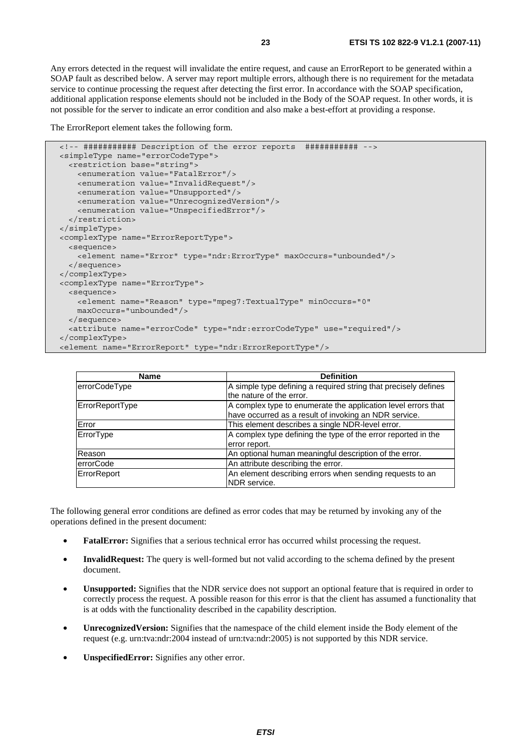Any errors detected in the request will invalidate the entire request, and cause an ErrorReport to be generated within a SOAP fault as described below. A server may report multiple errors, although there is no requirement for the metadata service to continue processing the request after detecting the first error. In accordance with the SOAP specification, additional application response elements should not be included in the Body of the SOAP request. In other words, it is not possible for the server to indicate an error condition and also make a best-effort at providing a response.

The ErrorReport element takes the following form.

```
<!-- ########### Description of the error reports  ########### -->
<simpleType name="errorCodeType">
  <restriction base="string">
    <enumeration value="FatalError"/>
    <enumeration value="InvalidRequest"/>
    <enumeration value="Unsupported"/>
    <enumeration value="UnrecognizedVersion"/>
    <enumeration value="UnspecifiedError"/>
  </restriction>
</simpleType>
<complexType name="ErrorReportType">
  <sequence>
    <element name="Error" type="ndr:ErrorType" maxOccurs="unbounded"/>
  </sequence>
</complexType>
<complexType name="ErrorType">
  <sequence>
    <element name="Reason" type="mpeg7:TextualType" minOccurs="0"
    maxOccurs="unbounded"/>
  </sequence>
  <attribute name="errorCode" type="ndr:errorCodeType" use="required"/>
</complexType>
<element name="ErrorReport" type="ndr:ErrorReportType"/>
```

| Name | Definition |
|---|---|
| errorCodeType | A simple type defining a required string that precisely defines the nature of the error. |
| ErrorReportType | A complex type to enumerate the application level errors that have occurred as a result of invoking an NDR service. |
| Error | This element describes a single NDR-level error. |
| ErrorType | A complex type defining the type of the error reported in the error report. |
| Reason | An optional human meaningful description of the error. |
| errorCode | An attribute describing the error. |
| ErrorReport | An element describing errors when sending requests to an NDR service. |

The following general error conditions are defined as error codes that may be returned by invoking any of the operations defined in the present document:

- **FatalError:** Signifies that a serious technical error has occurred whilst processing the request.
- **InvalidRequest:** The query is well-formed but not valid according to the schema defined by the present document.
- **Unsupported:** Signifies that the NDR service does not support an optional feature that is required in order to correctly process the request. A possible reason for this error is that the client has assumed a functionality that is at odds with the functionality described in the capability description.
- **UnrecognizedVersion:** Signifies that the namespace of the child element inside the Body element of the request (e.g. urn:tva:ndr:2004 instead of urn:tva:ndr:2005) is not supported by this NDR service.
- **UnspecifiedError:** Signifies any other error.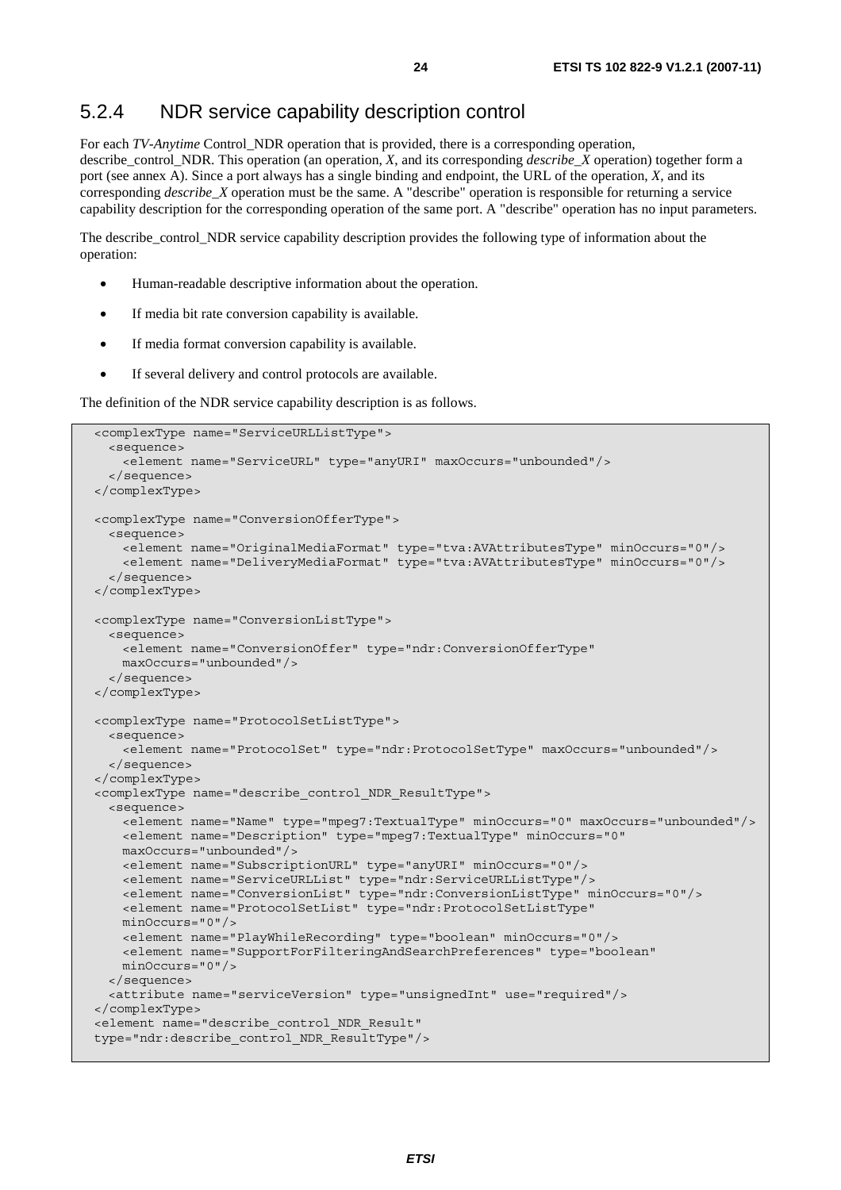### 5.2.4 NDR service capability description control

For each *TV-Anytime* Control_NDR operation that is provided, there is a corresponding operation, describe_control_NDR. This operation (an operation, *X*, and its corresponding *describe_X* operation) together form a port (see annex A). Since a port always has a single binding and endpoint, the URL of the operation, *X*, and its corresponding *describe_X* operation must be the same. A "describe" operation is responsible for returning a service capability description for the corresponding operation of the same port. A "describe" operation has no input parameters.

The describe_control_NDR service capability description provides the following type of information about the operation:

- Human-readable descriptive information about the operation.
- If media bit rate conversion capability is available.
- If media format conversion capability is available.
- If several delivery and control protocols are available.

The definition of the NDR service capability description is as follows.

```
<complexType name="ServiceURLListType">
  <sequence>
    <element name="ServiceURL" type="anyURI" maxOccurs="unbounded"/>
  </sequence>
</complexType>

<complexType name="ConversionOfferType">
  <sequence>
    <element name="OriginalMediaFormat" type="tva:AVAttributesType" minOccurs="0"/>
    <element name="DeliveryMediaFormat" type="tva:AVAttributesType" minOccurs="0"/>
  </sequence>
</complexType>

<complexType name="ConversionListType">
  <sequence>
    <element name="ConversionOffer" type="ndr:ConversionOfferType"
    maxOccurs="unbounded"/>
  </sequence>
</complexType>

<complexType name="ProtocolSetListType">
  <sequence>
    <element name="ProtocolSet" type="ndr:ProtocolSetType" maxOccurs="unbounded"/>
  </sequence>
</complexType>
<complexType name="describe_control_NDR_ResultType">
  <sequence>
    <element name="Name" type="mpeg7:TextualType" minOccurs="0" maxOccurs="unbounded"/>
    <element name="Description" type="mpeg7:TextualType" minOccurs="0"
    maxOccurs="unbounded"/>
    <element name="SubscriptionURL" type="anyURI" minOccurs="0"/>
    <element name="ServiceURLList" type="ndr:ServiceURLListType"/>
    <element name="ConversionList" type="ndr:ConversionListType" minOccurs="0"/>
    <element name="ProtocolSetList" type="ndr:ProtocolSetListType"
    minOccurs="0"/>
    <element name="PlayWhileRecording" type="boolean" minOccurs="0"/>
    <element name="SupportForFilteringAndSearchPreferences" type="boolean"
    minOccurs="0"/>
  </sequence>
  <attribute name="serviceVersion" type="unsignedInt" use="required"/>
</complexType>
<element name="describe_control_NDR_Result"
type="ndr:describe_control_NDR_ResultType"/>
```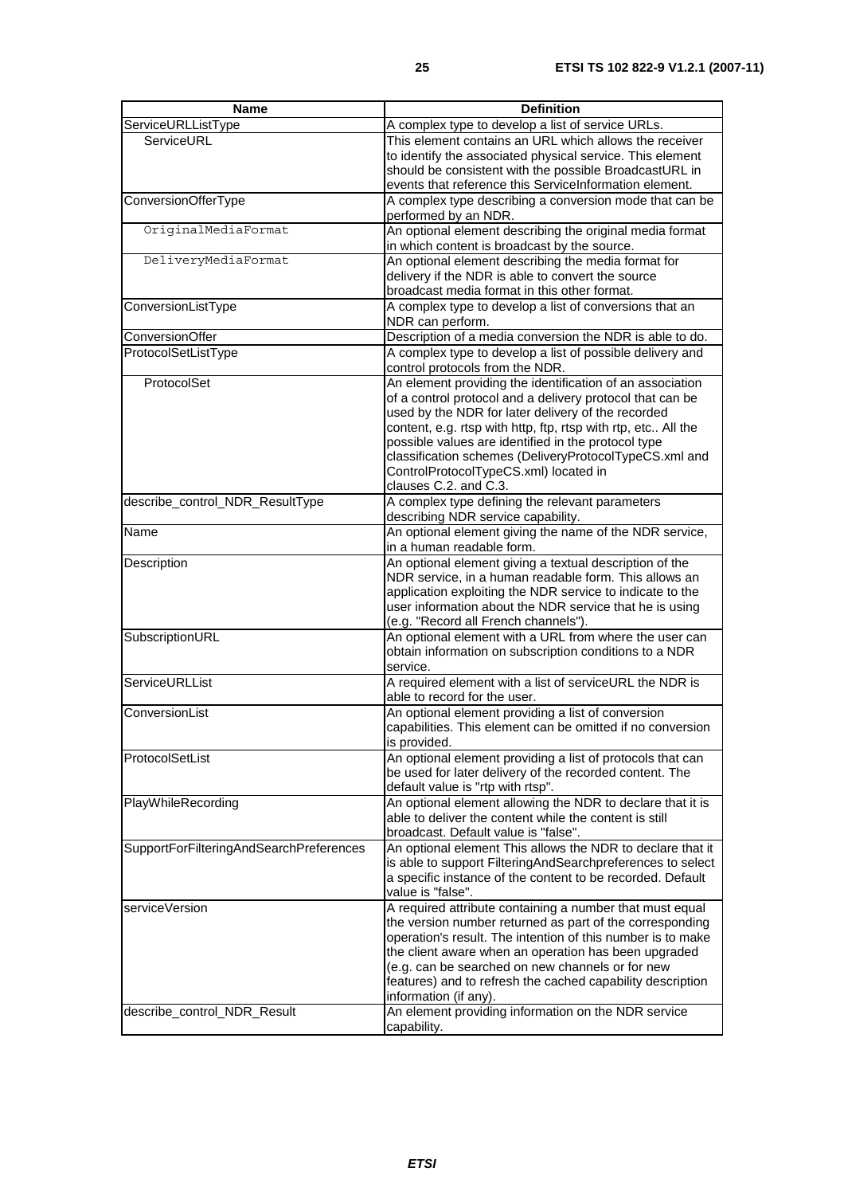| Name | Definition |
|---|---|
| ServiceURLListType | A complex type to develop a list of service URLs. |
| ServiceURL | This element contains an URL which allows the receiver to identify the associated physical service. This element should be consistent with the possible BroadcastURL in events that reference this ServiceInformation element. |
| ConversionOfferType | A complex type describing a conversion mode that can be performed by an NDR. |
| OriginalMediaFormat | An optional element describing the original media format in which content is broadcast by the source. |
| DeliveryMediaFormat | An optional element describing the media format for delivery if the NDR is able to convert the source broadcast media format in this other format. |
| ConversionListType | A complex type to develop a list of conversions that an NDR can perform. |
| ConversionOffer | Description of a media conversion the NDR is able to do. |
| ProtocolSetListType | A complex type to develop a list of possible delivery and control protocols from the NDR. |
| ProtocolSet | An element providing the identification of an association of a control protocol and a delivery protocol that can be used by the NDR for later delivery of the recorded content, e.g. rtsp with http, ftp, rtsp with rtp, etc.. All the possible values are identified in the protocol type classification schemes (DeliveryProtocolTypeCS.xml and ControlProtocolTypeCS.xml) located in clauses C.2. and C.3. |
| describe_control_NDR_ResultType | A complex type defining the relevant parameters describing NDR service capability. |
| Name | An optional element giving the name of the NDR service, in a human readable form. |
| Description | An optional element giving a textual description of the NDR service, in a human readable form. This allows an application exploiting the NDR service to indicate to the user information about the NDR service that he is using (e.g. "Record all French channels"). |
| SubscriptionURL | An optional element with a URL from where the user can obtain information on subscription conditions to a NDR service. |
| ServiceURLList | A required element with a list of serviceURL the NDR is able to record for the user. |
| ConversionList | An optional element providing a list of conversion capabilities. This element can be omitted if no conversion is provided. |
| ProtocolSetList | An optional element providing a list of protocols that can be used for later delivery of the recorded content. The default value is "rtp with rtsp". |
| PlayWhileRecording | An optional element allowing the NDR to declare that it is able to deliver the content while the content is still broadcast. Default value is "false". |
| SupportForFilteringAndSearchPreferences | An optional element This allows the NDR to declare that it is able to support FilteringAndSearchpreferences to select a specific instance of the content to be recorded. Default value is "false". |
| serviceVersion | A required attribute containing a number that must equal the version number returned as part of the corresponding operation's result. The intention of this number is to make the client aware when an operation has been upgraded (e.g. can be searched on new channels or for new features) and to refresh the cached capability description information (if any). |
| describe_control_NDR_Result | An element providing information on the NDR service capability. |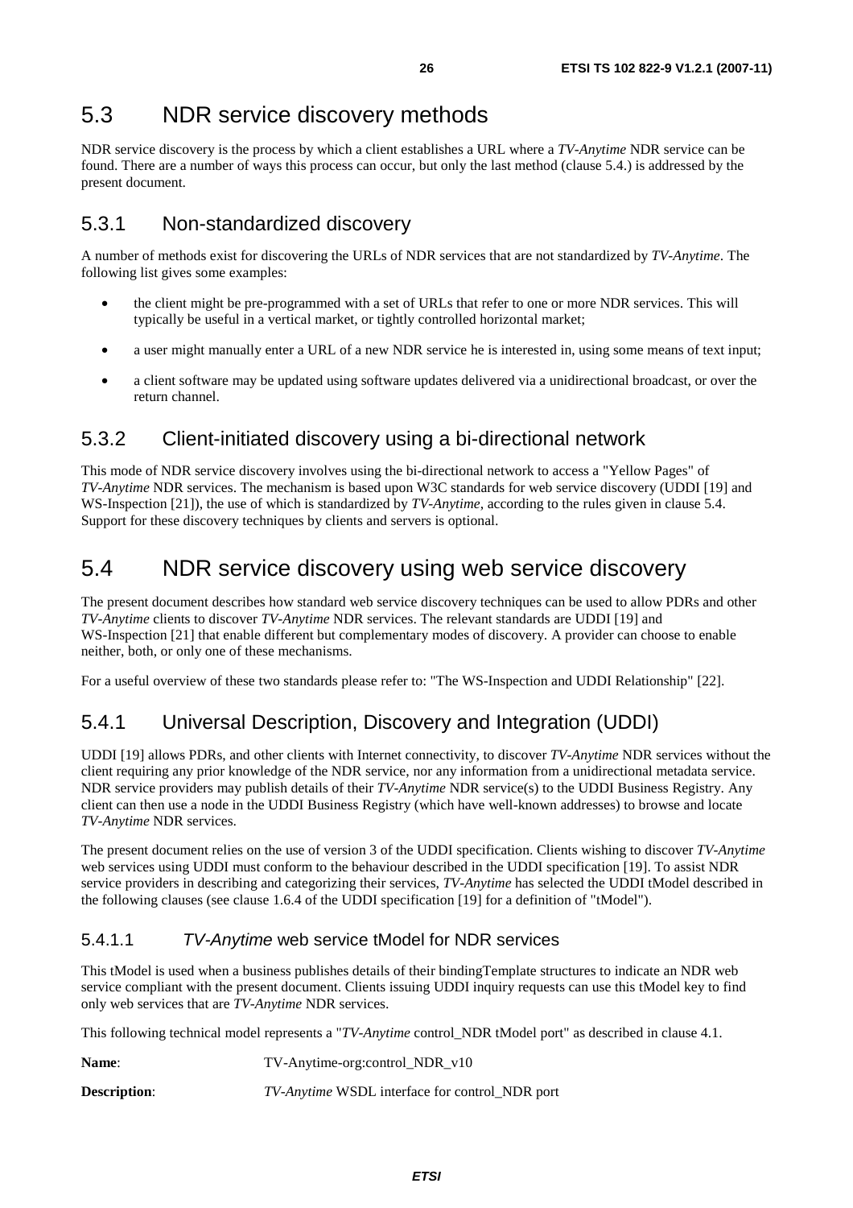## 5.3 NDR service discovery methods

NDR service discovery is the process by which a client establishes a URL where a *TV-Anytime* NDR service can be found. There are a number of ways this process can occur, but only the last method (clause 5.4.) is addressed by the present document.

### 5.3.1 Non-standardized discovery

A number of methods exist for discovering the URLs of NDR services that are not standardized by *TV-Anytime*. The following list gives some examples:

- the client might be pre-programmed with a set of URLs that refer to one or more NDR services. This will typically be useful in a vertical market, or tightly controlled horizontal market;
- a user might manually enter a URL of a new NDR service he is interested in, using some means of text input;
- a client software may be updated using software updates delivered via a unidirectional broadcast, or over the return channel.

### 5.3.2 Client-initiated discovery using a bi-directional network

This mode of NDR service discovery involves using the bi-directional network to access a "Yellow Pages" of *TV-Anytime* NDR services. The mechanism is based upon W3C standards for web service discovery (UDDI [19] and WS-Inspection [21]), the use of which is standardized by *TV-Anytime*, according to the rules given in clause 5.4. Support for these discovery techniques by clients and servers is optional.

## 5.4 NDR service discovery using web service discovery

The present document describes how standard web service discovery techniques can be used to allow PDRs and other *TV-Anytime* clients to discover *TV-Anytime* NDR services. The relevant standards are UDDI [19] and WS-Inspection [21] that enable different but complementary modes of discovery. A provider can choose to enable neither, both, or only one of these mechanisms.

For a useful overview of these two standards please refer to: "The WS-Inspection and UDDI Relationship" [22].

### 5.4.1 Universal Description, Discovery and Integration (UDDI)

UDDI [19] allows PDRs, and other clients with Internet connectivity, to discover *TV-Anytime* NDR services without the client requiring any prior knowledge of the NDR service, nor any information from a unidirectional metadata service. NDR service providers may publish details of their *TV-Anytime* NDR service(s) to the UDDI Business Registry. Any client can then use a node in the UDDI Business Registry (which have well-known addresses) to browse and locate *TV-Anytime* NDR services.

The present document relies on the use of version 3 of the UDDI specification. Clients wishing to discover *TV-Anytime* web services using UDDI must conform to the behaviour described in the UDDI specification [19]. To assist NDR service providers in describing and categorizing their services, *TV-Anytime* has selected the UDDI tModel described in the following clauses (see clause 1.6.4 of the UDDI specification [19] for a definition of "tModel").

#### 5.4.1.1 *TV-Anytime* web service tModel for NDR services

This tModel is used when a business publishes details of their bindingTemplate structures to indicate an NDR web service compliant with the present document. Clients issuing UDDI inquiry requests can use this tModel key to find only web services that are *TV-Anytime* NDR services.

This following technical model represents a "*TV-Anytime* control_NDR tModel port" as described in clause 4.1.

**Name**: TV-Anytime-org:control_NDR_v10

**Description**: *TV-Anytime* WSDL interface for control_NDR port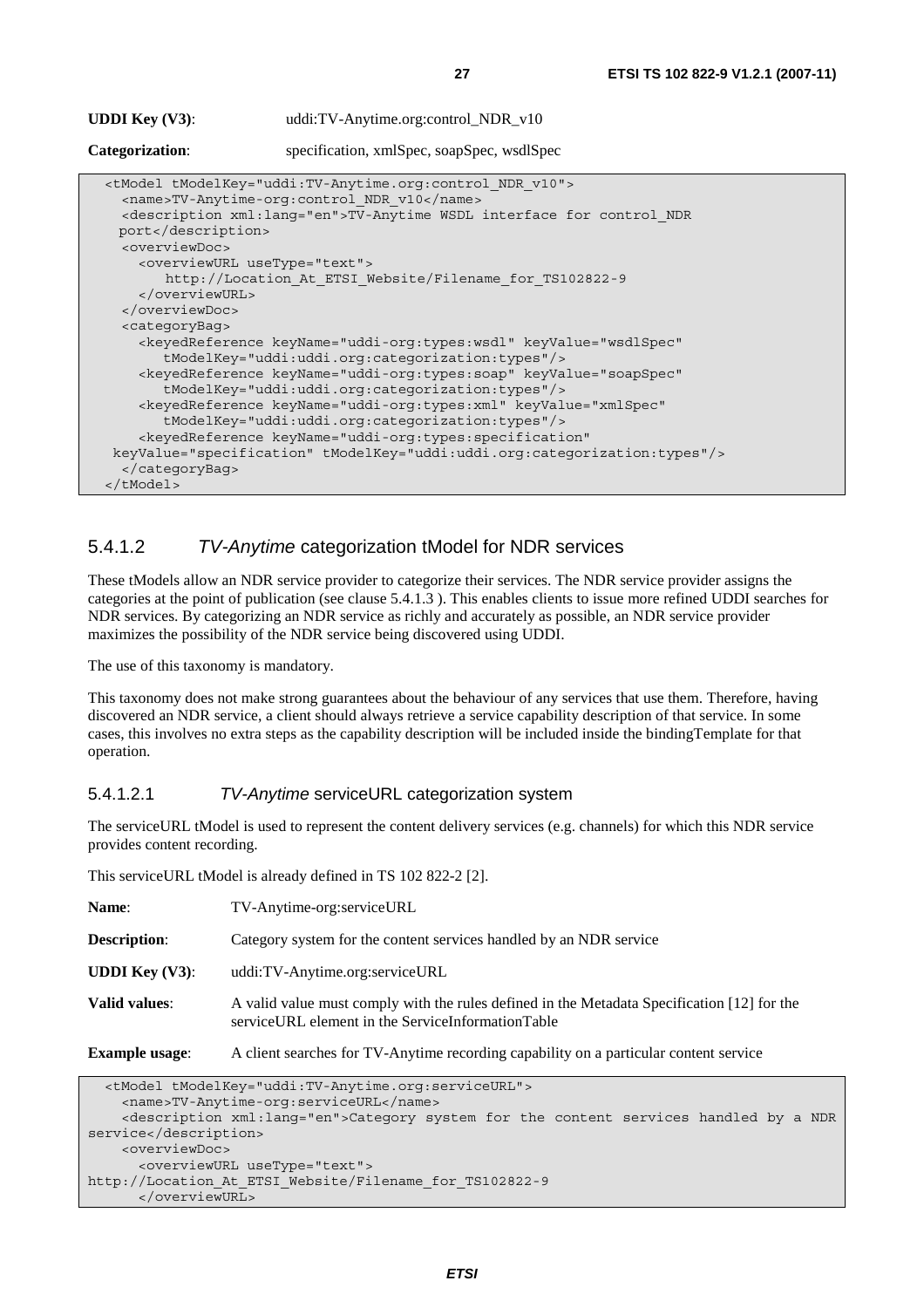**UDDI Key (V3)**: uddi:TV-Anytime.org:control_NDR_v10

**Categorization**: specification, xmlSpec, soapSpec, wsdlSpec

```
<tModel tModelKey="uddi:TV-Anytime.org:control_NDR_v10">
  <name>TV-Anytime-org:control_NDR_v10</name>
  <description xml:lang="en">TV-Anytime WSDL interface for control_NDR
 port</description>
  <overviewDoc>
    <overviewURL useType="text">
       http://Location_At_ETSI_Website/Filename_for_TS102822-9
    </overviewURL>
  </overviewDoc>
  <categoryBag>
    <keyedReference keyName="uddi-org:types:wsdl" keyValue="wsdlSpec"
       tModelKey="uddi:uddi.org:categorization:types"/>
    <keyedReference keyName="uddi-org:types:soap" keyValue="soapSpec"
       tModelKey="uddi:uddi.org:categorization:types"/>
    <keyedReference keyName="uddi-org:types:xml" keyValue="xmlSpec"
       tModelKey="uddi:uddi.org:categorization:types"/>
    <keyedReference keyName="uddi-org:types:specification"
 keyValue="specification" tModelKey="uddi:uddi.org:categorization:types"/>
  </categoryBag>
</tModel>
```

### 5.4.1.2 *TV-Anytime* categorization tModel for NDR services

These tModels allow an NDR service provider to categorize their services. The NDR service provider assigns the categories at the point of publication (see clause 5.4.1.3 ). This enables clients to issue more refined UDDI searches for NDR services. By categorizing an NDR service as richly and accurately as possible, an NDR service provider maximizes the possibility of the NDR service being discovered using UDDI.

The use of this taxonomy is mandatory.

This taxonomy does not make strong guarantees about the behaviour of any services that use them. Therefore, having discovered an NDR service, a client should always retrieve a service capability description of that service. In some cases, this involves no extra steps as the capability description will be included inside the bindingTemplate for that operation.

#### 5.4.1.2.1 *TV-Anytime* serviceURL categorization system

The serviceURL tModel is used to represent the content delivery services (e.g. channels) for which this NDR service provides content recording.

This serviceURL tModel is already defined in TS 102 822-2 [2].

**Name**: TV-Anytime-org:serviceURL

**Description**: Category system for the content services handled by an NDR service

**UDDI Key (V3)**: uddi:TV-Anytime.org:serviceURL

**Valid values**: A valid value must comply with the rules defined in the Metadata Specification [12] for the serviceURL element in the ServiceInformationTable

**Example usage**: A client searches for TV-Anytime recording capability on a particular content service

```
<tModel tModelKey="uddi:TV-Anytime.org:serviceURL">
  <name>TV-Anytime-org:serviceURL</name>
  <description xml:lang="en">Category system for the content services handled by a NDR
service</description>
  <overviewDoc>
    <overviewURL useType="text">
http://Location_At_ETSI_Website/Filename_for_TS102822-9
    </overviewURL>
```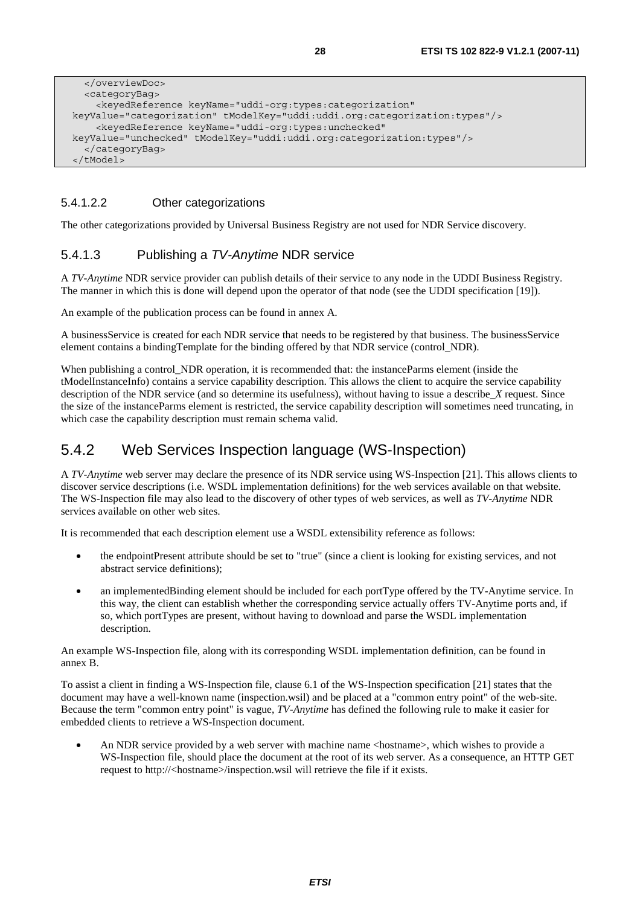```
  </overviewDoc>
  <categoryBag>
    <keyedReference keyName="uddi-org:types:categorization"
keyValue="categorization" tModelKey="uddi:uddi.org:categorization:types"/>
    <keyedReference keyName="uddi-org:types:unchecked"
keyValue="unchecked" tModelKey="uddi:uddi.org:categorization:types"/>
  </categoryBag>
</tModel>
```

##### 5.4.1.2.2 Other categorizations

The other categorizations provided by Universal Business Registry are not used for NDR Service discovery.

#### 5.4.1.3 Publishing a *TV-Anytime* NDR service

A *TV-Anytime* NDR service provider can publish details of their service to any node in the UDDI Business Registry. The manner in which this is done will depend upon the operator of that node (see the UDDI specification [19]).

An example of the publication process can be found in annex A.

A businessService is created for each NDR service that needs to be registered by that business. The businessService element contains a bindingTemplate for the binding offered by that NDR service (control_NDR).

When publishing a control_NDR operation, it is recommended that: the instanceParms element (inside the tModelInstanceInfo) contains a service capability description. This allows the client to acquire the service capability description of the NDR service (and so determine its usefulness), without having to issue a describe_*X* request. Since the size of the instanceParms element is restricted, the service capability description will sometimes need truncating, in which case the capability description must remain schema valid.

### 5.4.2 Web Services Inspection language (WS-Inspection)

A *TV-Anytime* web server may declare the presence of its NDR service using WS-Inspection [21]. This allows clients to discover service descriptions (i.e. WSDL implementation definitions) for the web services available on that website. The WS-Inspection file may also lead to the discovery of other types of web services, as well as *TV-Anytime* NDR services available on other web sites.

It is recommended that each description element use a WSDL extensibility reference as follows:

- the endpointPresent attribute should be set to "true" (since a client is looking for existing services, and not abstract service definitions);
- an implementedBinding element should be included for each portType offered by the TV-Anytime service. In this way, the client can establish whether the corresponding service actually offers TV-Anytime ports and, if so, which portTypes are present, without having to download and parse the WSDL implementation description.

An example WS-Inspection file, along with its corresponding WSDL implementation definition, can be found in annex B.

To assist a client in finding a WS-Inspection file, clause 6.1 of the WS-Inspection specification [21] states that the document may have a well-known name (inspection.wsil) and be placed at a "common entry point" of the web-site. Because the term "common entry point" is vague, *TV-Anytime* has defined the following rule to make it easier for embedded clients to retrieve a WS-Inspection document.

- An NDR service provided by a web server with machine name <hostname>, which wishes to provide a WS-Inspection file, should place the document at the root of its web server. As a consequence, an HTTP GET request to http://<hostname>/inspection.wsil will retrieve the file if it exists.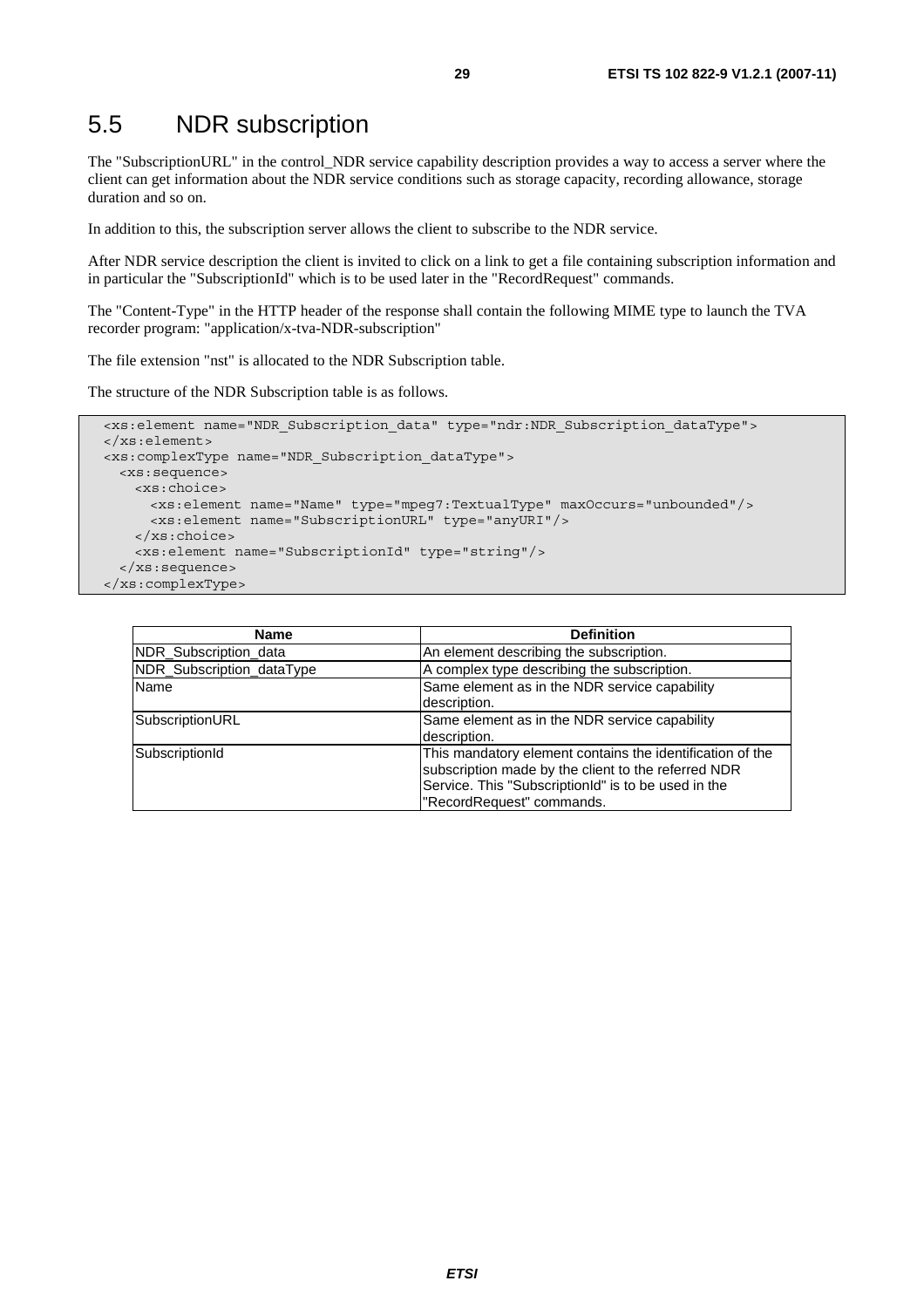## 5.5 NDR subscription

The "SubscriptionURL" in the control_NDR service capability description provides a way to access a server where the client can get information about the NDR service conditions such as storage capacity, recording allowance, storage duration and so on.

In addition to this, the subscription server allows the client to subscribe to the NDR service.

After NDR service description the client is invited to click on a link to get a file containing subscription information and in particular the "SubscriptionId" which is to be used later in the "RecordRequest" commands.

The "Content-Type" in the HTTP header of the response shall contain the following MIME type to launch the TVA recorder program: "application/x-tva-NDR-subscription"

The file extension "nst" is allocated to the NDR Subscription table.

The structure of the NDR Subscription table is as follows.

```
<xs:element name="NDR_Subscription_data" type="ndr:NDR_Subscription_dataType">
</xs:element>
<xs:complexType name="NDR_Subscription_dataType">
  <xs:sequence>
    <xs:choice>
      <xs:element name="Name" type="mpeg7:TextualType" maxOccurs="unbounded"/>
      <xs:element name="SubscriptionURL" type="anyURI"/>
    </xs:choice>
    <xs:element name="SubscriptionId" type="string"/>
  </xs:sequence>
</xs:complexType>
```

| Name | Definition |
|---|---|
| NDR_Subscription_data | An element describing the subscription. |
| NDR_Subscription_dataType | A complex type describing the subscription. |
| Name | Same element as in the NDR service capability description. |
| SubscriptionURL | Same element as in the NDR service capability description. |
| SubscriptionId | This mandatory element contains the identification of the subscription made by the client to the referred NDR Service. This "SubscriptionId" is to be used in the "RecordRequest" commands. |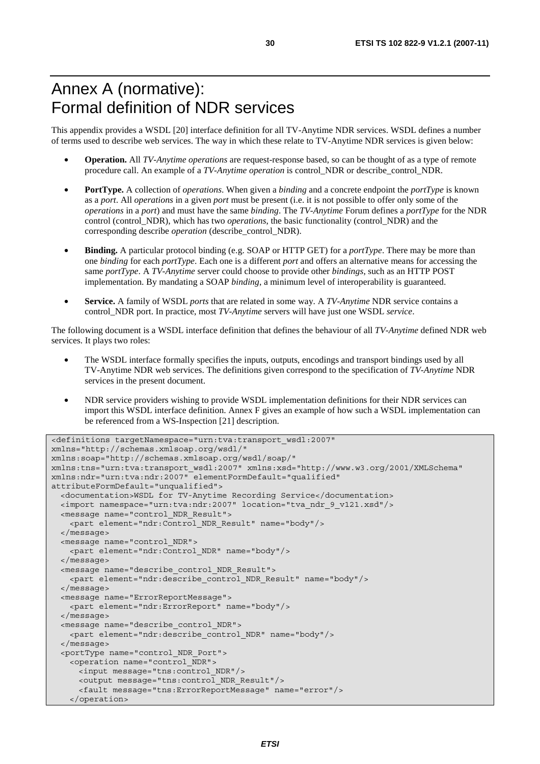# Annex A (normative): Formal definition of NDR services

This appendix provides a WSDL [20] interface definition for all TV-Anytime NDR services. WSDL defines a number of terms used to describe web services. The way in which these relate to TV-Anytime NDR services is given below:

- **Operation.** All *TV-Anytime operations* are request-response based, so can be thought of as a type of remote procedure call. An example of a *TV-Anytime operation* is control_NDR or describe_control_NDR.
- **PortType.** A collection of *operations*. When given a *binding* and a concrete endpoint the *portType* is known as a *port*. All *operations* in a given *port* must be present (i.e. it is not possible to offer only some of the *operations* in a *port*) and must have the same *binding*. The *TV-Anytime* Forum defines a *portType* for the NDR control (control_NDR), which has two *operations*, the basic functionality (control_NDR) and the corresponding describe *operation* (describe_control_NDR).
- **Binding.** A particular protocol binding (e.g. SOAP or HTTP GET) for a *portType*. There may be more than one *binding* for each *portType*. Each one is a different *port* and offers an alternative means for accessing the same *portType*. A *TV-Anytime* server could choose to provide other *bindings*, such as an HTTP POST implementation. By mandating a SOAP *binding*, a minimum level of interoperability is guaranteed.
- **Service.** A family of WSDL *ports* that are related in some way. A *TV-Anytime* NDR service contains a control_NDR port. In practice, most *TV-Anytime* servers will have just one WSDL *service*.

The following document is a WSDL interface definition that defines the behaviour of all *TV-Anytime* defined NDR web services. It plays two roles:

- The WSDL interface formally specifies the inputs, outputs, encodings and transport bindings used by all TV-Anytime NDR web services. The definitions given correspond to the specification of *TV-Anytime* NDR services in the present document.
- NDR service providers wishing to provide WSDL implementation definitions for their NDR services can import this WSDL interface definition. Annex F gives an example of how such a WSDL implementation can be referenced from a WS-Inspection [21] description.

```
<definitions targetNamespace="urn:tva:transport_wsdl:2007"
xmlns="http://schemas.xmlsoap.org/wsdl/"
xmlns:soap="http://schemas.xmlsoap.org/wsdl/soap/"
xmlns:tns="urn:tva:transport_wsdl:2007" xmlns:xsd="http://www.w3.org/2001/XMLSchema"
xmlns:ndr="urn:tva:ndr:2007" elementFormDefault="qualified"
attributeFormDefault="unqualified">
  <documentation>WSDL for TV-Anytime Recording Service</documentation>
  <import namespace="urn:tva:ndr:2007" location="tva_ndr_9_v121.xsd"/>
  <message name="control_NDR_Result">
    <part element="ndr:Control_NDR_Result" name="body"/>
  </message>
  <message name="control_NDR">
    <part element="ndr:Control_NDR" name="body"/>
  </message>
  <message name="describe_control_NDR_Result">
    <part element="ndr:describe_control_NDR_Result" name="body"/>
  </message>
  <message name="ErrorReportMessage">
    <part element="ndr:ErrorReport" name="body"/>
  </message>
  <message name="describe_control_NDR">
    <part element="ndr:describe_control_NDR" name="body"/>
  </message>
  <portType name="control_NDR_Port">
    <operation name="control_NDR">
      <input message="tns:control_NDR"/>
      <output message="tns:control_NDR_Result"/>
      <fault message="tns:ErrorReportMessage" name="error"/>
    </operation>
```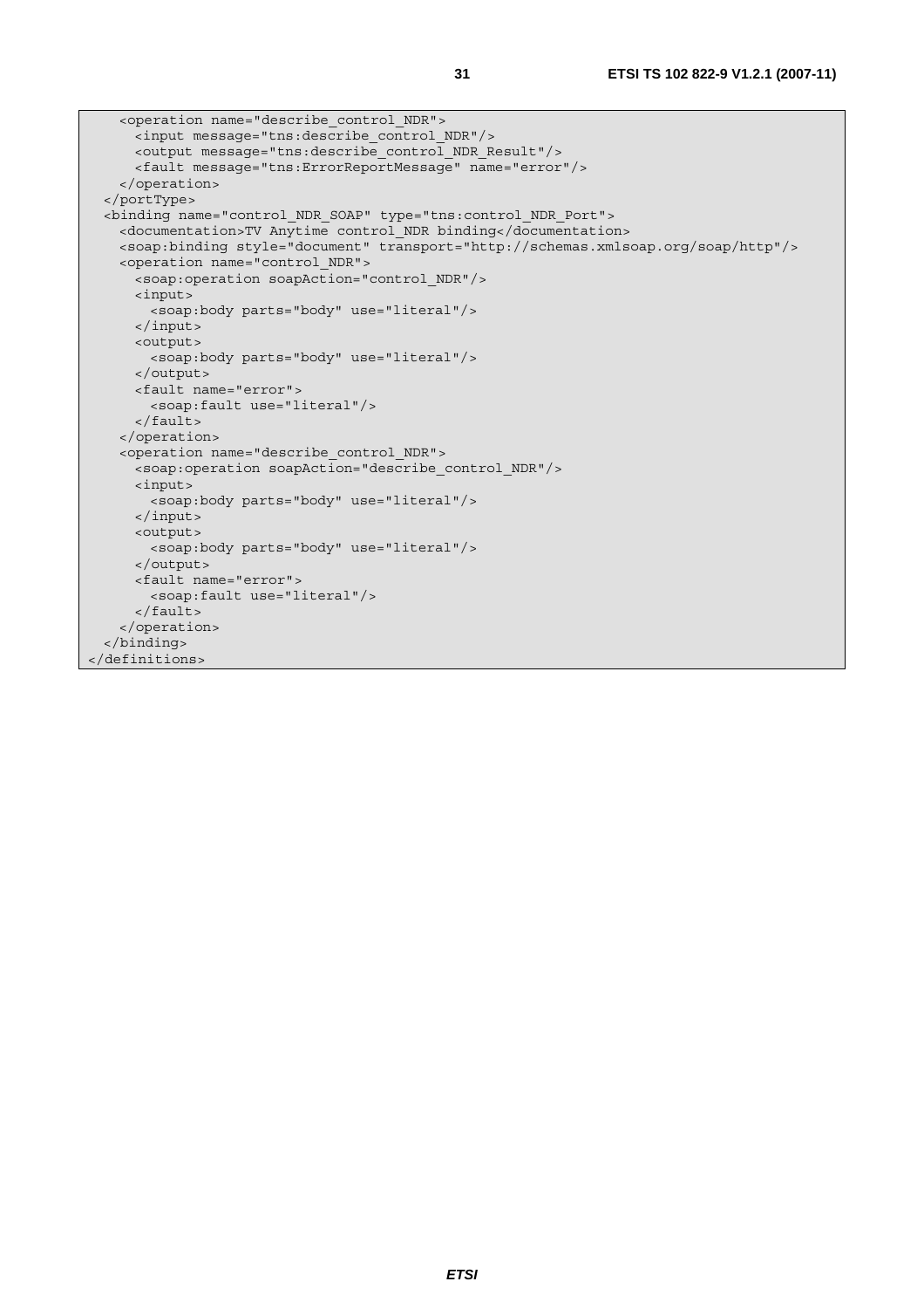```
    <operation name="describe_control_NDR">
      <input message="tns:describe_control_NDR"/>
      <output message="tns:describe_control_NDR_Result"/>
      <fault message="tns:ErrorReportMessage" name="error"/>
    </operation>
  </portType>
  <binding name="control_NDR_SOAP" type="tns:control_NDR_Port">
    <documentation>TV Anytime control_NDR binding</documentation>
    <soap:binding style="document" transport="http://schemas.xmlsoap.org/soap/http"/>
    <operation name="control_NDR">
      <soap:operation soapAction="control_NDR"/>
      <input>
        <soap:body parts="body" use="literal"/>
      </input>
      <output>
        <soap:body parts="body" use="literal"/>
      </output>
      <fault name="error">
        <soap:fault use="literal"/>
      </fault>
    </operation>
    <operation name="describe_control_NDR">
      <soap:operation soapAction="describe_control_NDR"/>
      <input>
        <soap:body parts="body" use="literal"/>
      </input>
      <output>
        <soap:body parts="body" use="literal"/>
      </output>
      <fault name="error">
        <soap:fault use="literal"/>
      </fault>
    </operation>
  </binding>
</definitions>
```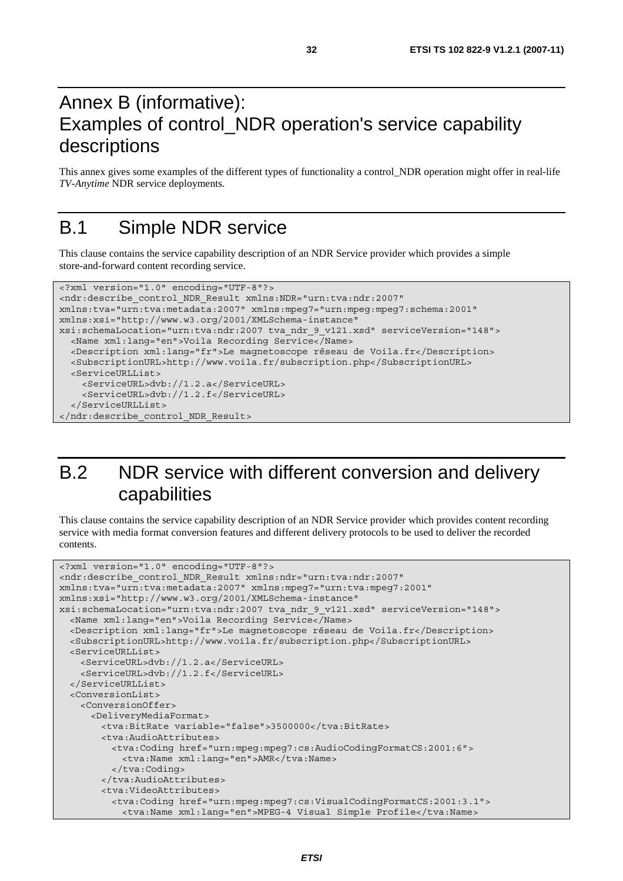# Annex B (informative): Examples of control_NDR operation's service capability descriptions

This annex gives some examples of the different types of functionality a control_NDR operation might offer in real-life *TV-Anytime* NDR service deployments.

## B.1 Simple NDR service

This clause contains the service capability description of an NDR Service provider which provides a simple store-and-forward content recording service.

```
<?xml version="1.0" encoding="UTF-8"?>
<ndr:describe_control_NDR_Result xmlns:NDR="urn:tva:ndr:2007"
xmlns:tva="urn:tva:metadata:2007" xmlns:mpeg7="urn:mpeg:mpeg7:schema:2001"
xmlns:xsi="http://www.w3.org/2001/XMLSchema-instance"
xsi:schemaLocation="urn:tva:ndr:2007 tva_ndr_9_v121.xsd" serviceVersion="148">
  <Name xml:lang="en">Voila Recording Service</Name>
  <Description xml:lang="fr">Le magnetoscope réseau de Voila.fr</Description>
  <SubscriptionURL>http://www.voila.fr/subscription.php</SubscriptionURL>
  <ServiceURLList>
    <ServiceURL>dvb://1.2.a</ServiceURL>
    <ServiceURL>dvb://1.2.f</ServiceURL>
  </ServiceURLList>
</ndr:describe_control_NDR_Result>
```

## B.2 NDR service with different conversion and delivery capabilities

This clause contains the service capability description of an NDR Service provider which provides content recording service with media format conversion features and different delivery protocols to be used to deliver the recorded contents.

```
<?xml version="1.0" encoding="UTF-8"?>
<ndr:describe_control_NDR_Result xmlns:ndr="urn:tva:ndr:2007"
xmlns:tva="urn:tva:metadata:2007" xmlns:mpeg7="urn:tva:mpeg7:2001"
xmlns:xsi="http://www.w3.org/2001/XMLSchema-instance"
xsi:schemaLocation="urn:tva:ndr:2007 tva_ndr_9_v121.xsd" serviceVersion="148">
  <Name xml:lang="en">Voila Recording Service</Name>
  <Description xml:lang="fr">Le magnetoscope réseau de Voila.fr</Description>
  <SubscriptionURL>http://www.voila.fr/subscription.php</SubscriptionURL>
  <ServiceURLList>
    <ServiceURL>dvb://1.2.a</ServiceURL>
    <ServiceURL>dvb://1.2.f</ServiceURL>
  </ServiceURLList>
  <ConversionList>
    <ConversionOffer>
      <DeliveryMediaFormat>
        <tva:BitRate variable="false">3500000</tva:BitRate>
        <tva:AudioAttributes>
          <tva:Coding href="urn:mpeg:mpeg7:cs:AudioCodingFormatCS:2001:6">
            <tva:Name xml:lang="en">AMR</tva:Name>
          </tva:Coding>
        </tva:AudioAttributes>
        <tva:VideoAttributes>
          <tva:Coding href="urn:mpeg:mpeg7:cs:VisualCodingFormatCS:2001:3.1">
            <tva:Name xml:lang="en">MPEG-4 Visual Simple Profile</tva:Name>
```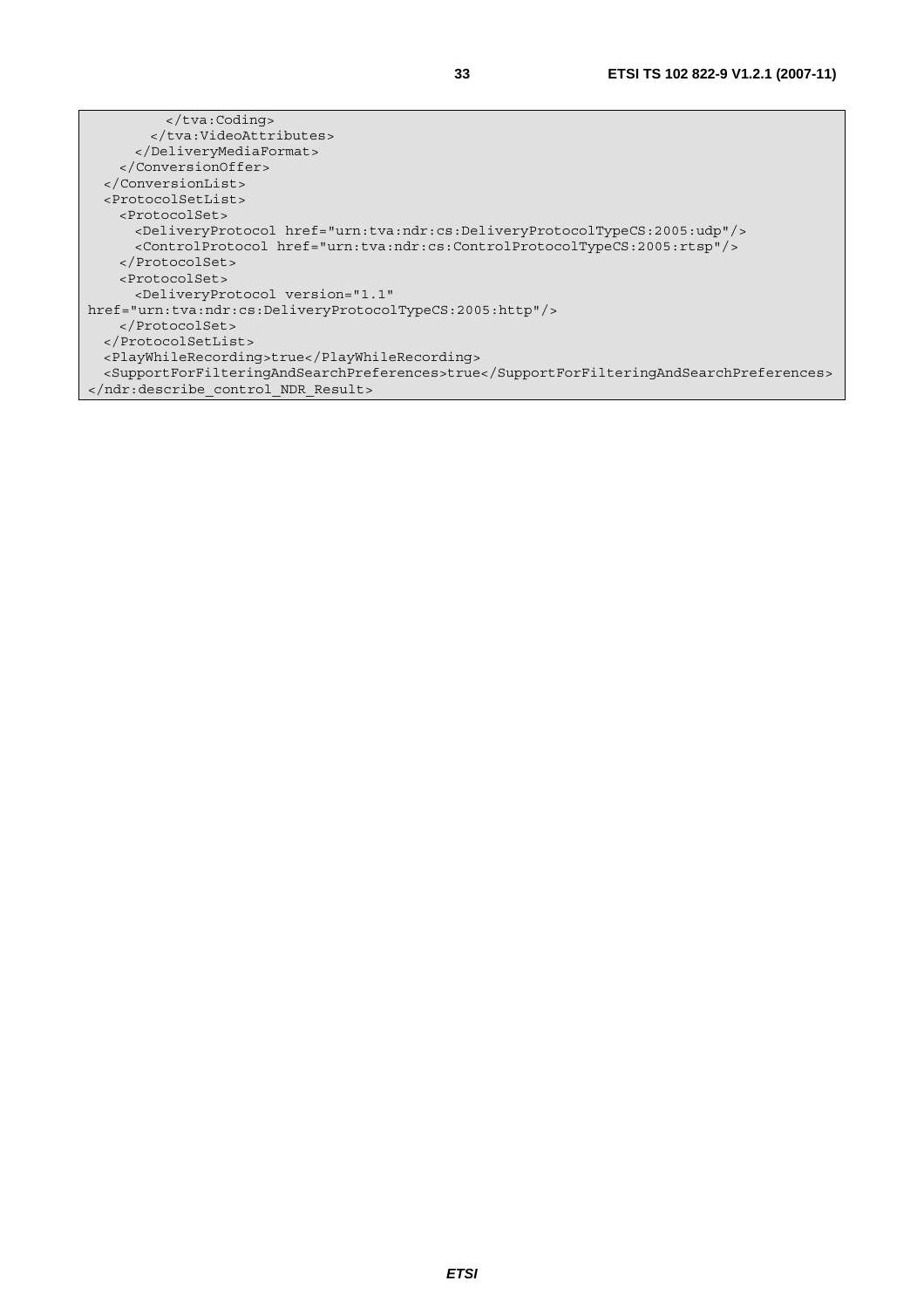```
        </tva:Coding>
      </tva:VideoAttributes>
    </DeliveryMediaFormat>
  </ConversionOffer>
</ConversionList>
<ProtocolSetList>
  <ProtocolSet>
    <DeliveryProtocol href="urn:tva:ndr:cs:DeliveryProtocolTypeCS:2005:udp"/>
    <ControlProtocol href="urn:tva:ndr:cs:ControlProtocolTypeCS:2005:rtsp"/>
  </ProtocolSet>
  <ProtocolSet>
    <DeliveryProtocol version="1.1"
href="urn:tva:ndr:cs:DeliveryProtocolTypeCS:2005:http"/>
  </ProtocolSet>
</ProtocolSetList>
<PlayWhileRecording>true</PlayWhileRecording>
<SupportForFilteringAndSearchPreferences>true</SupportForFilteringAndSearchPreferences>
</ndr:describe_control_NDR_Result>
```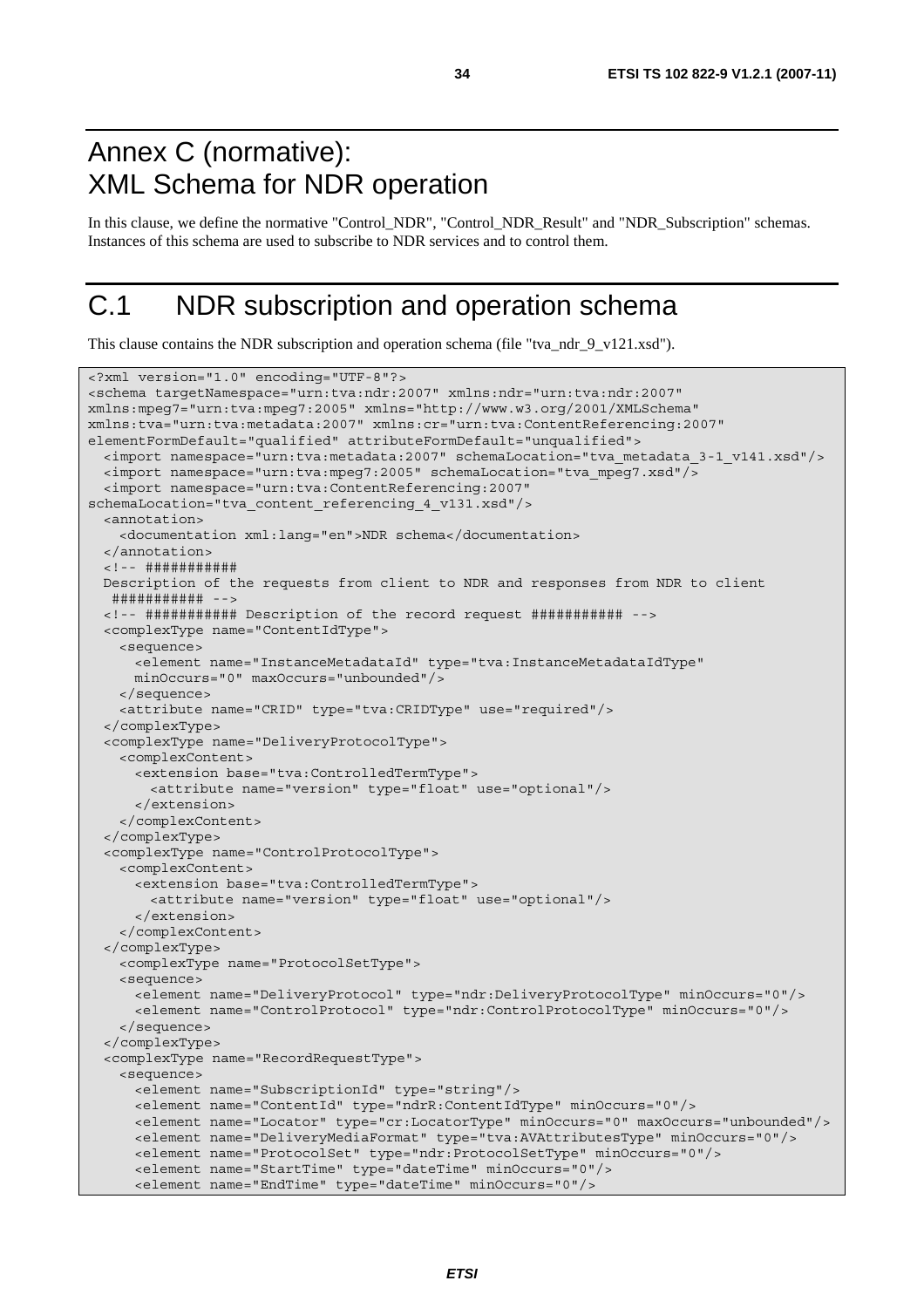# Annex C (normative): XML Schema for NDR operation

In this clause, we define the normative "Control_NDR", "Control_NDR_Result" and "NDR_Subscription" schemas. Instances of this schema are used to subscribe to NDR services and to control them.

# C.1 NDR subscription and operation schema

This clause contains the NDR subscription and operation schema (file "tva_ndr_9_v121.xsd").

```
<?xml version="1.0" encoding="UTF-8"?>
<schema targetNamespace="urn:tva:ndr:2007" xmlns:ndr="urn:tva:ndr:2007"
xmlns:mpeg7="urn:tva:mpeg7:2005" xmlns="http://www.w3.org/2001/XMLSchema"
xmlns:tva="urn:tva:metadata:2007" xmlns:cr="urn:tva:ContentReferencing:2007"
elementFormDefault="qualified" attributeFormDefault="unqualified">
  <import namespace="urn:tva:metadata:2007" schemaLocation="tva_metadata_3-1_v141.xsd"/>
  <import namespace="urn:tva:mpeg7:2005" schemaLocation="tva_mpeg7.xsd"/>
  <import namespace="urn:tva:ContentReferencing:2007"
schemaLocation="tva_content_referencing_4_v131.xsd"/>
  <annotation>
    <documentation xml:lang="en">NDR schema</documentation>
  </annotation>
  <!-- ###########
  Description of the requests from client to NDR and responses from NDR to client
   ########### -->
  <!-- ########### Description of the record request ########### -->
  <complexType name="ContentIdType">
    <sequence>
      <element name="InstanceMetadataId" type="tva:InstanceMetadataIdType"
      minOccurs="0" maxOccurs="unbounded"/>
    </sequence>
    <attribute name="CRID" type="tva:CRIDType" use="required"/>
  </complexType>
  <complexType name="DeliveryProtocolType">
    <complexContent>
      <extension base="tva:ControlledTermType">
        <attribute name="version" type="float" use="optional"/>
      </extension>
    </complexContent>
  </complexType>
  <complexType name="ControlProtocolType">
    <complexContent>
      <extension base="tva:ControlledTermType">
        <attribute name="version" type="float" use="optional"/>
      </extension>
    </complexContent>
  </complexType>
    <complexType name="ProtocolSetType">
    <sequence>
      <element name="DeliveryProtocol" type="ndr:DeliveryProtocolType" minOccurs="0"/>
      <element name="ControlProtocol" type="ndr:ControlProtocolType" minOccurs="0"/>
    </sequence>
  </complexType>
  <complexType name="RecordRequestType">
    <sequence>
      <element name="SubscriptionId" type="string"/>
      <element name="ContentId" type="ndrR:ContentIdType" minOccurs="0"/>
      <element name="Locator" type="cr:LocatorType" minOccurs="0" maxOccurs="unbounded"/>
      <element name="DeliveryMediaFormat" type="tva:AVAttributesType" minOccurs="0"/>
      <element name="ProtocolSet" type="ndr:ProtocolSetType" minOccurs="0"/>
      <element name="StartTime" type="dateTime" minOccurs="0"/>
      <element name="EndTime" type="dateTime" minOccurs="0"/>
```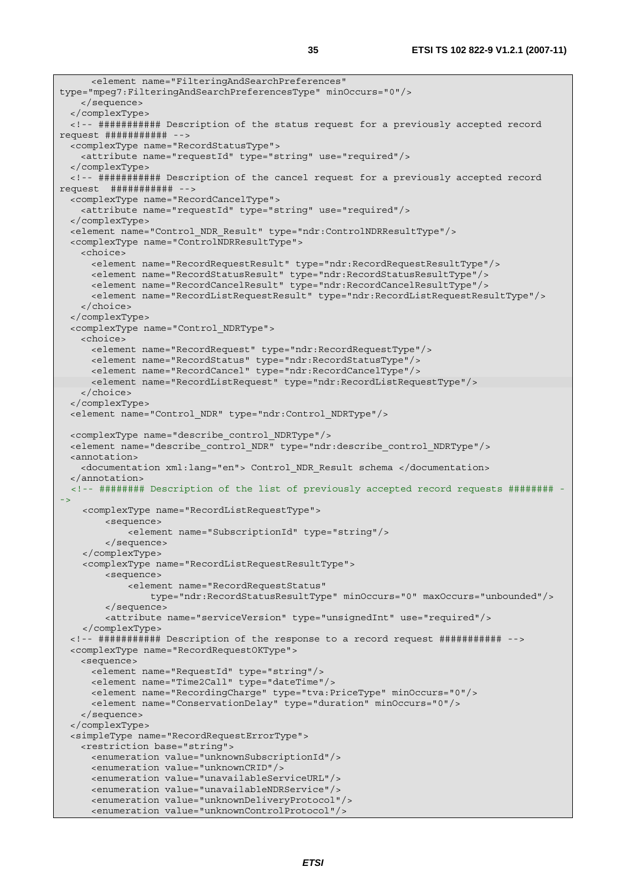```
      <element name="FilteringAndSearchPreferences"
type="mpeg7:FilteringAndSearchPreferencesType" minOccurs="0"/>
    </sequence>
  </complexType>
  <!-- ########### Description of the status request for a previously accepted record
request ########### -->
  <complexType name="RecordStatusType">
    <attribute name="requestId" type="string" use="required"/>
  </complexType>
  <!-- ########### Description of the cancel request for a previously accepted record
request  ########### -->
  <complexType name="RecordCancelType">
    <attribute name="requestId" type="string" use="required"/>
  </complexType>
  <element name="Control_NDR_Result" type="ndr:ControlNDRResultType"/>
  <complexType name="ControlNDRResultType">
    <choice>
      <element name="RecordRequestResult" type="ndr:RecordRequestResultType"/>
      <element name="RecordStatusResult" type="ndr:RecordStatusResultType"/>
      <element name="RecordCancelResult" type="ndr:RecordCancelResultType"/>
      <element name="RecordListRequestResult" type="ndr:RecordListRequestResultType"/>
    </choice>
  </complexType>
  <complexType name="Control_NDRType">
    <choice>
      <element name="RecordRequest" type="ndr:RecordRequestType"/>
      <element name="RecordStatus" type="ndr:RecordStatusType"/>
      <element name="RecordCancel" type="ndr:RecordCancelType"/>
      <element name="RecordListRequest" type="ndr:RecordListRequestType"/>
    </choice>
  </complexType>
  <element name="Control_NDR" type="ndr:Control_NDRType"/>

  <complexType name="describe_control_NDRType"/>
  <element name="describe_control_NDR" type="ndr:describe_control_NDRType"/>
  <annotation>
    <documentation xml:lang="en"> Control_NDR_Result schema </documentation>
  </annotation>
  <!-- ######## Description of the list of previously accepted record requests ######## -
->
    <complexType name="RecordListRequestType">
        <sequence>
            <element name="SubscriptionId" type="string"/>
        </sequence>
    </complexType>
    <complexType name="RecordListRequestResultType">
        <sequence>
            <element name="RecordRequestStatus"
                type="ndr:RecordStatusResultType" minOccurs="0" maxOccurs="unbounded"/>
        </sequence>
        <attribute name="serviceVersion" type="unsignedInt" use="required"/>
    </complexType>
  <!-- ########### Description of the response to a record request ########### -->
  <complexType name="RecordRequestOKType">
    <sequence>
      <element name="RequestId" type="string"/>
      <element name="Time2Call" type="dateTime"/>
      <element name="RecordingCharge" type="tva:PriceType" minOccurs="0"/>
      <element name="ConservationDelay" type="duration" minOccurs="0"/>
    </sequence>
  </complexType>
  <simpleType name="RecordRequestErrorType">
    <restriction base="string">
      <enumeration value="unknownSubscriptionId"/>
      <enumeration value="unknownCRID"/>
      <enumeration value="unavailableServiceURL"/>
      <enumeration value="unavailableNDRService"/>
      <enumeration value="unknownDeliveryProtocol"/>
      <enumeration value="unknownControlProtocol"/>
```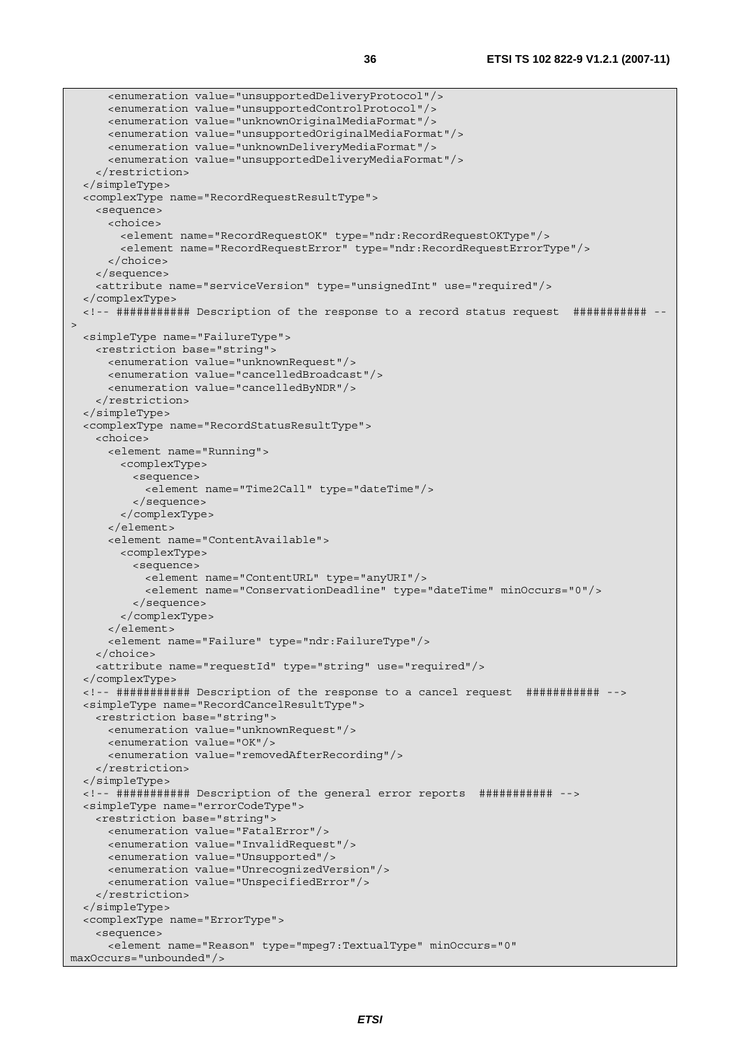```
      <enumeration value="unsupportedDeliveryProtocol"/>
      <enumeration value="unsupportedControlProtocol"/>
      <enumeration value="unknownOriginalMediaFormat"/>
      <enumeration value="unsupportedOriginalMediaFormat"/>
      <enumeration value="unknownDeliveryMediaFormat"/>
      <enumeration value="unsupportedDeliveryMediaFormat"/>
    </restriction>
  </simpleType>
  <complexType name="RecordRequestResultType">
    <sequence>
      <choice>
        <element name="RecordRequestOK" type="ndr:RecordRequestOKType"/>
        <element name="RecordRequestError" type="ndr:RecordRequestErrorType"/>
      </choice>
    </sequence>
    <attribute name="serviceVersion" type="unsignedInt" use="required"/>
  </complexType>
  <!-- ########### Description of the response to a record status request  ########### --
>
  <simpleType name="FailureType">
    <restriction base="string">
      <enumeration value="unknownRequest"/>
      <enumeration value="cancelledBroadcast"/>
      <enumeration value="cancelledByNDR"/>
    </restriction>
  </simpleType>
  <complexType name="RecordStatusResultType">
    <choice>
      <element name="Running">
        <complexType>
          <sequence>
            <element name="Time2Call" type="dateTime"/>
          </sequence>
        </complexType>
      </element>
      <element name="ContentAvailable">
        <complexType>
          <sequence>
            <element name="ContentURL" type="anyURI"/>
            <element name="ConservationDeadline" type="dateTime" minOccurs="0"/>
          </sequence>
        </complexType>
      </element>
      <element name="Failure" type="ndr:FailureType"/>
    </choice>
    <attribute name="requestId" type="string" use="required"/>
  </complexType>
  <!-- ########### Description of the response to a cancel request  ########### -->
  <simpleType name="RecordCancelResultType">
    <restriction base="string">
      <enumeration value="unknownRequest"/>
      <enumeration value="OK"/>
      <enumeration value="removedAfterRecording"/>
    </restriction>
  </simpleType>
  <!-- ########### Description of the general error reports  ########### -->
  <simpleType name="errorCodeType">
    <restriction base="string">
      <enumeration value="FatalError"/>
      <enumeration value="InvalidRequest"/>
      <enumeration value="Unsupported"/>
      <enumeration value="UnrecognizedVersion"/>
      <enumeration value="UnspecifiedError"/>
    </restriction>
  </simpleType>
  <complexType name="ErrorType">
    <sequence>
      <element name="Reason" type="mpeg7:TextualType" minOccurs="0"
maxOccurs="unbounded"/>
```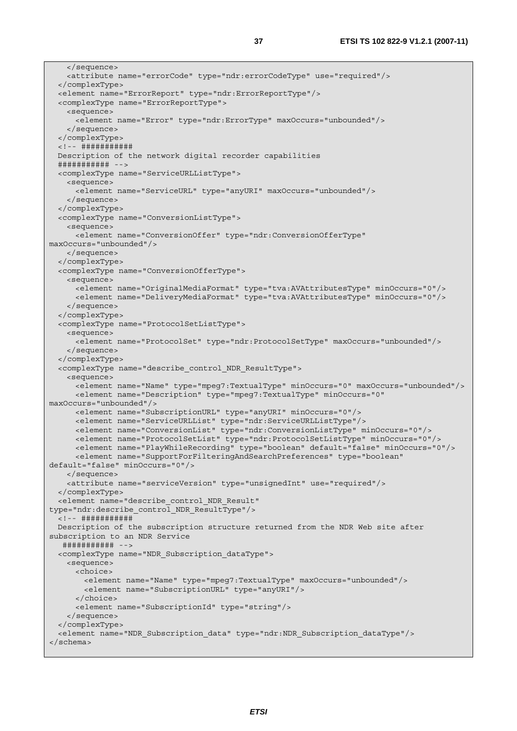```
    </sequence>
    <attribute name="errorCode" type="ndr:errorCodeType" use="required"/>
  </complexType>
  <element name="ErrorReport" type="ndr:ErrorReportType"/>
  <complexType name="ErrorReportType">
    <sequence>
      <element name="Error" type="ndr:ErrorType" maxOccurs="unbounded"/>
    </sequence>
  </complexType>
  <!-- ###########
  Description of the network digital recorder capabilities
  ########### -->
  <complexType name="ServiceURLListType">
    <sequence>
      <element name="ServiceURL" type="anyURI" maxOccurs="unbounded"/>
    </sequence>
  </complexType>
  <complexType name="ConversionListType">
    <sequence>
      <element name="ConversionOffer" type="ndr:ConversionOfferType"
maxOccurs="unbounded"/>
    </sequence>
  </complexType>
  <complexType name="ConversionOfferType">
    <sequence>
      <element name="OriginalMediaFormat" type="tva:AVAttributesType" minOccurs="0"/>
      <element name="DeliveryMediaFormat" type="tva:AVAttributesType" minOccurs="0"/>
    </sequence>
  </complexType>
  <complexType name="ProtocolSetListType">
    <sequence>
      <element name="ProtocolSet" type="ndr:ProtocolSetType" maxOccurs="unbounded"/>
    </sequence>
  </complexType>
  <complexType name="describe_control_NDR_ResultType">
    <sequence>
      <element name="Name" type="mpeg7:TextualType" minOccurs="0" maxOccurs="unbounded"/>
      <element name="Description" type="mpeg7:TextualType" minOccurs="0"
maxOccurs="unbounded"/>
      <element name="SubscriptionURL" type="anyURI" minOccurs="0"/>
      <element name="ServiceURLList" type="ndr:ServiceURLListType"/>
      <element name="ConversionList" type="ndr:ConversionListType" minOccurs="0"/>
      <element name="ProtocolSetList" type="ndr:ProtocolSetListType" minOccurs="0"/>
      <element name="PlayWhileRecording" type="boolean" default="false" minOccurs="0"/>
      <element name="SupportForFilteringAndSearchPreferences" type="boolean"
default="false" minOccurs="0"/>
    </sequence>
    <attribute name="serviceVersion" type="unsignedInt" use="required"/>
  </complexType>
  <element name="describe_control_NDR_Result"
type="ndr:describe_control_NDR_ResultType"/>
  <!-- ###########
  Description of the subscription structure returned from the NDR Web site after
subscription to an NDR Service
   ########### -->
  <complexType name="NDR_Subscription_dataType">
    <sequence>
      <choice>
        <element name="Name" type="mpeg7:TextualType" maxOccurs="unbounded"/>
        <element name="SubscriptionURL" type="anyURI"/>
      </choice>
      <element name="SubscriptionId" type="string"/>
    </sequence>
  </complexType>
  <element name="NDR_Subscription_data" type="ndr:NDR_Subscription_dataType"/>
</schema>
```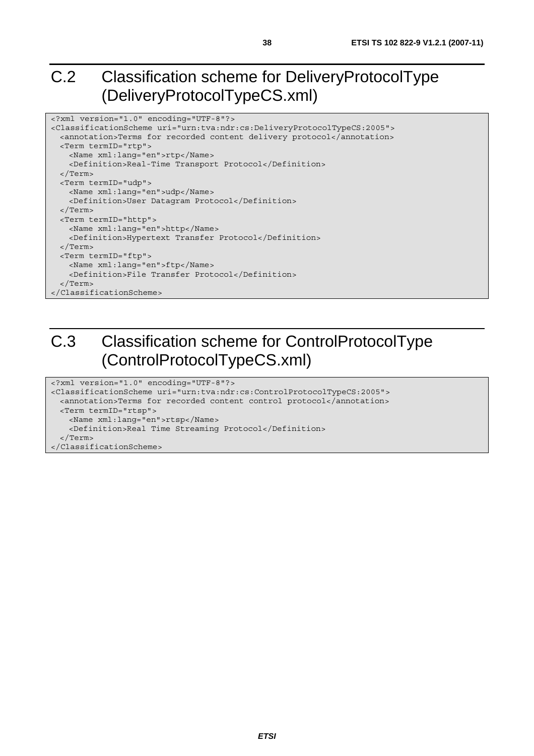# C.2 Classification scheme for DeliveryProtocolType (DeliveryProtocolTypeCS.xml)

```
<?xml version="1.0" encoding="UTF-8"?>
<ClassificationScheme uri="urn:tva:ndr:cs:DeliveryProtocolTypeCS:2005">
  <annotation>Terms for recorded content delivery protocol</annotation>
  <Term termID="rtp">
    <Name xml:lang="en">rtp</Name>
    <Definition>Real-Time Transport Protocol</Definition>
  </Term>
  <Term termID="udp">
    <Name xml:lang="en">udp</Name>
    <Definition>User Datagram Protocol</Definition>
  </Term>
  <Term termID="http">
    <Name xml:lang="en">http</Name>
    <Definition>Hypertext Transfer Protocol</Definition>
  </Term>
  <Term termID="ftp">
    <Name xml:lang="en">ftp</Name>
    <Definition>File Transfer Protocol</Definition>
  </Term>
</ClassificationScheme>
```

# C.3 Classification scheme for ControlProtocolType (ControlProtocolTypeCS.xml)

```
<?xml version="1.0" encoding="UTF-8"?>
<ClassificationScheme uri="urn:tva:ndr:cs:ControlProtocolTypeCS:2005">
  <annotation>Terms for recorded content control protocol</annotation>
  <Term termID="rtsp">
    <Name xml:lang="en">rtsp</Name>
    <Definition>Real Time Streaming Protocol</Definition>
  </Term>
</ClassificationScheme>
```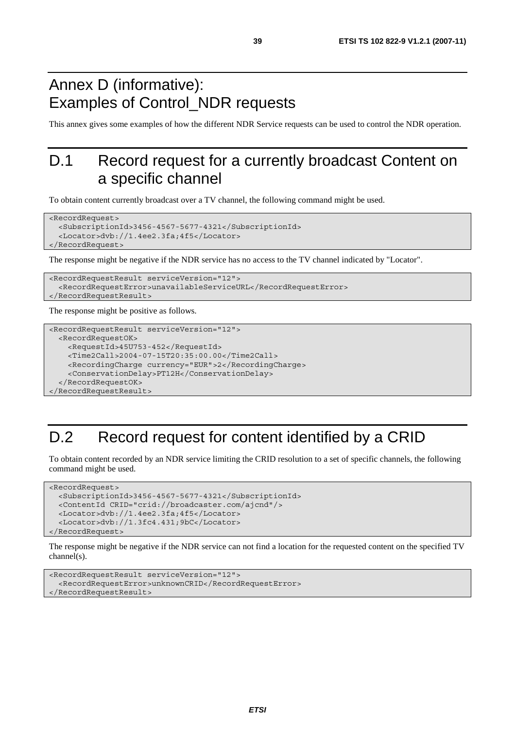# Annex D (informative): Examples of Control_NDR requests

This annex gives some examples of how the different NDR Service requests can be used to control the NDR operation.

# D.1 Record request for a currently broadcast Content on a specific channel

To obtain content currently broadcast over a TV channel, the following command might be used.

```
<RecordRequest>
  <SubscriptionId>3456-4567-5677-4321</SubscriptionId>
  <Locator>dvb://1.4ee2.3fa;4f5</Locator>
</RecordRequest>
```

The response might be negative if the NDR service has no access to the TV channel indicated by "Locator".

```
<RecordRequestResult serviceVersion="12">
  <RecordRequestError>unavailableServiceURL</RecordRequestError>
</RecordRequestResult>
```

The response might be positive as follows.

```
<RecordRequestResult serviceVersion="12">
  <RecordRequestOK>
    <RequestId>45U753-452</RequestId>
    <Time2Call>2004-07-15T20:35:00.00</Time2Call>
    <RecordingCharge currency="EUR">2</RecordingCharge>
    <ConservationDelay>PT12H</ConservationDelay>
  </RecordRequestOK>
</RecordRequestResult>
```

# D.2 Record request for content identified by a CRID

To obtain content recorded by an NDR service limiting the CRID resolution to a set of specific channels, the following command might be used.

```
<RecordRequest>
  <SubscriptionId>3456-4567-5677-4321</SubscriptionId>
  <ContentId CRID="crid://broadcaster.com/ajcnd"/>
  <Locator>dvb://1.4ee2.3fa;4f5</Locator>
  <Locator>dvb://1.3fc4.431;9bC</Locator>
</RecordRequest>
```

The response might be negative if the NDR service can not find a location for the requested content on the specified TV channel(s).

```
<RecordRequestResult serviceVersion="12">
  <RecordRequestError>unknownCRID</RecordRequestError>
</RecordRequestResult>
```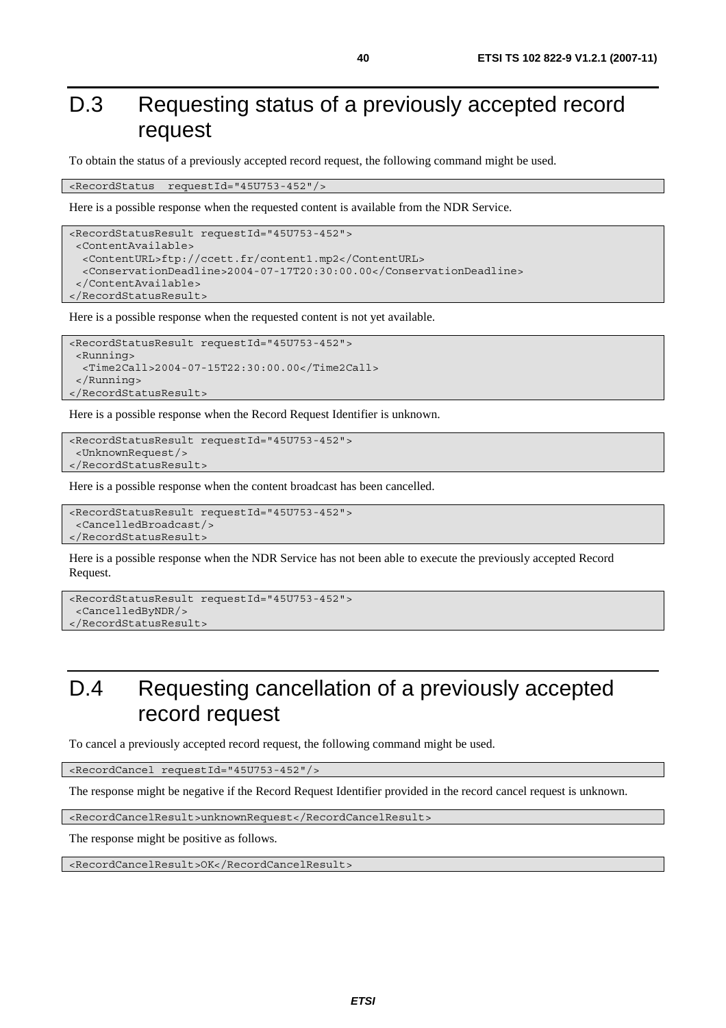# D.3 Requesting status of a previously accepted record request

To obtain the status of a previously accepted record request, the following command might be used.

```
<RecordStatus  requestId="45U753-452"/>
```

Here is a possible response when the requested content is available from the NDR Service.

```
<RecordStatusResult requestId="45U753-452">
 <ContentAvailable>
  <ContentURL>ftp://ccett.fr/content1.mp2</ContentURL>
  <ConservationDeadline>2004-07-17T20:30:00.00</ConservationDeadline>
 </ContentAvailable>
</RecordStatusResult>
```

Here is a possible response when the requested content is not yet available.

```
<RecordStatusResult requestId="45U753-452">
 <Running>
  <Time2Call>2004-07-15T22:30:00.00</Time2Call>
 </Running>
</RecordStatusResult>
```

Here is a possible response when the Record Request Identifier is unknown.

```
<RecordStatusResult requestId="45U753-452">
 <UnknownRequest/>
</RecordStatusResult>
```

Here is a possible response when the content broadcast has been cancelled.

```
<RecordStatusResult requestId="45U753-452">
 <CancelledBroadcast/>
</RecordStatusResult>
```

Here is a possible response when the NDR Service has not been able to execute the previously accepted Record Request.

```
<RecordStatusResult requestId="45U753-452">
 <CancelledByNDR/>
</RecordStatusResult>
```

# D.4 Requesting cancellation of a previously accepted record request

To cancel a previously accepted record request, the following command might be used.

```
<RecordCancel requestId="45U753-452"/>
```

The response might be negative if the Record Request Identifier provided in the record cancel request is unknown.

```
<RecordCancelResult>unknownRequest</RecordCancelResult>
```

The response might be positive as follows.

```
<RecordCancelResult>OK</RecordCancelResult>
```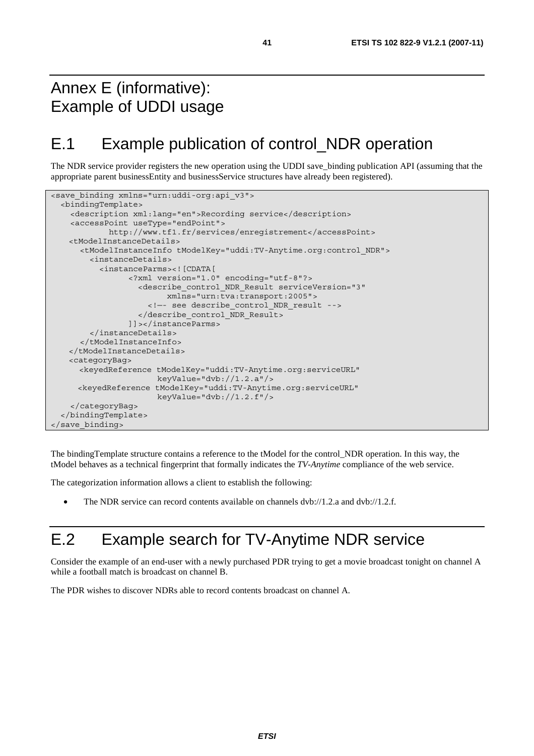# Annex E (informative): Example of UDDI usage

## E.1 Example publication of control_NDR operation

The NDR service provider registers the new operation using the UDDI save_binding publication API (assuming that the appropriate parent businessEntity and businessService structures have already been registered).

```
<save_binding xmlns="urn:uddi-org:api_v3">
  <bindingTemplate>
    <description xml:lang="en">Recording service</description>
    <accessPoint useType="endPoint">
            http://www.tf1.fr/services/enregistrement</accessPoint>
    <tModelInstanceDetails>
      <tModelInstanceInfo tModelKey="uddi:TV-Anytime.org:control_NDR">
        <instanceDetails>
          <instanceParms><![CDATA[
               <?xml version="1.0" encoding="utf-8"?>
                 <describe_control_NDR_Result serviceVersion="3"
                       xmlns="urn:tva:transport:2005">
                   <!—- see describe_control_NDR_result -->
                 </describe_control_NDR_Result>
               ]]></instanceParms>
        </instanceDetails>
      </tModelInstanceInfo>
    </tModelInstanceDetails>
    <categoryBag>
      <keyedReference tModelKey="uddi:TV-Anytime.org:serviceURL"
                      keyValue="dvb://1.2.a"/>
      <keyedReference tModelKey="uddi:TV-Anytime.org:serviceURL"
                      keyValue="dvb://1.2.f"/>
    </categoryBag>
  </bindingTemplate>
</save_binding>
```

The bindingTemplate structure contains a reference to the tModel for the control_NDR operation. In this way, the tModel behaves as a technical fingerprint that formally indicates the *TV-Anytime* compliance of the web service.

The categorization information allows a client to establish the following:

- The NDR service can record contents available on channels dvb://1.2.a and dvb://1.2.f.

## E.2 Example search for TV-Anytime NDR service

Consider the example of an end-user with a newly purchased PDR trying to get a movie broadcast tonight on channel A while a football match is broadcast on channel B.

The PDR wishes to discover NDRs able to record contents broadcast on channel A.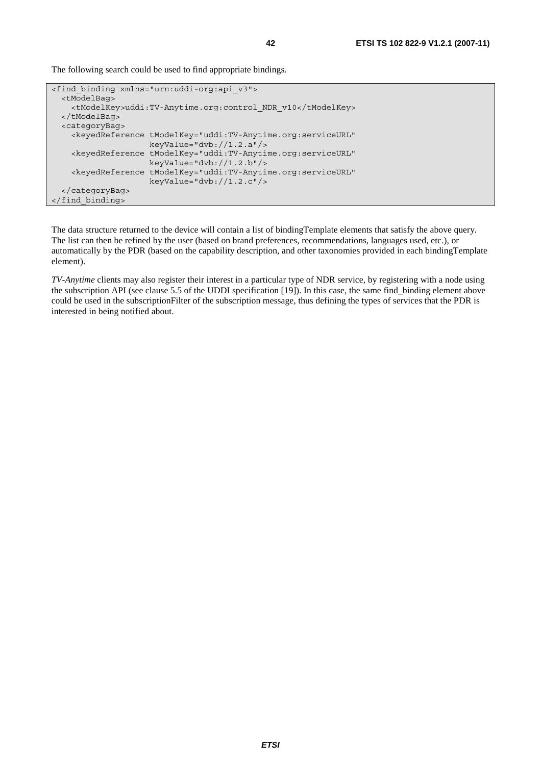The following search could be used to find appropriate bindings.

```
<find_binding xmlns="urn:uddi-org:api_v3">
  <tModelBag>
    <tModelKey>uddi:TV-Anytime.org:control_NDR_v10</tModelKey>
  </tModelBag>
  <categoryBag>
    <keyedReference tModelKey="uddi:TV-Anytime.org:serviceURL"
                    keyValue="dvb://1.2.a"/>
    <keyedReference tModelKey="uddi:TV-Anytime.org:serviceURL"
                    keyValue="dvb://1.2.b"/>
    <keyedReference tModelKey="uddi:TV-Anytime.org:serviceURL"
                    keyValue="dvb://1.2.c"/>
  </categoryBag>
</find_binding>
```

The data structure returned to the device will contain a list of bindingTemplate elements that satisfy the above query. The list can then be refined by the user (based on brand preferences, recommendations, languages used, etc.), or automatically by the PDR (based on the capability description, and other taxonomies provided in each bindingTemplate element).

*TV-Anytime* clients may also register their interest in a particular type of NDR service, by registering with a node using the subscription API (see clause 5.5 of the UDDI specification [19]). In this case, the same find_binding element above could be used in the subscriptionFilter of the subscription message, thus defining the types of services that the PDR is interested in being notified about.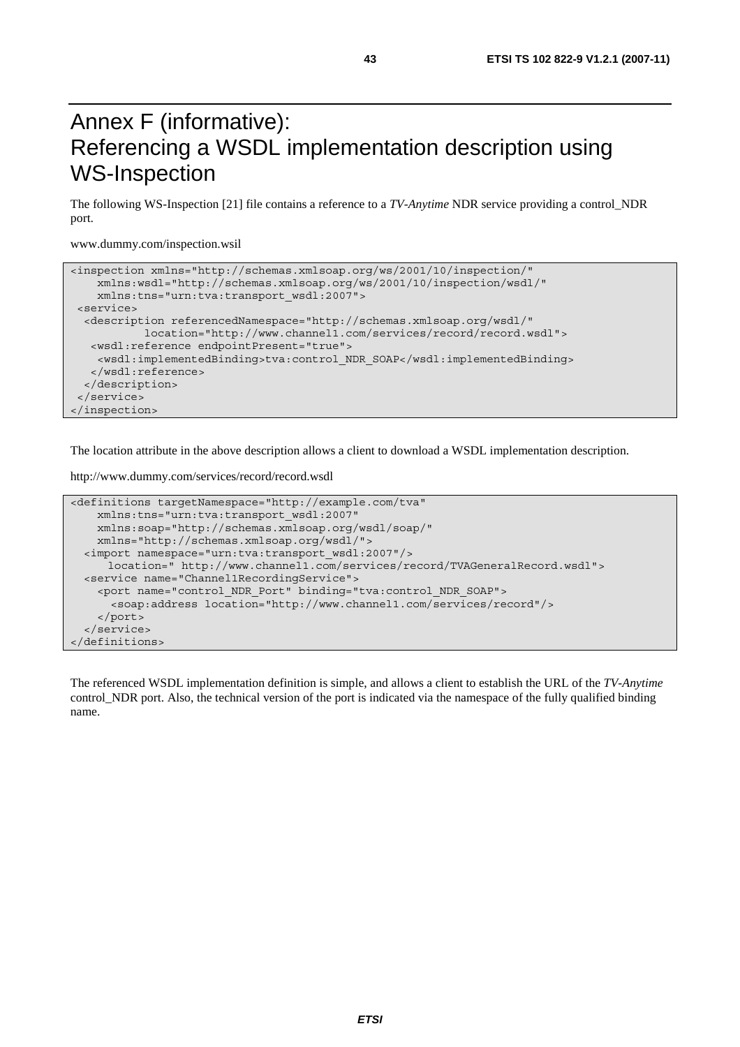# Annex F (informative): Referencing a WSDL implementation description using WS-Inspection

The following WS-Inspection [21] file contains a reference to a *TV-Anytime* NDR service providing a control_NDR port.

www.dummy.com/inspection.wsil

```
<inspection xmlns="http://schemas.xmlsoap.org/ws/2001/10/inspection/"
    xmlns:wsdl="http://schemas.xmlsoap.org/ws/2001/10/inspection/wsdl/"
    xmlns:tns="urn:tva:transport_wsdl:2007">
 <service>
  <description referencedNamespace="http://schemas.xmlsoap.org/wsdl/"
           location="http://www.channel1.com/services/record/record.wsdl">
   <wsdl:reference endpointPresent="true">
    <wsdl:implementedBinding>tva:control_NDR_SOAP</wsdl:implementedBinding>
   </wsdl:reference>
  </description>
 </service>
</inspection>
```

The location attribute in the above description allows a client to download a WSDL implementation description.

http://www.dummy.com/services/record/record.wsdl

```
<definitions targetNamespace="http://example.com/tva"
    xmlns:tns="urn:tva:transport_wsdl:2007"
    xmlns:soap="http://schemas.xmlsoap.org/wsdl/soap/"
    xmlns="http://schemas.xmlsoap.org/wsdl/">
  <import namespace="urn:tva:transport_wsdl:2007"/>
     location=" http://www.channel1.com/services/record/TVAGeneralRecord.wsdl">
  <service name="Channel1RecordingService">
    <port name="control_NDR_Port" binding="tva:control_NDR_SOAP">
      <soap:address location="http://www.channel1.com/services/record"/>
    </port>
  </service>
</definitions>
```

The referenced WSDL implementation definition is simple, and allows a client to establish the URL of the *TV-Anytime* control_NDR port. Also, the technical version of the port is indicated via the namespace of the fully qualified binding name.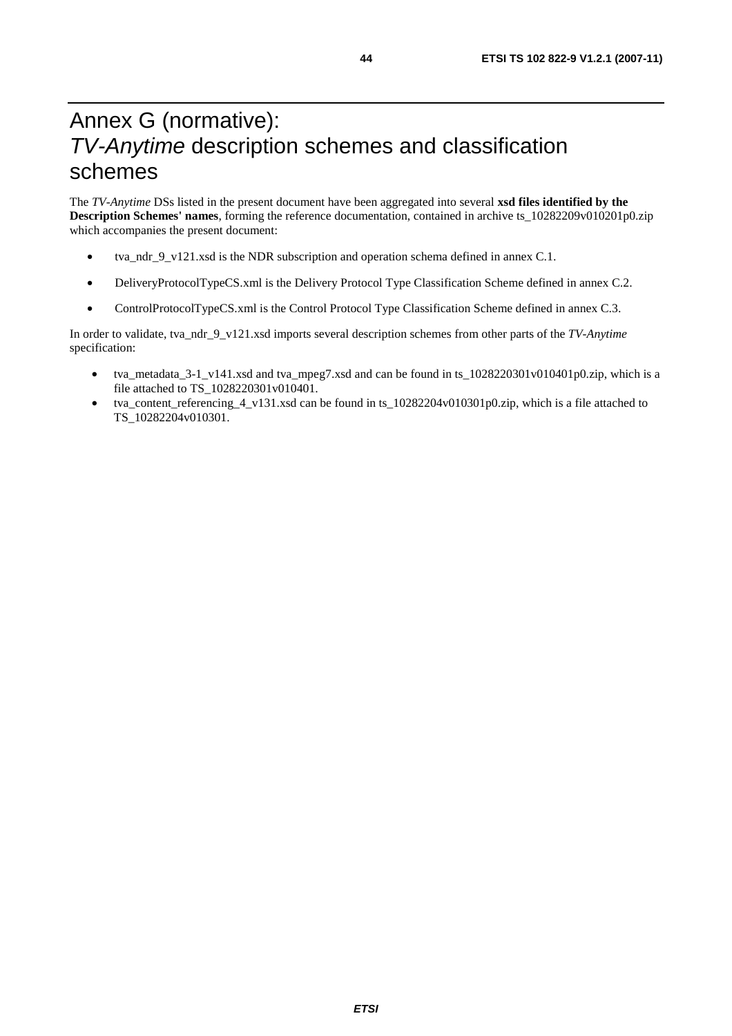# Annex G (normative): *TV-Anytime* description schemes and classification schemes

The *TV-Anytime* DSs listed in the present document have been aggregated into several **xsd files identified by the Description Schemes' names**, forming the reference documentation, contained in archive ts_10282209v010201p0.zip which accompanies the present document:

- tva_ndr_9_v121.xsd is the NDR subscription and operation schema defined in annex C.1.
- DeliveryProtocolTypeCS.xml is the Delivery Protocol Type Classification Scheme defined in annex C.2.
- ControlProtocolTypeCS.xml is the Control Protocol Type Classification Scheme defined in annex C.3.

In order to validate, tva_ndr_9_v121.xsd imports several description schemes from other parts of the *TV-Anytime* specification:

- tva_metadata_3-1_v141.xsd and tva_mpeg7.xsd and can be found in ts_1028220301v010401p0.zip, which is a file attached to TS_1028220301v010401.
- tva_content_referencing_4_v131.xsd can be found in ts_10282204v010301p0.zip, which is a file attached to TS_10282204v010301.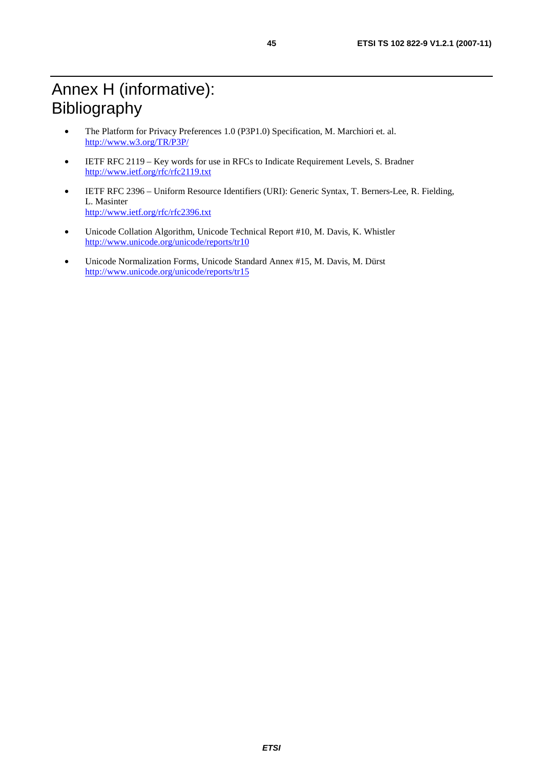# Annex H (informative): Bibliography

- The Platform for Privacy Preferences 1.0 (P3P1.0) Specification, M. Marchiori et. al.
  http://www.w3.org/TR/P3P/
- IETF RFC 2119 – Key words for use in RFCs to Indicate Requirement Levels, S. Bradner
  http://www.ietf.org/rfc/rfc2119.txt
- IETF RFC 2396 – Uniform Resource Identifiers (URI): Generic Syntax, T. Berners-Lee, R. Fielding, L. Masinter
  http://www.ietf.org/rfc/rfc2396.txt
- Unicode Collation Algorithm, Unicode Technical Report #10, M. Davis, K. Whistler
  http://www.unicode.org/unicode/reports/tr10
- Unicode Normalization Forms, Unicode Standard Annex #15, M. Davis, M. Dürst
  http://www.unicode.org/unicode/reports/tr15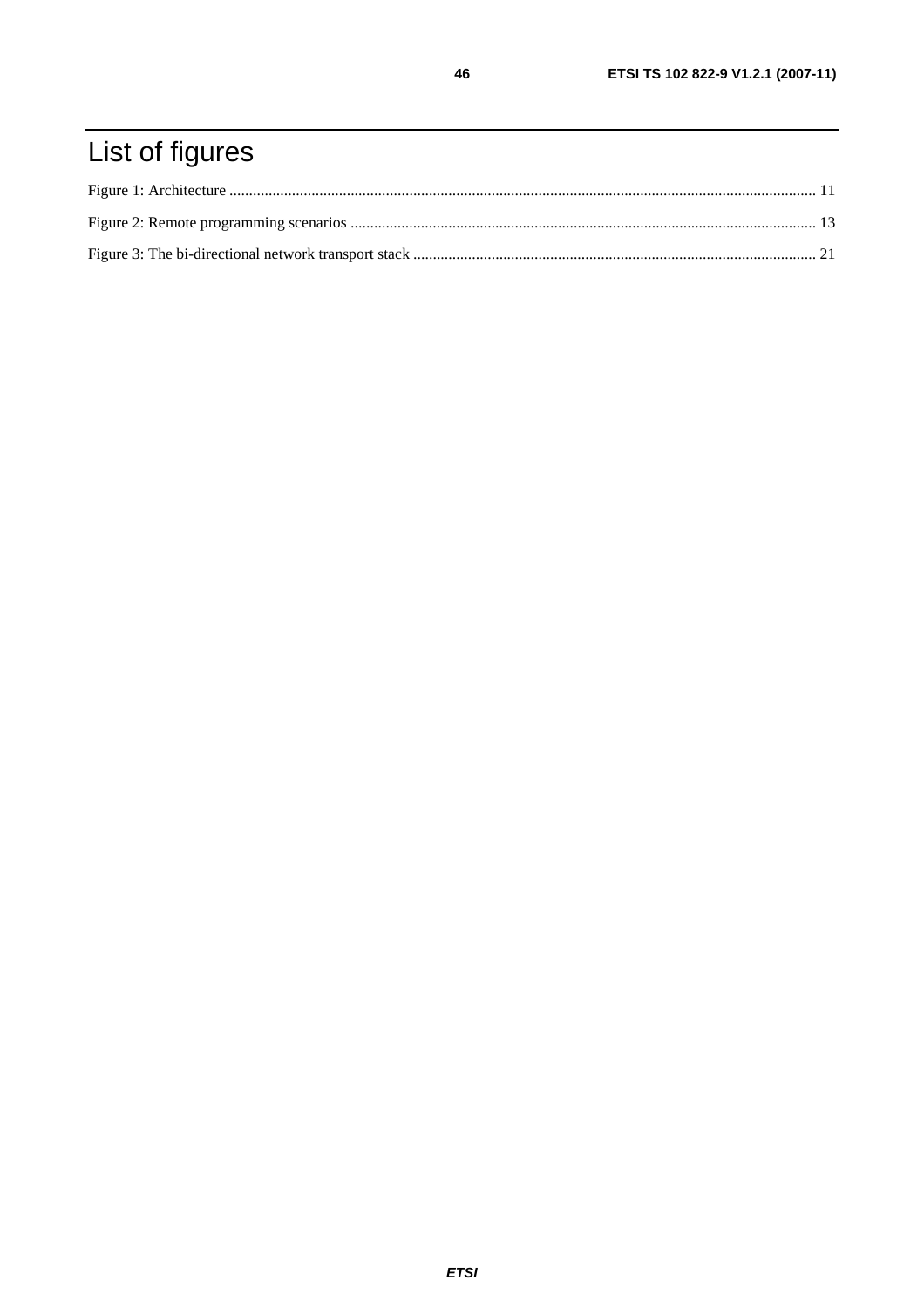# List of figures

Figure 1: Architecture ..................................................................................................................................................... 11

Figure 2: Remote programming scenarios ...................................................................................................................... 13

Figure 3: The bi-directional network transport stack ...................................................................................................... 21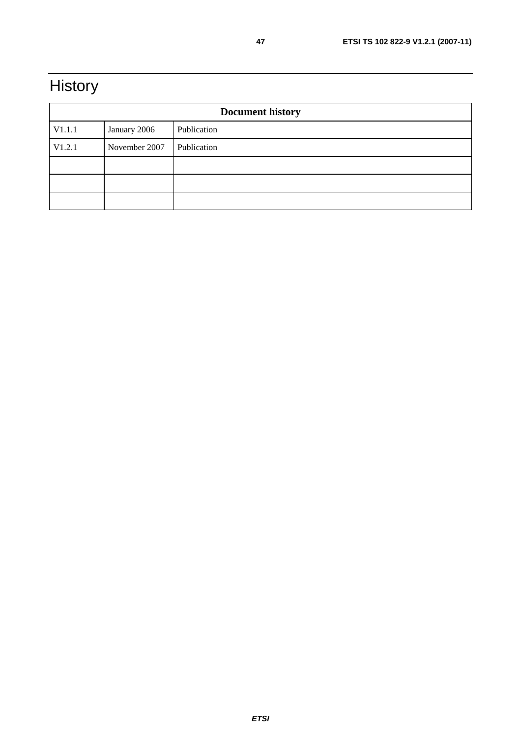# History

| Document history | | |
|---|---|---|
| V1.1.1 | January 2006 | Publication |
| V1.2.1 | November 2007 | Publication |
| | | |
| | | |
| | | |